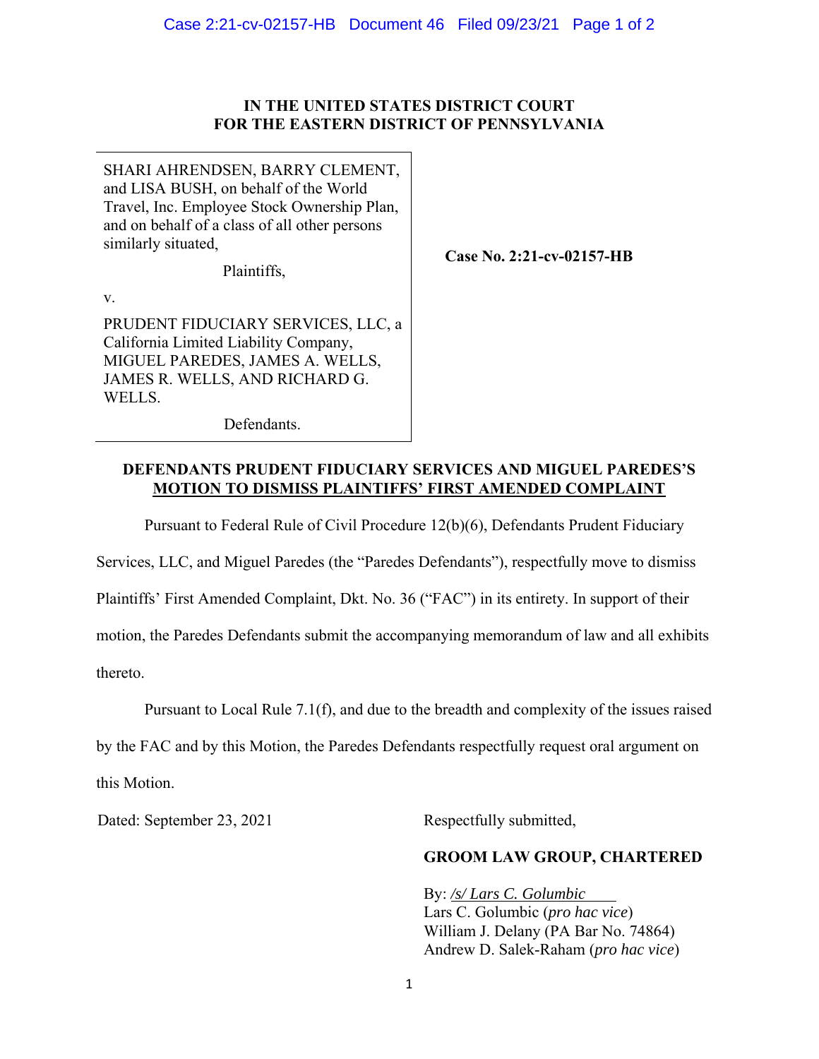# IN THE UNITED STATES DISTRICT COURT
# FOR THE EASTERN DISTRICT OF PENNSYLVANIA

SHARI AHRENDSEN, BARRY CLEMENT, and LISA BUSH, on behalf of the World Travel, Inc. Employee Stock Ownership Plan, and on behalf of a class of all other persons similarly situated,

Plaintiffs,

v.

PRUDENT FIDUCIARY SERVICES, LLC, a California Limited Liability Company, MIGUEL PAREDES, JAMES A. WELLS, JAMES R. WELLS, AND RICHARD G. WELLS.

Defendants.

**Case No. 2:21-cv-02157-HB**

## DEFENDANTS PRUDENT FIDUCIARY SERVICES AND MIGUEL PAREDES'S MOTION TO DISMISS PLAINTIFFS' FIRST AMENDED COMPLAINT

Pursuant to Federal Rule of Civil Procedure 12(b)(6), Defendants Prudent Fiduciary Services, LLC, and Miguel Paredes (the "Paredes Defendants"), respectfully move to dismiss Plaintiffs' First Amended Complaint, Dkt. No. 36 ("FAC") in its entirety. In support of their motion, the Paredes Defendants submit the accompanying memorandum of law and all exhibits thereto.

Pursuant to Local Rule 7.1(f), and due to the breadth and complexity of the issues raised by the FAC and by this Motion, the Paredes Defendants respectfully request oral argument on this Motion.

Dated: September 23, 2021

Respectfully submitted,

**GROOM LAW GROUP, CHARTERED**

By: */s/ Lars C. Golumbic*
Lars C. Golumbic (*pro hac vice*)
William J. Delany (PA Bar No. 74864)
Andrew D. Salek-Raham (*pro hac vice*)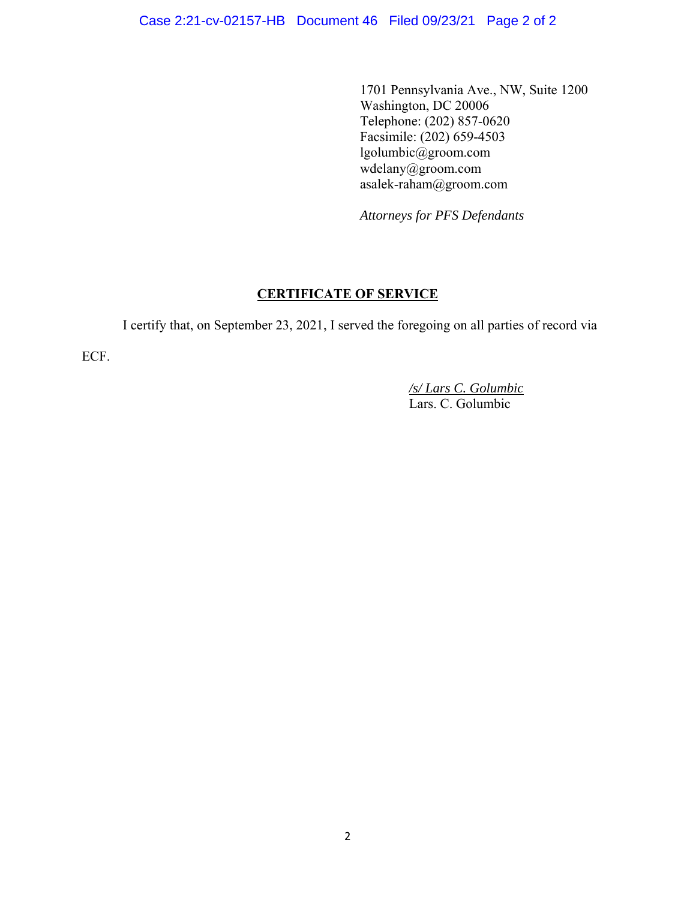1701 Pennsylvania Ave., NW, Suite 1200
Washington, DC 20006
Telephone: (202) 857-0620
Facsimile: (202) 659-4503
lgolumbic@groom.com
wdelany@groom.com
asalek-raham@groom.com

*Attorneys for PFS Defendants*

**CERTIFICATE OF SERVICE**

I certify that, on September 23, 2021, I served the foregoing on all parties of record via ECF.

*/s/ Lars C. Golumbic*
Lars. C. Golumbic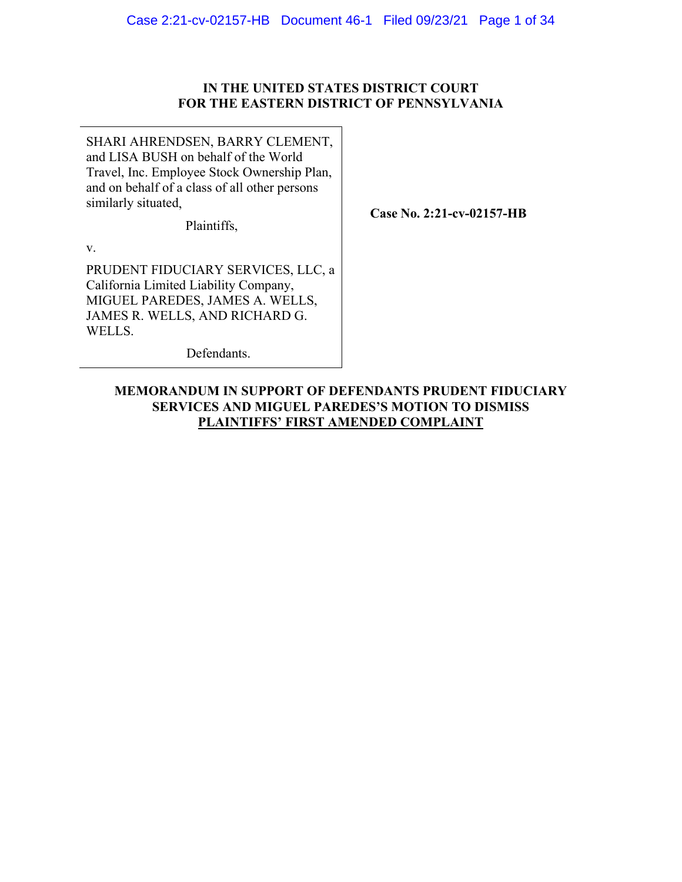**IN THE UNITED STATES DISTRICT COURT**
**FOR THE EASTERN DISTRICT OF PENNSYLVANIA**

| | |
|---|---|
| SHARI AHRENDSEN, BARRY CLEMENT, and LISA BUSH on behalf of the World Travel, Inc. Employee Stock Ownership Plan, and on behalf of a class of all other persons similarly situated,<br><br>Plaintiffs,<br><br>v.<br><br>PRUDENT FIDUCIARY SERVICES, LLC, a California Limited Liability Company, MIGUEL PAREDES, JAMES A. WELLS, JAMES R. WELLS, AND RICHARD G. WELLS.<br><br>Defendants. | **Case No. 2:21-cv-02157-HB** |

**MEMORANDUM IN SUPPORT OF DEFENDANTS PRUDENT FIDUCIARY SERVICES AND MIGUEL PAREDES'S MOTION TO DISMISS PLAINTIFFS' FIRST AMENDED COMPLAINT**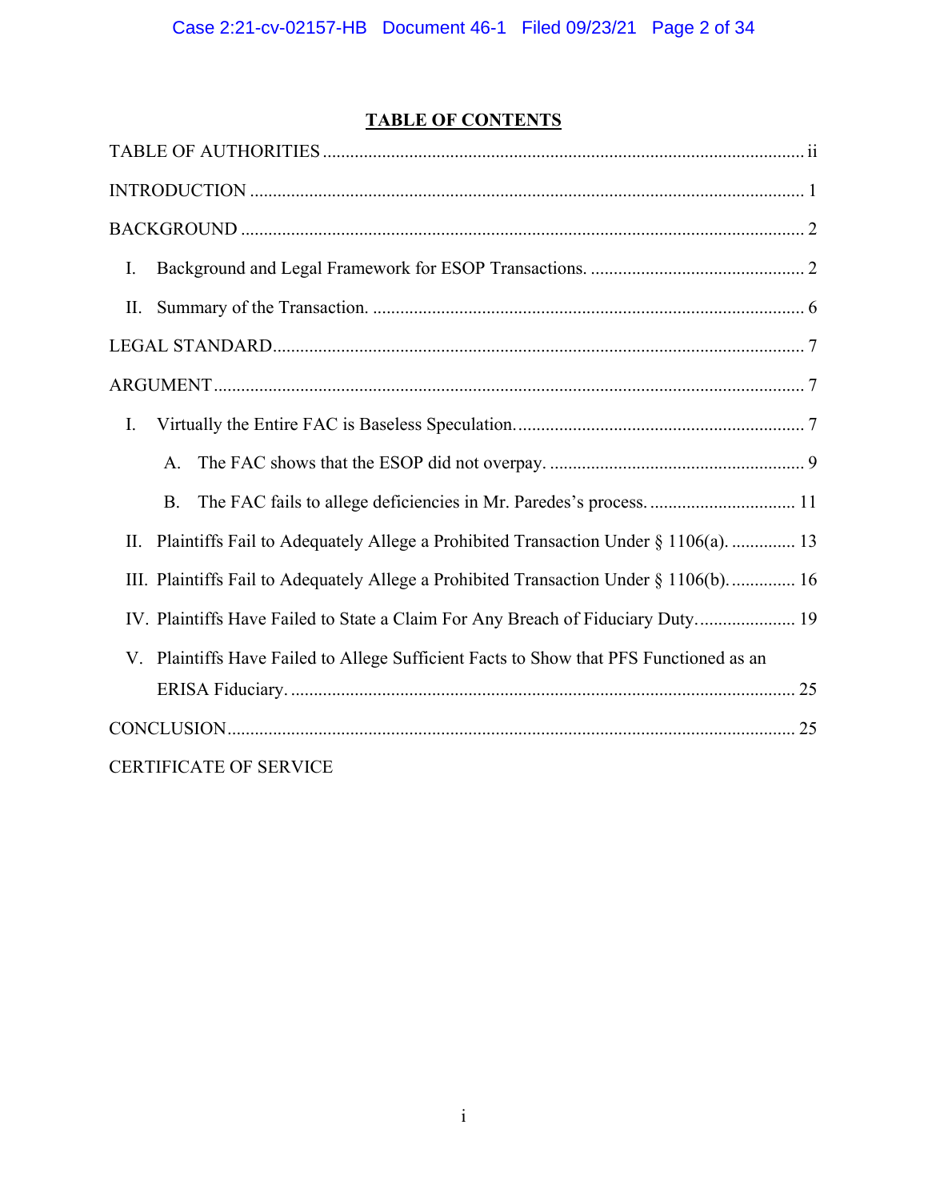# TABLE OF CONTENTS

TABLE OF AUTHORITIES ........................................................................................................ ii

INTRODUCTION ........................................................................................................................ 1

BACKGROUND .......................................................................................................................... 2

I. Background and Legal Framework for ESOP Transactions. ............................................... 2

II. Summary of the Transaction. .............................................................................................. 6

LEGAL STANDARD .................................................................................................................... 7

ARGUMENT ................................................................................................................................. 7

I. Virtually the Entire FAC is Baseless Speculation. ............................................................... 7

A. The FAC shows that the ESOP did not overpay. ........................................................ 9

B. The FAC fails to allege deficiencies in Mr. Paredes's process. ................................ 11

II. Plaintiffs Fail to Adequately Allege a Prohibited Transaction Under § 1106(a). .............. 13

III. Plaintiffs Fail to Adequately Allege a Prohibited Transaction Under § 1106(b). .............. 16

IV. Plaintiffs Have Failed to State a Claim For Any Breach of Fiduciary Duty. ..................... 19

V. Plaintiffs Have Failed to Allege Sufficient Facts to Show that PFS Functioned as an ERISA Fiduciary. ............................................................................................................... 25

CONCLUSION ............................................................................................................................ 25

CERTIFICATE OF SERVICE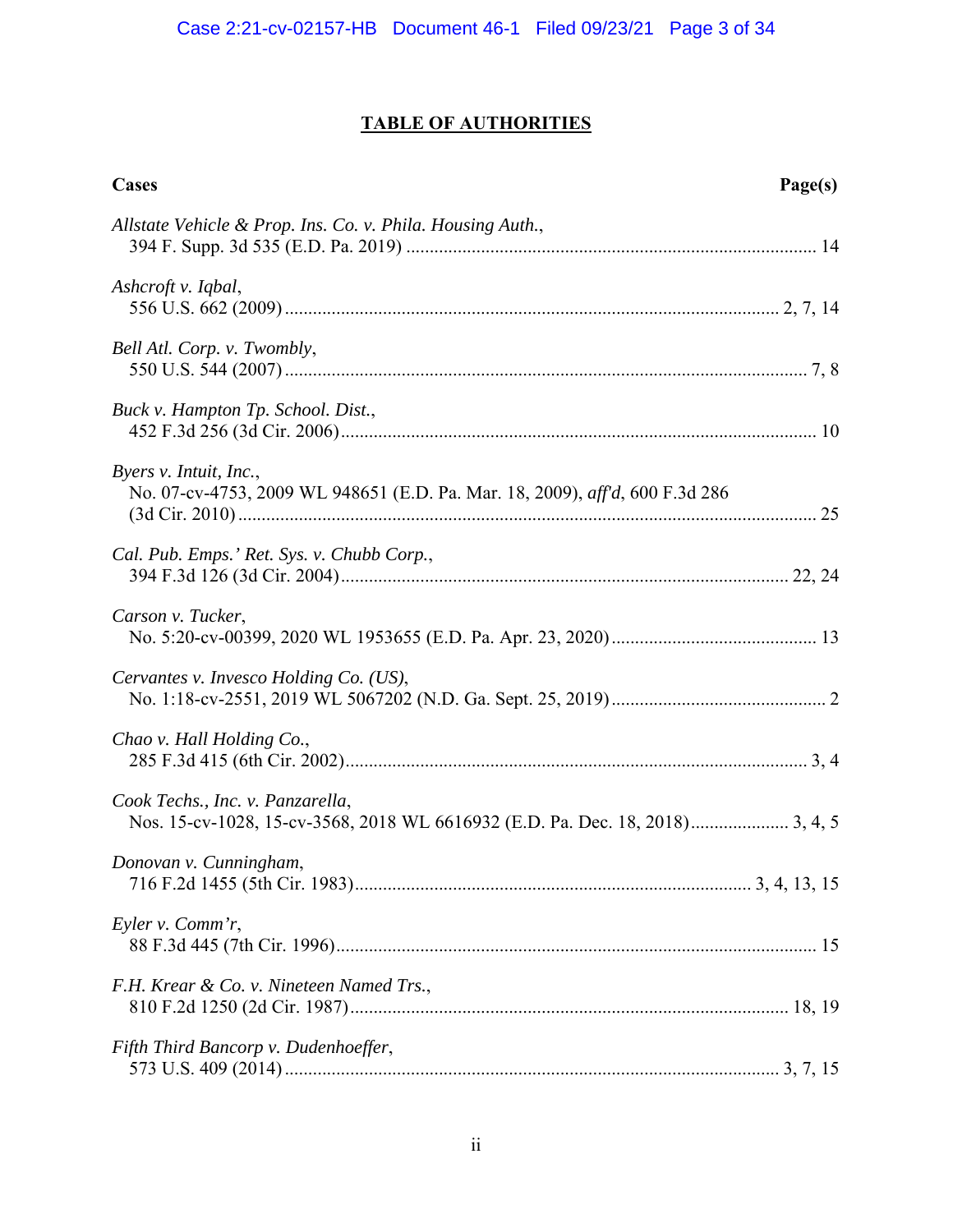## TABLE OF AUTHORITIES

| Cases | Page(s) |
|---|---|
| *Allstate Vehicle & Prop. Ins. Co. v. Phila. Housing Auth.*, 394 F. Supp. 3d 535 (E.D. Pa. 2019) | 14 |
| *Ashcroft v. Iqbal*, 556 U.S. 662 (2009) | 2, 7, 14 |
| *Bell Atl. Corp. v. Twombly*, 550 U.S. 544 (2007) | 7, 8 |
| *Buck v. Hampton Tp. School. Dist.*, 452 F.3d 256 (3d Cir. 2006) | 10 |
| *Byers v. Intuit, Inc.*, No. 07-cv-4753, 2009 WL 948651 (E.D. Pa. Mar. 18, 2009), *aff'd*, 600 F.3d 286 (3d Cir. 2010) | 25 |
| *Cal. Pub. Emps.' Ret. Sys. v. Chubb Corp.*, 394 F.3d 126 (3d Cir. 2004) | 22, 24 |
| *Carson v. Tucker*, No. 5:20-cv-00399, 2020 WL 1953655 (E.D. Pa. Apr. 23, 2020) | 13 |
| *Cervantes v. Invesco Holding Co. (US)*, No. 1:18-cv-2551, 2019 WL 5067202 (N.D. Ga. Sept. 25, 2019) | 2 |
| *Chao v. Hall Holding Co.*, 285 F.3d 415 (6th Cir. 2002) | 3, 4 |
| *Cook Techs., Inc. v. Panzarella*, Nos. 15-cv-1028, 15-cv-3568, 2018 WL 6616932 (E.D. Pa. Dec. 18, 2018) | 3, 4, 5 |
| *Donovan v. Cunningham*, 716 F.2d 1455 (5th Cir. 1983) | 3, 4, 13, 15 |
| *Eyler v. Comm'r*, 88 F.3d 445 (7th Cir. 1996) | 15 |
| *F.H. Krear & Co. v. Nineteen Named Trs.*, 810 F.2d 1250 (2d Cir. 1987) | 18, 19 |
| *Fifth Third Bancorp v. Dudenhoeffer*, 573 U.S. 409 (2014) | 3, 7, 15 |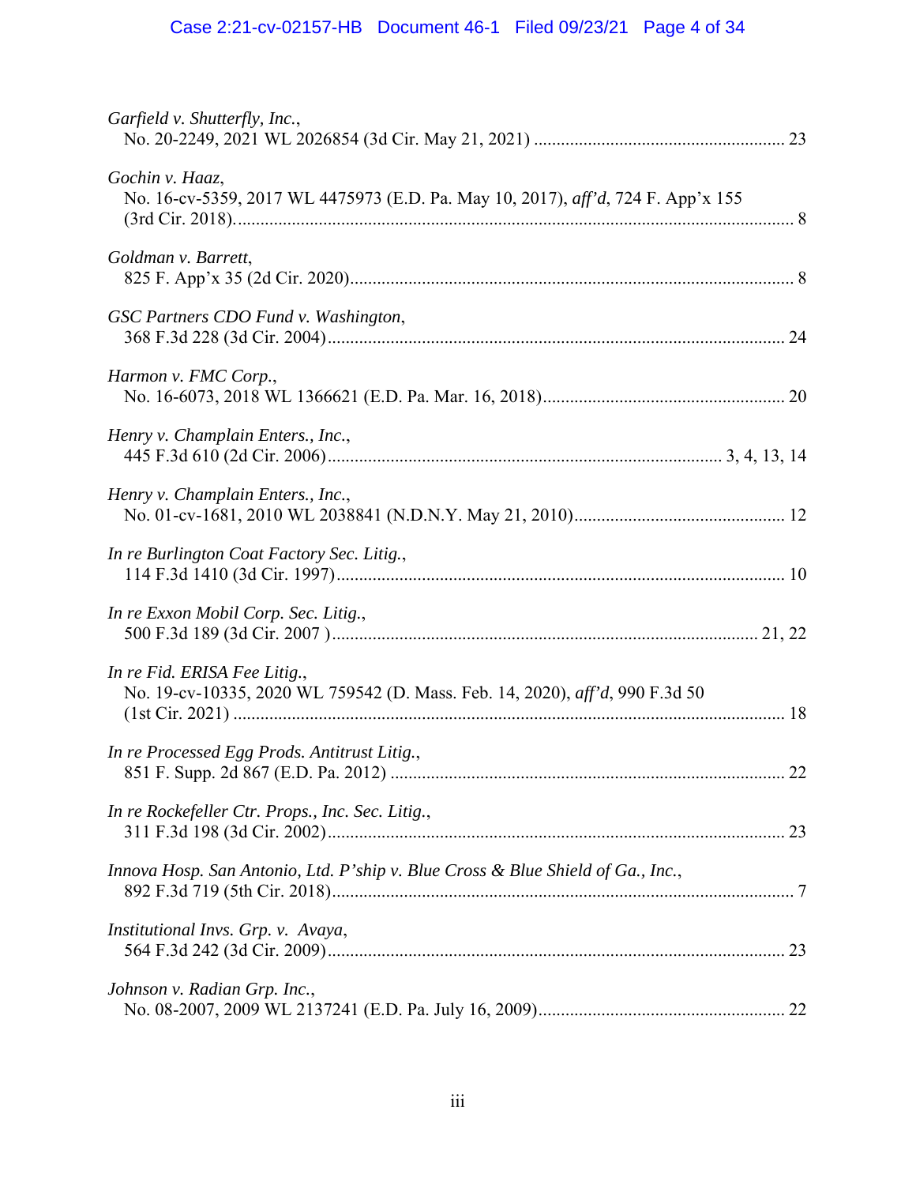*Garfield v. Shutterfly, Inc.*,
No. 20-2249, 2021 WL 2026854 (3d Cir. May 21, 2021) ........................................................ 23

*Gochin v. Haaz*,
No. 16-cv-5359, 2017 WL 4475973 (E.D. Pa. May 10, 2017), *aff'd*, 724 F. App'x 155 (3rd Cir. 2018)............................................................................................................................ 8

*Goldman v. Barrett*,
825 F. App'x 35 (2d Cir. 2020)................................................................................................... 8

*GSC Partners CDO Fund v. Washington*,
368 F.3d 228 (3d Cir. 2004)...................................................................................................... 24

*Harmon v. FMC Corp.*,
No. 16-6073, 2018 WL 1366621 (E.D. Pa. Mar. 16, 2018)...................................................... 20

*Henry v. Champlain Enters., Inc.*,
445 F.3d 610 (2d Cir. 2006)....................................................................................... 3, 4, 13, 14

*Henry v. Champlain Enters., Inc.*,
No. 01-cv-1681, 2010 WL 2038841 (N.D.N.Y. May 21, 2010)............................................... 12

*In re Burlington Coat Factory Sec. Litig.*,
114 F.3d 1410 (3d Cir. 1997).................................................................................................... 10

*In re Exxon Mobil Corp. Sec. Litig.*,
500 F.3d 189 (3d Cir. 2007 )............................................................................................... 21, 22

*In re Fid. ERISA Fee Litig.*,
No. 19-cv-10335, 2020 WL 759542 (D. Mass. Feb. 14, 2020), *aff'd*, 990 F.3d 50 (1st Cir. 2021) ........................................................................................................................... 18

*In re Processed Egg Prods. Antitrust Litig.*,
851 F. Supp. 2d 867 (E.D. Pa. 2012) ....................................................................................... 22

*In re Rockefeller Ctr. Props., Inc. Sec. Litig.*,
311 F.3d 198 (3d Cir. 2002)...................................................................................................... 23

*Innova Hosp. San Antonio, Ltd. P'ship v. Blue Cross & Blue Shield of Ga., Inc.*,
892 F.3d 719 (5th Cir. 2018)........................................................................................................ 7

*Institutional Invs. Grp. v. Avaya*,
564 F.3d 242 (3d Cir. 2009)...................................................................................................... 23

*Johnson v. Radian Grp. Inc.*,
No. 08-2007, 2009 WL 2137241 (E.D. Pa. July 16, 2009)....................................................... 22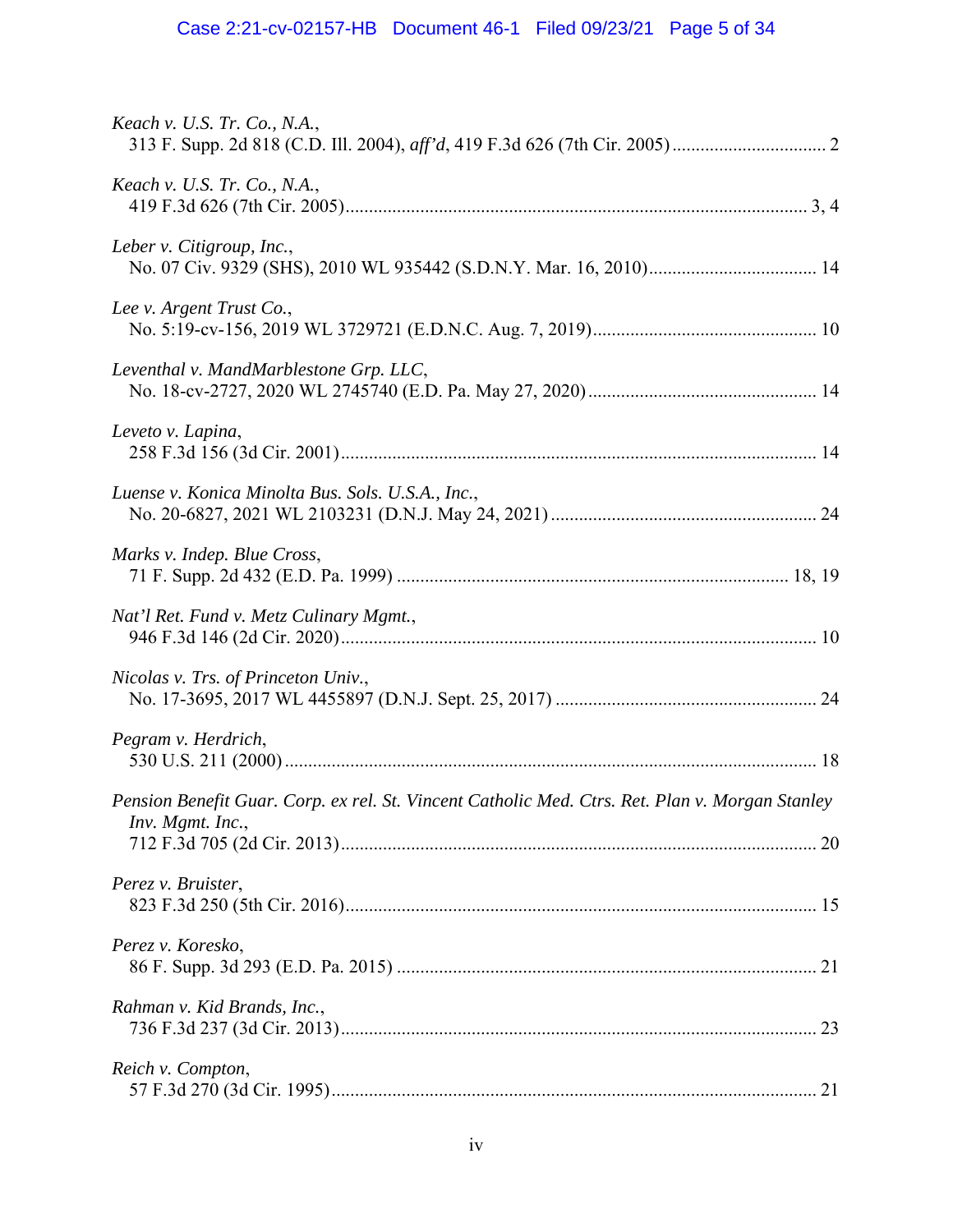*Keach v. U.S. Tr. Co., N.A.*,
313 F. Supp. 2d 818 (C.D. Ill. 2004), *aff'd*, 419 F.3d 626 (7th Cir. 2005) .......... 2

*Keach v. U.S. Tr. Co., N.A.*,
419 F.3d 626 (7th Cir. 2005) .......... 3, 4

*Leber v. Citigroup, Inc.*,
No. 07 Civ. 9329 (SHS), 2010 WL 935442 (S.D.N.Y. Mar. 16, 2010) .......... 14

*Lee v. Argent Trust Co.*,
No. 5:19-cv-156, 2019 WL 3729721 (E.D.N.C. Aug. 7, 2019) .......... 10

*Leventhal v. MandMarblestone Grp. LLC*,
No. 18-cv-2727, 2020 WL 2745740 (E.D. Pa. May 27, 2020) .......... 14

*Leveto v. Lapina*,
258 F.3d 156 (3d Cir. 2001) .......... 14

*Luense v. Konica Minolta Bus. Sols. U.S.A., Inc.*,
No. 20-6827, 2021 WL 2103231 (D.N.J. May 24, 2021) .......... 24

*Marks v. Indep. Blue Cross*,
71 F. Supp. 2d 432 (E.D. Pa. 1999) .......... 18, 19

*Nat'l Ret. Fund v. Metz Culinary Mgmt.*,
946 F.3d 146 (2d Cir. 2020) .......... 10

*Nicolas v. Trs. of Princeton Univ.*,
No. 17-3695, 2017 WL 4455897 (D.N.J. Sept. 25, 2017) .......... 24

*Pegram v. Herdrich*,
530 U.S. 211 (2000) .......... 18

*Pension Benefit Guar. Corp. ex rel. St. Vincent Catholic Med. Ctrs. Ret. Plan v. Morgan Stanley Inv. Mgmt. Inc.*,
712 F.3d 705 (2d Cir. 2013) .......... 20

*Perez v. Bruister*,
823 F.3d 250 (5th Cir. 2016) .......... 15

*Perez v. Koresko*,
86 F. Supp. 3d 293 (E.D. Pa. 2015) .......... 21

*Rahman v. Kid Brands, Inc.*,
736 F.3d 237 (3d Cir. 2013) .......... 23

*Reich v. Compton*,
57 F.3d 270 (3d Cir. 1995) .......... 21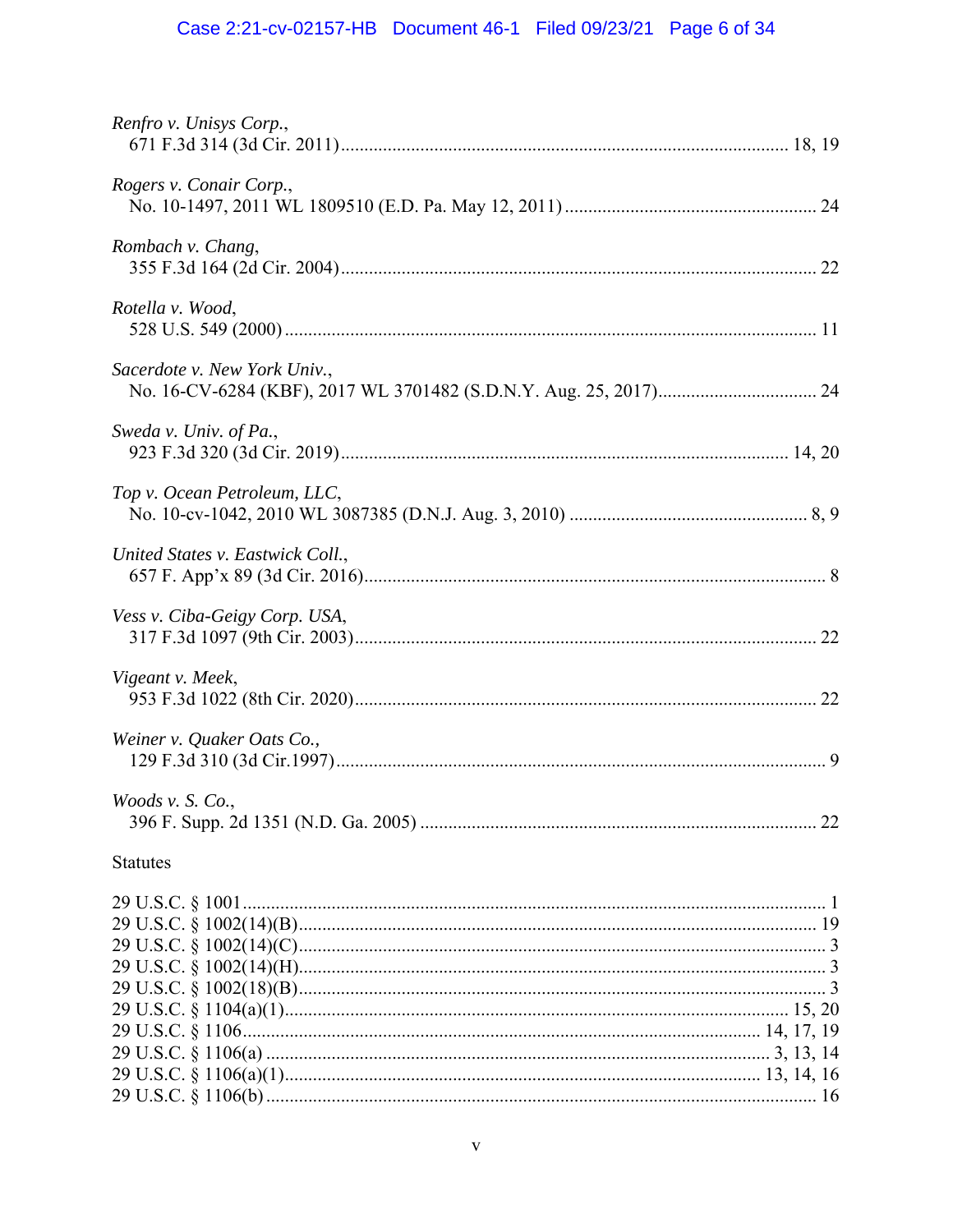*Renfro v. Unisys Corp.*,
671 F.3d 314 (3d Cir. 2011) ........................................................................................ 18, 19

*Rogers v. Conair Corp.*,
No. 10-1497, 2011 WL 1809510 (E.D. Pa. May 12, 2011) ........................................................ 24

*Rombach v. Chang*,
355 F.3d 164 (2d Cir. 2004) ........................................................................................ 22

*Rotella v. Wood*,
528 U.S. 549 (2000) ........................................................................................ 11

*Sacerdote v. New York Univ.*,
No. 16-CV-6284 (KBF), 2017 WL 3701482 (S.D.N.Y. Aug. 25, 2017) ........................................ 24

*Sweda v. Univ. of Pa.*,
923 F.3d 320 (3d Cir. 2019) ........................................................................................ 14, 20

*Top v. Ocean Petroleum, LLC*,
No. 10-cv-1042, 2010 WL 3087385 (D.N.J. Aug. 3, 2010) ........................................................ 8, 9

*United States v. Eastwick Coll.*,
657 F. App'x 89 (3d Cir. 2016) ........................................................................................ 8

*Vess v. Ciba-Geigy Corp. USA*,
317 F.3d 1097 (9th Cir. 2003) ........................................................................................ 22

*Vigeant v. Meek*,
953 F.3d 1022 (8th Cir. 2020) ........................................................................................ 22

*Weiner v. Quaker Oats Co.*,
129 F.3d 310 (3d Cir.1997) ........................................................................................ 9

*Woods v. S. Co.*,
396 F. Supp. 2d 1351 (N.D. Ga. 2005) ........................................................................................ 22

Statutes

29 U.S.C. § 1001 ........................................................................................ 1
29 U.S.C. § 1002(14)(B) ........................................................................................ 19
29 U.S.C. § 1002(14)(C) ........................................................................................ 3
29 U.S.C. § 1002(14)(H) ........................................................................................ 3
29 U.S.C. § 1002(18)(B) ........................................................................................ 3
29 U.S.C. § 1104(a)(1) ........................................................................................ 15, 20
29 U.S.C. § 1106 ........................................................................................ 14, 17, 19
29 U.S.C. § 1106(a) ........................................................................................ 3, 13, 14
29 U.S.C. § 1106(a)(1) ........................................................................................ 13, 14, 16
29 U.S.C. § 1106(b) ........................................................................................ 16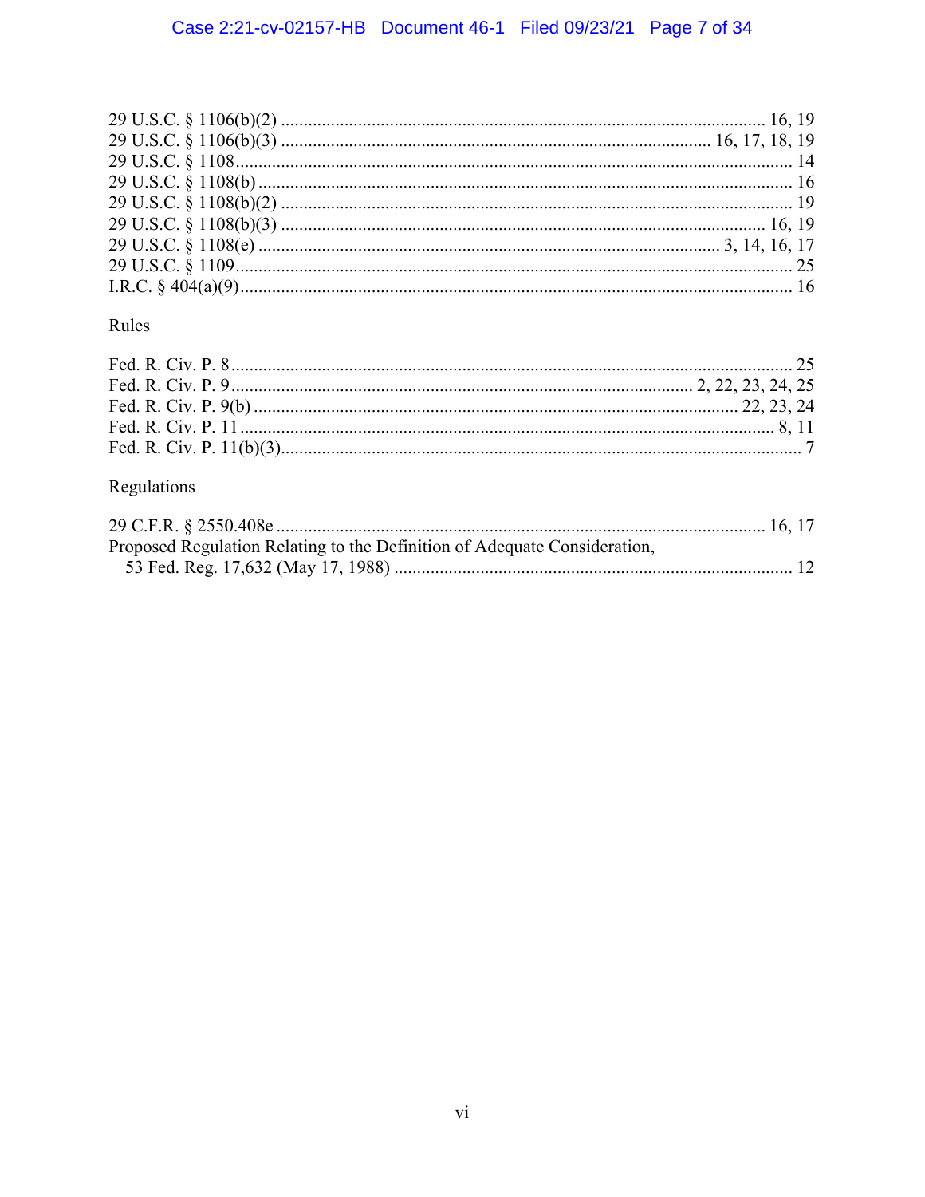29 U.S.C. § 1106(b)(2) .......................................................................................................... 16, 19
29 U.S.C. § 1106(b)(3) ............................................................................................... 16, 17, 18, 19
29 U.S.C. § 1108........................................................................................................................... 14
29 U.S.C. § 1108(b) ...................................................................................................................... 16
29 U.S.C. § 1108(b)(2) ................................................................................................................. 19
29 U.S.C. § 1108(b)(3) .......................................................................................................... 16, 19
29 U.S.C. § 1108(e) ..................................................................................................... 3, 14, 16, 17
29 U.S.C. § 1109........................................................................................................................... 25
I.R.C. § 404(a)(9).......................................................................................................................... 16

Rules

Fed. R. Civ. P. 8............................................................................................................................ 25
Fed. R. Civ. P. 9..................................................................................................... 2, 22, 23, 24, 25
Fed. R. Civ. P. 9(b) ........................................................................................................... 22, 23, 24
Fed. R. Civ. P. 11 ...................................................................................................................... 8, 11
Fed. R. Civ. P. 11(b)(3)..................................................................................................................... 7

Regulations

29 C.F.R. § 2550.408e ........................................................................................................... 16, 17
Proposed Regulation Relating to the Definition of Adequate Consideration,
53 Fed. Reg. 17,632 (May 17, 1988) ....................................................................................... 12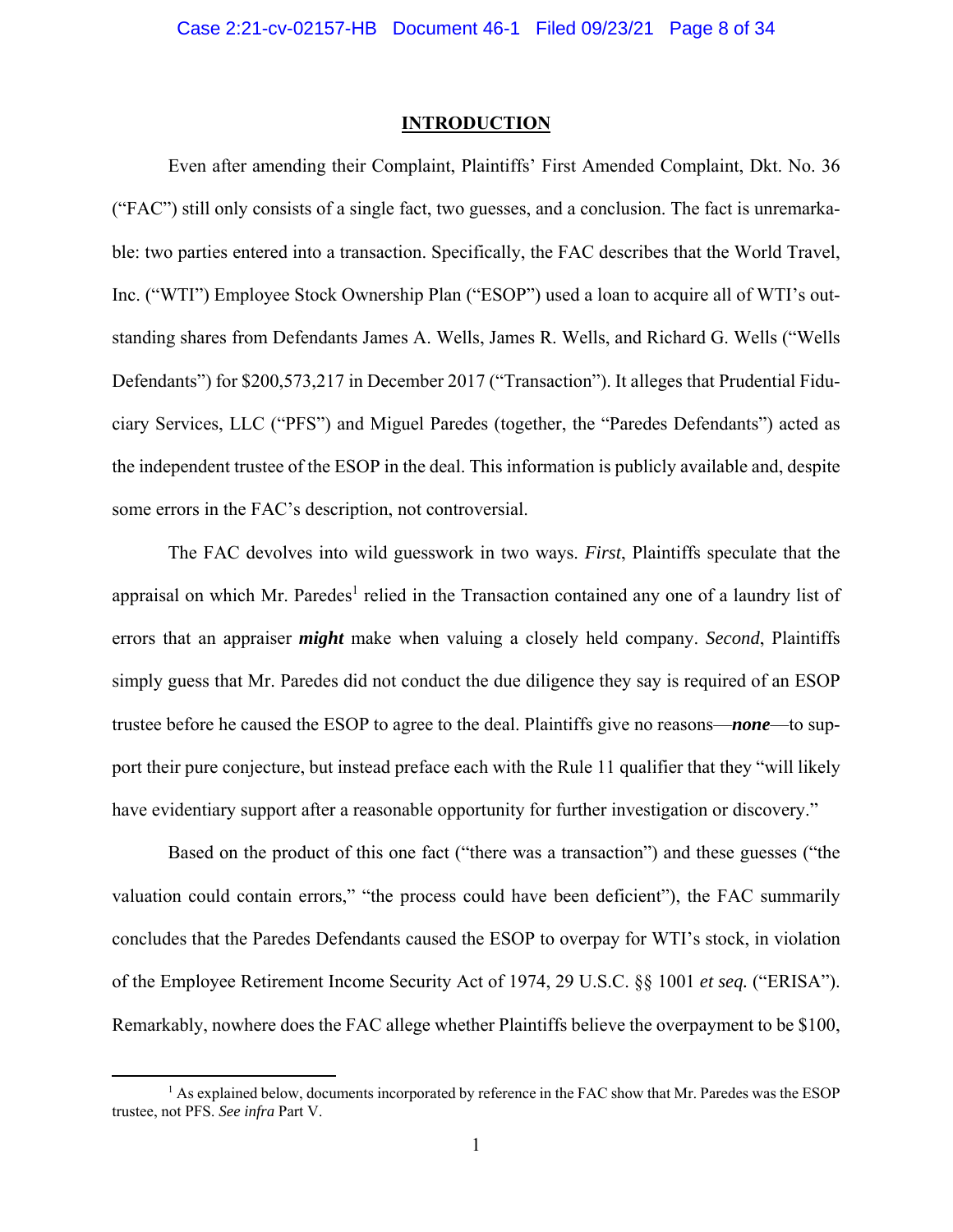## INTRODUCTION

Even after amending their Complaint, Plaintiffs' First Amended Complaint, Dkt. No. 36 ("FAC") still only consists of a single fact, two guesses, and a conclusion. The fact is unremarkable: two parties entered into a transaction. Specifically, the FAC describes that the World Travel, Inc. ("WTI") Employee Stock Ownership Plan ("ESOP") used a loan to acquire all of WTI's outstanding shares from Defendants James A. Wells, James R. Wells, and Richard G. Wells ("Wells Defendants") for $200,573,217 in December 2017 ("Transaction"). It alleges that Prudential Fiduciary Services, LLC ("PFS") and Miguel Paredes (together, the "Paredes Defendants") acted as the independent trustee of the ESOP in the deal. This information is publicly available and, despite some errors in the FAC's description, not controversial.

The FAC devolves into wild guesswork in two ways. *First*, Plaintiffs speculate that the appraisal on which Mr. Paredes[1] relied in the Transaction contained any one of a laundry list of errors that an appraiser ***might*** make when valuing a closely held company. *Second*, Plaintiffs simply guess that Mr. Paredes did not conduct the due diligence they say is required of an ESOP trustee before he caused the ESOP to agree to the deal. Plaintiffs give no reasons—***none***—to support their pure conjecture, but instead preface each with the Rule 11 qualifier that they "will likely have evidentiary support after a reasonable opportunity for further investigation or discovery."

Based on the product of this one fact ("there was a transaction") and these guesses ("the valuation could contain errors," "the process could have been deficient"), the FAC summarily concludes that the Paredes Defendants caused the ESOP to overpay for WTI's stock, in violation of the Employee Retirement Income Security Act of 1974, 29 U.S.C. §§ 1001 *et seq.* ("ERISA"). Remarkably, nowhere does the FAC allege whether Plaintiffs believe the overpayment to be $100,

[1] As explained below, documents incorporated by reference in the FAC show that Mr. Paredes was the ESOP trustee, not PFS. *See infra* Part V.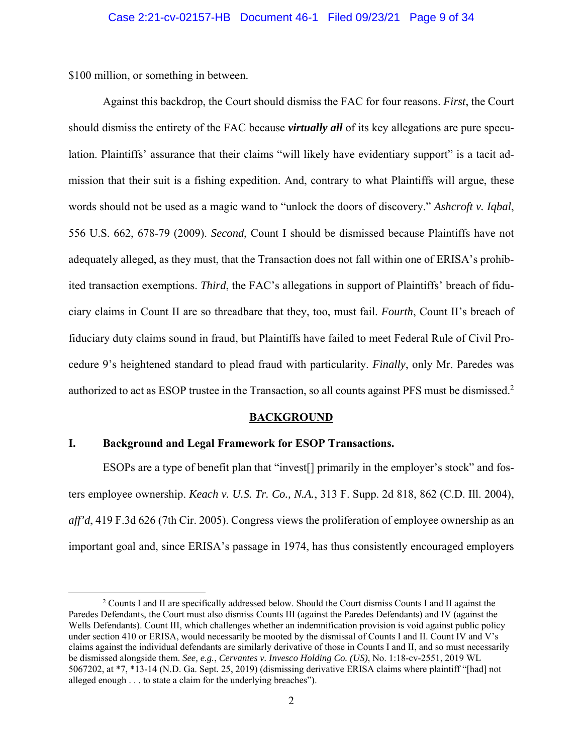$100 million, or something in between.

Against this backdrop, the Court should dismiss the FAC for four reasons. *First*, the Court should dismiss the entirety of the FAC because ***virtually all*** of its key allegations are pure speculation. Plaintiffs' assurance that their claims "will likely have evidentiary support" is a tacit admission that their suit is a fishing expedition. And, contrary to what Plaintiffs will argue, these words should not be used as a magic wand to "unlock the doors of discovery." *Ashcroft v. Iqbal*, 556 U.S. 662, 678-79 (2009). *Second*, Count I should be dismissed because Plaintiffs have not adequately alleged, as they must, that the Transaction does not fall within one of ERISA's prohibited transaction exemptions. *Third*, the FAC's allegations in support of Plaintiffs' breach of fiduciary claims in Count II are so threadbare that they, too, must fail. *Fourth*, Count II's breach of fiduciary duty claims sound in fraud, but Plaintiffs have failed to meet Federal Rule of Civil Procedure 9's heightened standard to plead fraud with particularity. *Finally*, only Mr. Paredes was authorized to act as ESOP trustee in the Transaction, so all counts against PFS must be dismissed.[2]

## BACKGROUND

### I. Background and Legal Framework for ESOP Transactions.

ESOPs are a type of benefit plan that "invest[] primarily in the employer's stock" and fosters employee ownership. *Keach v. U.S. Tr. Co., N.A.*, 313 F. Supp. 2d 818, 862 (C.D. Ill. 2004), *aff'd*, 419 F.3d 626 (7th Cir. 2005). Congress views the proliferation of employee ownership as an important goal and, since ERISA's passage in 1974, has thus consistently encouraged employers

[2] Counts I and II are specifically addressed below. Should the Court dismiss Counts I and II against the Paredes Defendants, the Court must also dismiss Counts III (against the Paredes Defendants) and IV (against the Wells Defendants). Count III, which challenges whether an indemnification provision is void against public policy under section 410 or ERISA, would necessarily be mooted by the dismissal of Counts I and II. Count IV and V's claims against the individual defendants are similarly derivative of those in Counts I and II, and so must necessarily be dismissed alongside them. *See, e.g.*, *Cervantes v. Invesco Holding Co. (US)*, No. 1:18-cv-2551, 2019 WL 5067202, at *7, *13-14 (N.D. Ga. Sept. 25, 2019) (dismissing derivative ERISA claims where plaintiff "[had] not alleged enough . . . to state a claim for the underlying breaches").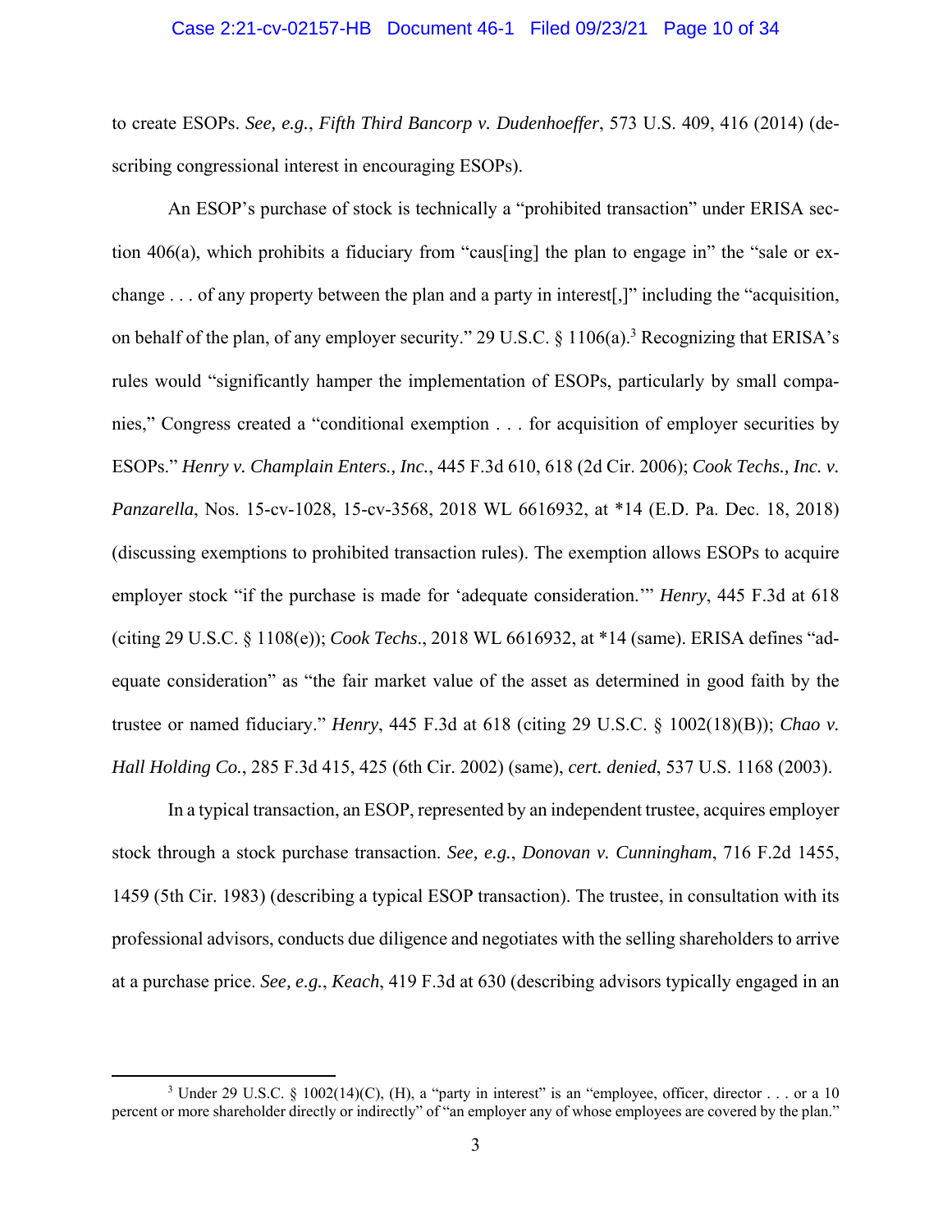to create ESOPs. *See, e.g.*, *Fifth Third Bancorp v. Dudenhoeffer*, 573 U.S. 409, 416 (2014) (describing congressional interest in encouraging ESOPs).

An ESOP's purchase of stock is technically a "prohibited transaction" under ERISA section 406(a), which prohibits a fiduciary from "caus[ing] the plan to engage in" the "sale or exchange . . . of any property between the plan and a party in interest[,]" including the "acquisition, on behalf of the plan, of any employer security." 29 U.S.C. § 1106(a).[3] Recognizing that ERISA's rules would "significantly hamper the implementation of ESOPs, particularly by small companies," Congress created a "conditional exemption . . . for acquisition of employer securities by ESOPs." *Henry v. Champlain Enters., Inc.*, 445 F.3d 610, 618 (2d Cir. 2006); *Cook Techs., Inc. v. Panzarella*, Nos. 15-cv-1028, 15-cv-3568, 2018 WL 6616932, at *14 (E.D. Pa. Dec. 18, 2018) (discussing exemptions to prohibited transaction rules). The exemption allows ESOPs to acquire employer stock "if the purchase is made for 'adequate consideration.'" *Henry*, 445 F.3d at 618 (citing 29 U.S.C. § 1108(e)); *Cook Techs.*, 2018 WL 6616932, at *14 (same). ERISA defines "adequate consideration" as "the fair market value of the asset as determined in good faith by the trustee or named fiduciary." *Henry*, 445 F.3d at 618 (citing 29 U.S.C. § 1002(18)(B)); *Chao v. Hall Holding Co.*, 285 F.3d 415, 425 (6th Cir. 2002) (same), *cert. denied*, 537 U.S. 1168 (2003).

In a typical transaction, an ESOP, represented by an independent trustee, acquires employer stock through a stock purchase transaction. *See, e.g.*, *Donovan v. Cunningham*, 716 F.2d 1455, 1459 (5th Cir. 1983) (describing a typical ESOP transaction). The trustee, in consultation with its professional advisors, conducts due diligence and negotiates with the selling shareholders to arrive at a purchase price. *See, e.g.*, *Keach*, 419 F.3d at 630 (describing advisors typically engaged in an

[3] Under 29 U.S.C. § 1002(14)(C), (H), a "party in interest" is an "employee, officer, director . . . or a 10 percent or more shareholder directly or indirectly" of "an employer any of whose employees are covered by the plan."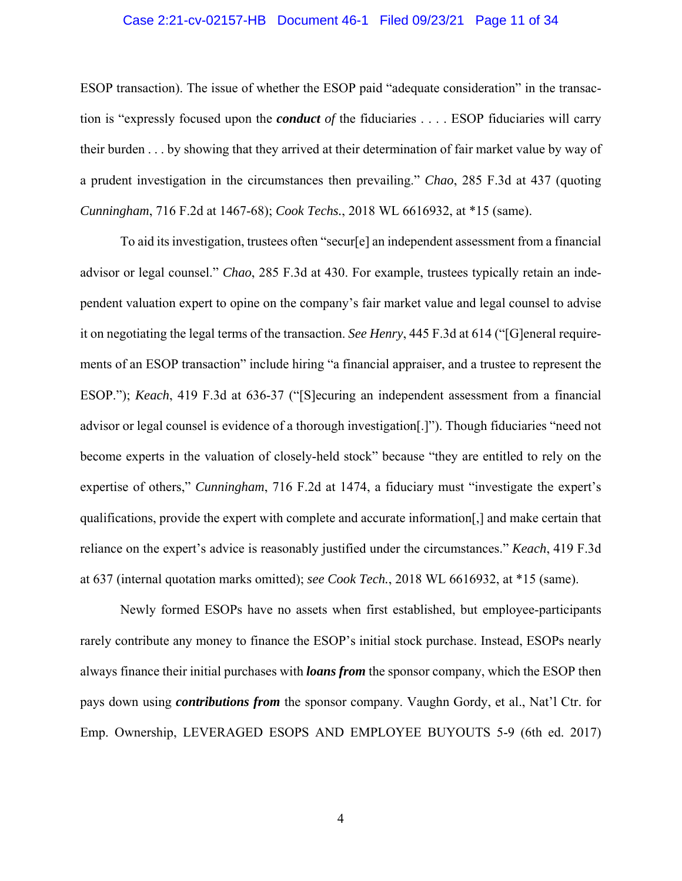ESOP transaction). The issue of whether the ESOP paid "adequate consideration" in the transaction is "expressly focused upon the ***conduct*** *of* the fiduciaries . . . . ESOP fiduciaries will carry their burden . . . by showing that they arrived at their determination of fair market value by way of a prudent investigation in the circumstances then prevailing." *Chao*, 285 F.3d at 437 (quoting *Cunningham*, 716 F.2d at 1467-68); *Cook Techs.*, 2018 WL 6616932, at *15 (same).

To aid its investigation, trustees often "secur[e] an independent assessment from a financial advisor or legal counsel." *Chao*, 285 F.3d at 430. For example, trustees typically retain an independent valuation expert to opine on the company's fair market value and legal counsel to advise it on negotiating the legal terms of the transaction. *See Henry*, 445 F.3d at 614 ("[G]eneral requirements of an ESOP transaction" include hiring "a financial appraiser, and a trustee to represent the ESOP."); *Keach*, 419 F.3d at 636-37 ("[S]ecuring an independent assessment from a financial advisor or legal counsel is evidence of a thorough investigation[.]"). Though fiduciaries "need not become experts in the valuation of closely-held stock" because "they are entitled to rely on the expertise of others," *Cunningham*, 716 F.2d at 1474, a fiduciary must "investigate the expert's qualifications, provide the expert with complete and accurate information[,] and make certain that reliance on the expert's advice is reasonably justified under the circumstances." *Keach*, 419 F.3d at 637 (internal quotation marks omitted); *see Cook Tech.*, 2018 WL 6616932, at *15 (same).

Newly formed ESOPs have no assets when first established, but employee-participants rarely contribute any money to finance the ESOP's initial stock purchase. Instead, ESOPs nearly always finance their initial purchases with ***loans from*** the sponsor company, which the ESOP then pays down using ***contributions from*** the sponsor company. Vaughn Gordy, et al., Nat'l Ctr. for Emp. Ownership, LEVERAGED ESOPS AND EMPLOYEE BUYOUTS 5-9 (6th ed. 2017)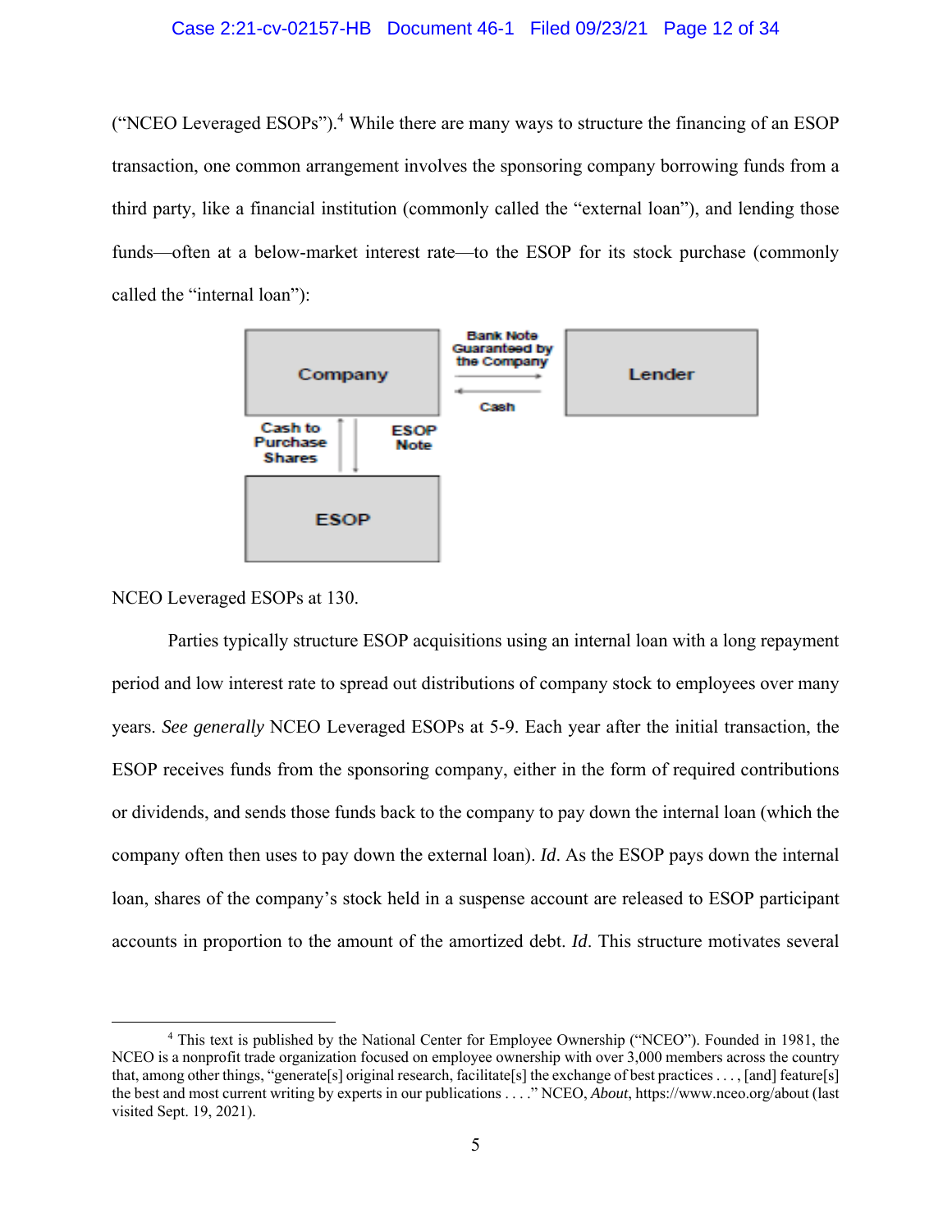("NCEO Leveraged ESOPs").[4] While there are many ways to structure the financing of an ESOP transaction, one common arrangement involves the sponsoring company borrowing funds from a third party, like a financial institution (commonly called the "external loan"), and lending those funds—often at a below-market interest rate—to the ESOP for its stock purchase (commonly called the "internal loan"):

| Company | Bank Note Guaranteed by the Company → / ← Cash | Lender |
|---|---|---|
| Cash to Purchase Shares ↑ / ↓ ESOP Note | | |
| ESOP | | |

NCEO Leveraged ESOPs at 130.

Parties typically structure ESOP acquisitions using an internal loan with a long repayment period and low interest rate to spread out distributions of company stock to employees over many years. *See generally* NCEO Leveraged ESOPs at 5-9. Each year after the initial transaction, the ESOP receives funds from the sponsoring company, either in the form of required contributions or dividends, and sends those funds back to the company to pay down the internal loan (which the company often then uses to pay down the external loan). *Id*. As the ESOP pays down the internal loan, shares of the company's stock held in a suspense account are released to ESOP participant accounts in proportion to the amount of the amortized debt. *Id*. This structure motivates several

---

[4] This text is published by the National Center for Employee Ownership ("NCEO"). Founded in 1981, the NCEO is a nonprofit trade organization focused on employee ownership with over 3,000 members across the country that, among other things, "generate[s] original research, facilitate[s] the exchange of best practices . . . , [and] feature[s] the best and most current writing by experts in our publications . . . ." NCEO, *About*, https://www.nceo.org/about (last visited Sept. 19, 2021).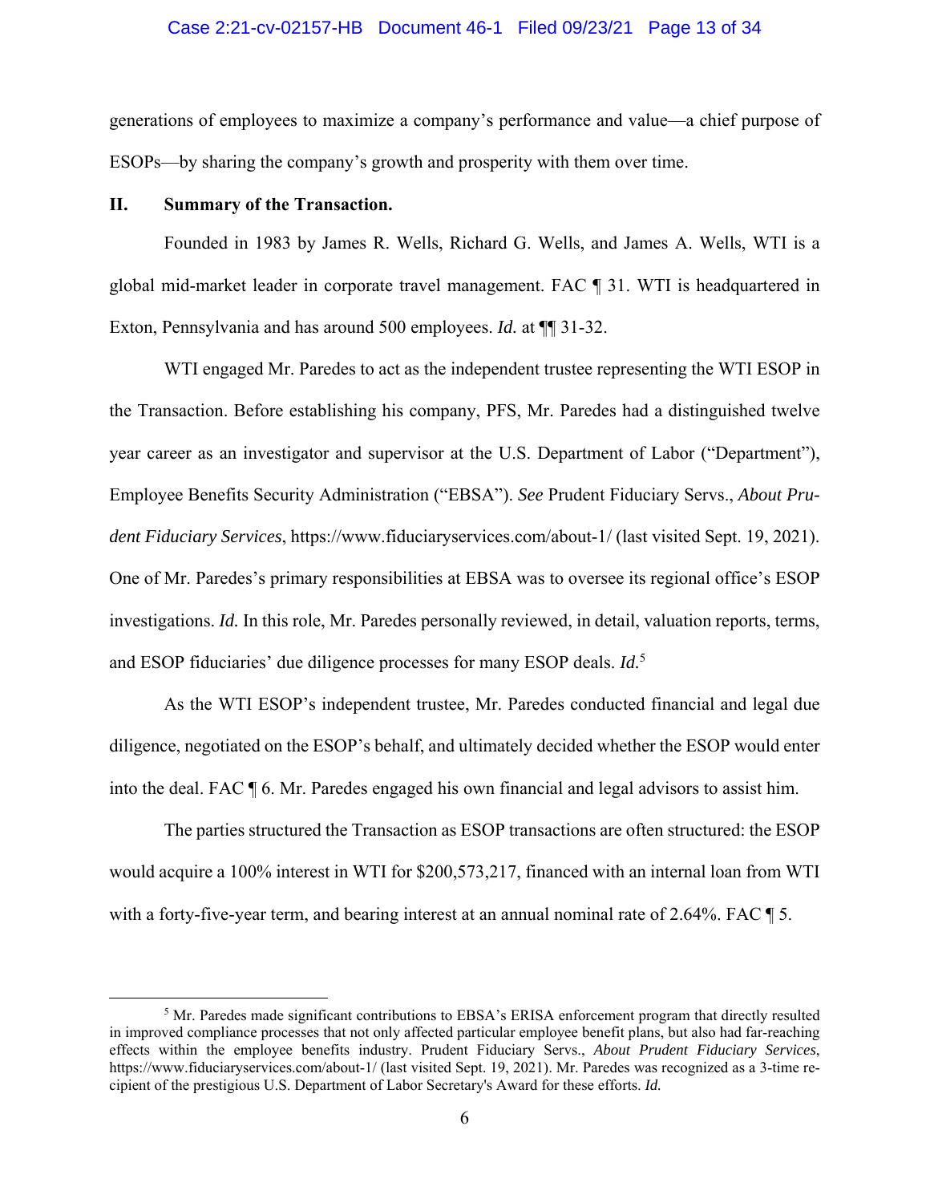generations of employees to maximize a company's performance and value—a chief purpose of ESOPs—by sharing the company's growth and prosperity with them over time.

## II. Summary of the Transaction.

Founded in 1983 by James R. Wells, Richard G. Wells, and James A. Wells, WTI is a global mid-market leader in corporate travel management. FAC ¶ 31. WTI is headquartered in Exton, Pennsylvania and has around 500 employees. *Id.* at ¶¶ 31-32.

WTI engaged Mr. Paredes to act as the independent trustee representing the WTI ESOP in the Transaction. Before establishing his company, PFS, Mr. Paredes had a distinguished twelve year career as an investigator and supervisor at the U.S. Department of Labor ("Department"), Employee Benefits Security Administration ("EBSA"). *See* Prudent Fiduciary Servs., *About Prudent Fiduciary Services*, https://www.fiduciaryservices.com/about-1/ (last visited Sept. 19, 2021). One of Mr. Paredes's primary responsibilities at EBSA was to oversee its regional office's ESOP investigations. *Id.* In this role, Mr. Paredes personally reviewed, in detail, valuation reports, terms, and ESOP fiduciaries' due diligence processes for many ESOP deals. *Id.*[5]

As the WTI ESOP's independent trustee, Mr. Paredes conducted financial and legal due diligence, negotiated on the ESOP's behalf, and ultimately decided whether the ESOP would enter into the deal. FAC ¶ 6. Mr. Paredes engaged his own financial and legal advisors to assist him.

The parties structured the Transaction as ESOP transactions are often structured: the ESOP would acquire a 100% interest in WTI for $200,573,217, financed with an internal loan from WTI with a forty-five-year term, and bearing interest at an annual nominal rate of 2.64%. FAC ¶ 5.

---

[5] Mr. Paredes made significant contributions to EBSA's ERISA enforcement program that directly resulted in improved compliance processes that not only affected particular employee benefit plans, but also had far-reaching effects within the employee benefits industry. Prudent Fiduciary Servs., *About Prudent Fiduciary Services*, https://www.fiduciaryservices.com/about-1/ (last visited Sept. 19, 2021). Mr. Paredes was recognized as a 3-time recipient of the prestigious U.S. Department of Labor Secretary's Award for these efforts. *Id.*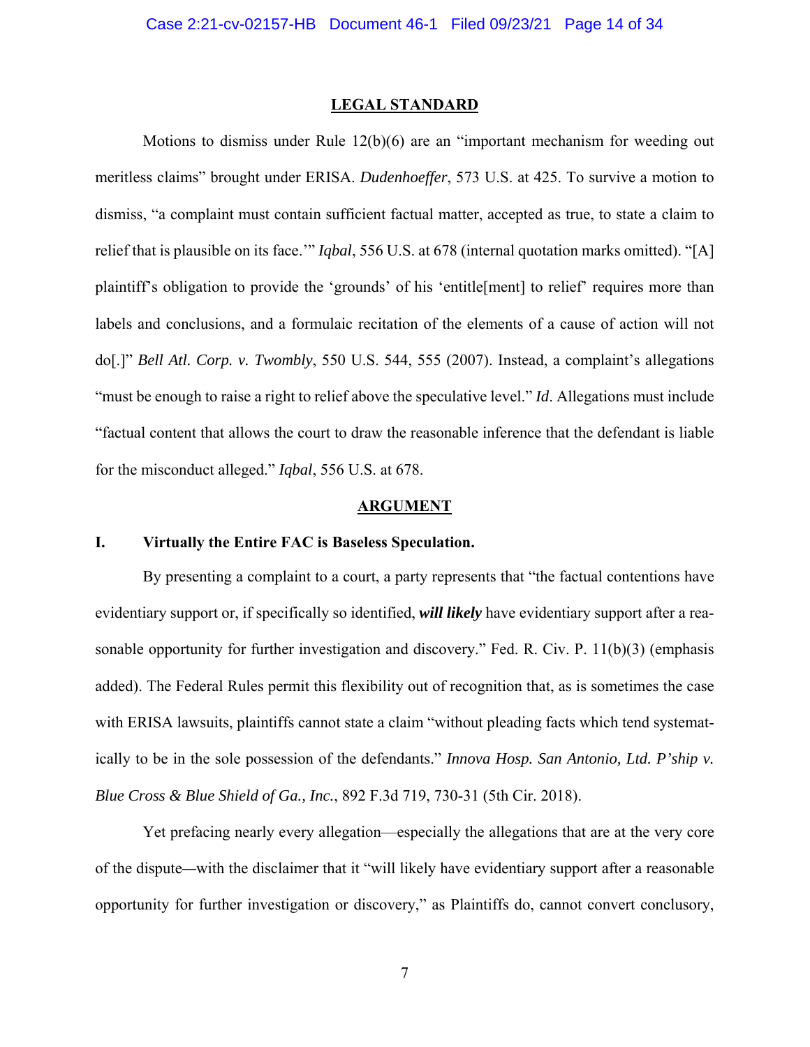## LEGAL STANDARD

Motions to dismiss under Rule 12(b)(6) are an "important mechanism for weeding out meritless claims" brought under ERISA. *Dudenhoeffer*, 573 U.S. at 425. To survive a motion to dismiss, "a complaint must contain sufficient factual matter, accepted as true, to state a claim to relief that is plausible on its face.'" *Iqbal*, 556 U.S. at 678 (internal quotation marks omitted). "[A] plaintiff's obligation to provide the 'grounds' of his 'entitle[ment] to relief' requires more than labels and conclusions, and a formulaic recitation of the elements of a cause of action will not do[.]" *Bell Atl. Corp. v. Twombly*, 550 U.S. 544, 555 (2007). Instead, a complaint's allegations "must be enough to raise a right to relief above the speculative level." *Id*. Allegations must include "factual content that allows the court to draw the reasonable inference that the defendant is liable for the misconduct alleged." *Iqbal*, 556 U.S. at 678.

## ARGUMENT

### I. Virtually the Entire FAC is Baseless Speculation.

By presenting a complaint to a court, a party represents that "the factual contentions have evidentiary support or, if specifically so identified, ***will likely*** have evidentiary support after a reasonable opportunity for further investigation and discovery." Fed. R. Civ. P. 11(b)(3) (emphasis added). The Federal Rules permit this flexibility out of recognition that, as is sometimes the case with ERISA lawsuits, plaintiffs cannot state a claim "without pleading facts which tend systematically to be in the sole possession of the defendants." *Innova Hosp. San Antonio, Ltd. P'ship v. Blue Cross & Blue Shield of Ga., Inc.*, 892 F.3d 719, 730-31 (5th Cir. 2018).

Yet prefacing nearly every allegation—especially the allegations that are at the very core of the dispute—with the disclaimer that it "will likely have evidentiary support after a reasonable opportunity for further investigation or discovery," as Plaintiffs do, cannot convert conclusory,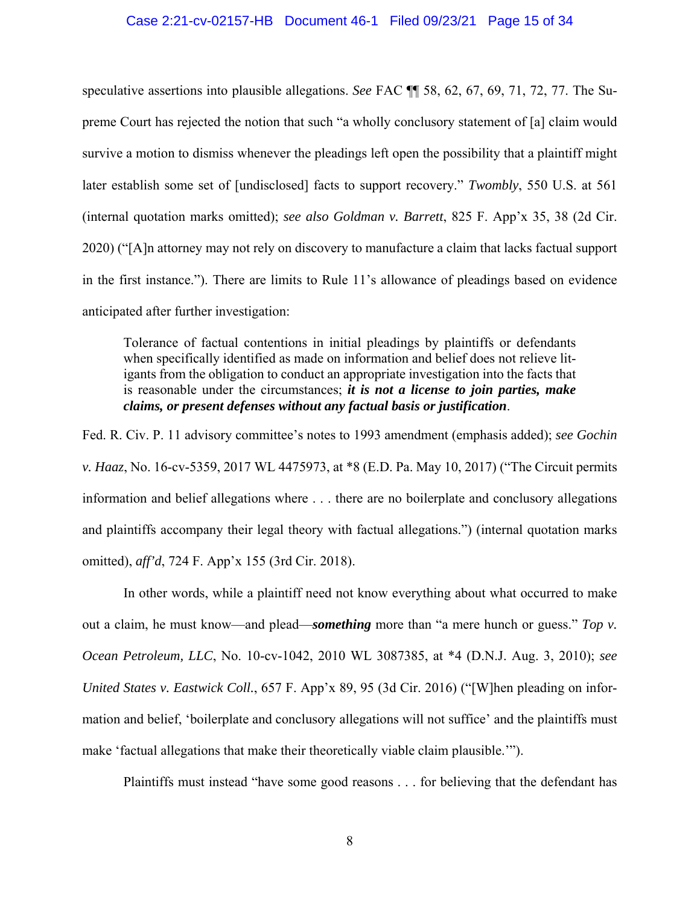speculative assertions into plausible allegations. *See* FAC ¶¶ 58, 62, 67, 69, 71, 72, 77. The Supreme Court has rejected the notion that such "a wholly conclusory statement of [a] claim would survive a motion to dismiss whenever the pleadings left open the possibility that a plaintiff might later establish some set of [undisclosed] facts to support recovery." *Twombly*, 550 U.S. at 561 (internal quotation marks omitted); *see also Goldman v. Barrett*, 825 F. App'x 35, 38 (2d Cir. 2020) ("[A]n attorney may not rely on discovery to manufacture a claim that lacks factual support in the first instance."). There are limits to Rule 11's allowance of pleadings based on evidence anticipated after further investigation:

> Tolerance of factual contentions in initial pleadings by plaintiffs or defendants when specifically identified as made on information and belief does not relieve litigants from the obligation to conduct an appropriate investigation into the facts that is reasonable under the circumstances; ***it is not a license to join parties, make claims, or present defenses without any factual basis or justification***.

Fed. R. Civ. P. 11 advisory committee's notes to 1993 amendment (emphasis added); *see Gochin v. Haaz*, No. 16-cv-5359, 2017 WL 4475973, at *8 (E.D. Pa. May 10, 2017) ("The Circuit permits information and belief allegations where . . . there are no boilerplate and conclusory allegations and plaintiffs accompany their legal theory with factual allegations.") (internal quotation marks omitted), *aff'd*, 724 F. App'x 155 (3rd Cir. 2018).

In other words, while a plaintiff need not know everything about what occurred to make out a claim, he must know—and plead—***something*** more than "a mere hunch or guess." *Top v. Ocean Petroleum, LLC*, No. 10-cv-1042, 2010 WL 3087385, at *4 (D.N.J. Aug. 3, 2010); *see United States v. Eastwick Coll.*, 657 F. App'x 89, 95 (3d Cir. 2016) ("[W]hen pleading on information and belief, 'boilerplate and conclusory allegations will not suffice' and the plaintiffs must make 'factual allegations that make their theoretically viable claim plausible.'").

Plaintiffs must instead "have some good reasons . . . for believing that the defendant has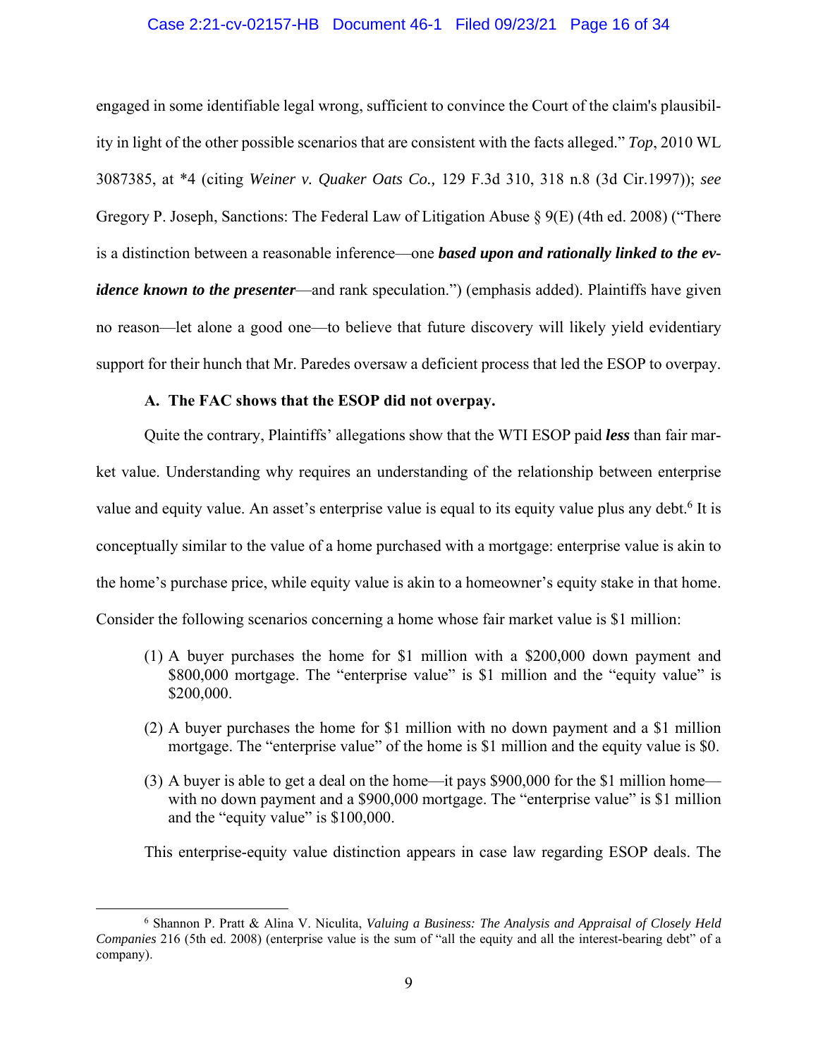engaged in some identifiable legal wrong, sufficient to convince the Court of the claim's plausibility in light of the other possible scenarios that are consistent with the facts alleged." *Top*, 2010 WL 3087385, at *4 (citing *Weiner v. Quaker Oats Co.,* 129 F.3d 310, 318 n.8 (3d Cir.1997)); *see* Gregory P. Joseph, Sanctions: The Federal Law of Litigation Abuse § 9(E) (4th ed. 2008) ("There is a distinction between a reasonable inference—one ***based upon and rationally linked to the evidence known to the presenter***—and rank speculation.") (emphasis added). Plaintiffs have given no reason—let alone a good one—to believe that future discovery will likely yield evidentiary support for their hunch that Mr. Paredes oversaw a deficient process that led the ESOP to overpay.

**A. The FAC shows that the ESOP did not overpay.**

Quite the contrary, Plaintiffs' allegations show that the WTI ESOP paid ***less*** than fair market value. Understanding why requires an understanding of the relationship between enterprise value and equity value. An asset's enterprise value is equal to its equity value plus any debt.[6] It is conceptually similar to the value of a home purchased with a mortgage: enterprise value is akin to the home's purchase price, while equity value is akin to a homeowner's equity stake in that home. Consider the following scenarios concerning a home whose fair market value is $1 million:

(1) A buyer purchases the home for $1 million with a $200,000 down payment and $800,000 mortgage. The "enterprise value" is $1 million and the "equity value" is $200,000.

(2) A buyer purchases the home for $1 million with no down payment and a $1 million mortgage. The "enterprise value" of the home is $1 million and the equity value is $0.

(3) A buyer is able to get a deal on the home—it pays $900,000 for the $1 million home—with no down payment and a $900,000 mortgage. The "enterprise value" is $1 million and the "equity value" is $100,000.

This enterprise-equity value distinction appears in case law regarding ESOP deals. The

---

[6] Shannon P. Pratt & Alina V. Niculita, *Valuing a Business: The Analysis and Appraisal of Closely Held Companies* 216 (5th ed. 2008) (enterprise value is the sum of "all the equity and all the interest-bearing debt" of a company).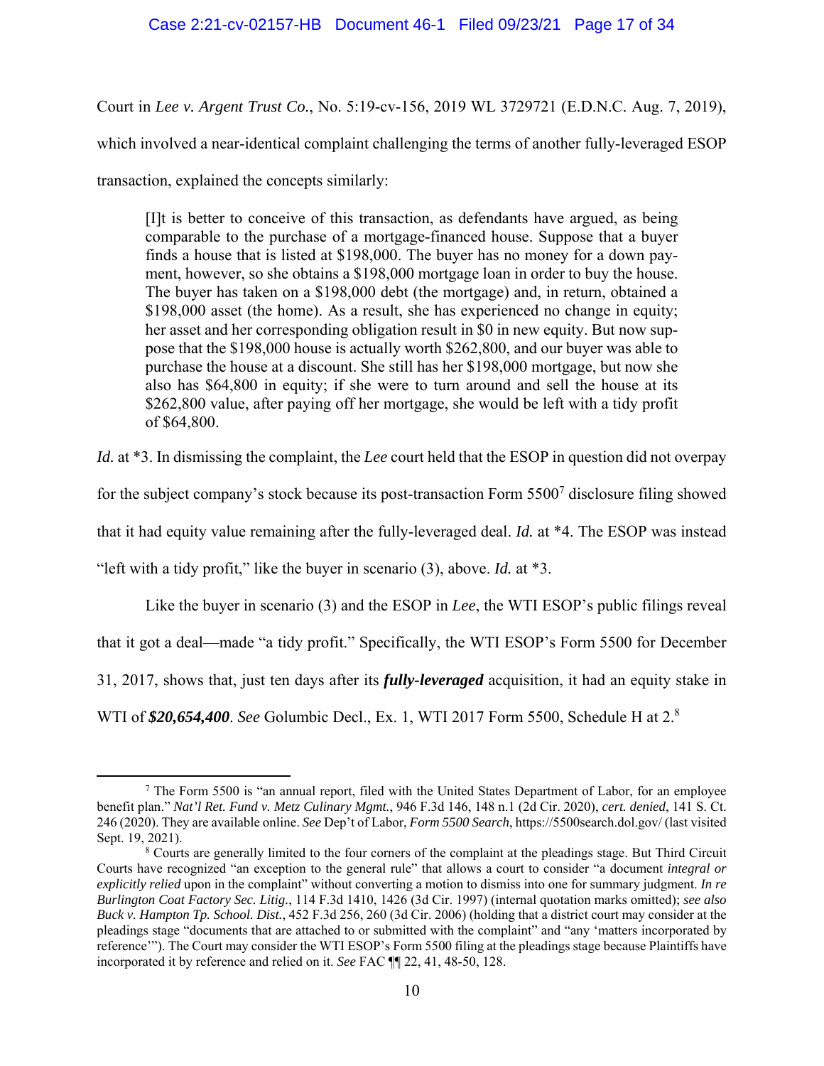Court in *Lee v. Argent Trust Co.*, No. 5:19-cv-156, 2019 WL 3729721 (E.D.N.C. Aug. 7, 2019), which involved a near-identical complaint challenging the terms of another fully-leveraged ESOP transaction, explained the concepts similarly:

> [I]t is better to conceive of this transaction, as defendants have argued, as being comparable to the purchase of a mortgage-financed house. Suppose that a buyer finds a house that is listed at $198,000. The buyer has no money for a down payment, however, so she obtains a $198,000 mortgage loan in order to buy the house. The buyer has taken on a $198,000 debt (the mortgage) and, in return, obtained a $198,000 asset (the home). As a result, she has experienced no change in equity; her asset and her corresponding obligation result in $0 in new equity. But now suppose that the $198,000 house is actually worth $262,800, and our buyer was able to purchase the house at a discount. She still has her $198,000 mortgage, but now she also has $64,800 in equity; if she were to turn around and sell the house at its $262,800 value, after paying off her mortgage, she would be left with a tidy profit of $64,800.

*Id.* at *3. In dismissing the complaint, the *Lee* court held that the ESOP in question did not overpay for the subject company's stock because its post-transaction Form 5500[7] disclosure filing showed that it had equity value remaining after the fully-leveraged deal. *Id.* at *4. The ESOP was instead "left with a tidy profit," like the buyer in scenario (3), above. *Id.* at *3.

Like the buyer in scenario (3) and the ESOP in *Lee*, the WTI ESOP's public filings reveal that it got a deal—made "a tidy profit." Specifically, the WTI ESOP's Form 5500 for December 31, 2017, shows that, just ten days after its ***fully-leveraged*** acquisition, it had an equity stake in WTI of ***$20,654,400***. *See* Golumbic Decl., Ex. 1, WTI 2017 Form 5500, Schedule H at 2.[8]

---

[7] The Form 5500 is "an annual report, filed with the United States Department of Labor, for an employee benefit plan." *Nat'l Ret. Fund v. Metz Culinary Mgmt.*, 946 F.3d 146, 148 n.1 (2d Cir. 2020), *cert. denied*, 141 S. Ct. 246 (2020). They are available online. *See* Dep't of Labor, *Form 5500 Search*, https://5500search.dol.gov/ (last visited Sept. 19, 2021).

[8] Courts are generally limited to the four corners of the complaint at the pleadings stage. But Third Circuit Courts have recognized "an exception to the general rule" that allows a court to consider "a document *integral or explicitly relied* upon in the complaint" without converting a motion to dismiss into one for summary judgment. *In re Burlington Coat Factory Sec. Litig.*, 114 F.3d 1410, 1426 (3d Cir. 1997) (internal quotation marks omitted); *see also Buck v. Hampton Tp. School. Dist.*, 452 F.3d 256, 260 (3d Cir. 2006) (holding that a district court may consider at the pleadings stage "documents that are attached to or submitted with the complaint" and "any 'matters incorporated by reference'"). The Court may consider the WTI ESOP's Form 5500 filing at the pleadings stage because Plaintiffs have incorporated it by reference and relied on it. *See* FAC ¶¶ 22, 41, 48-50, 128.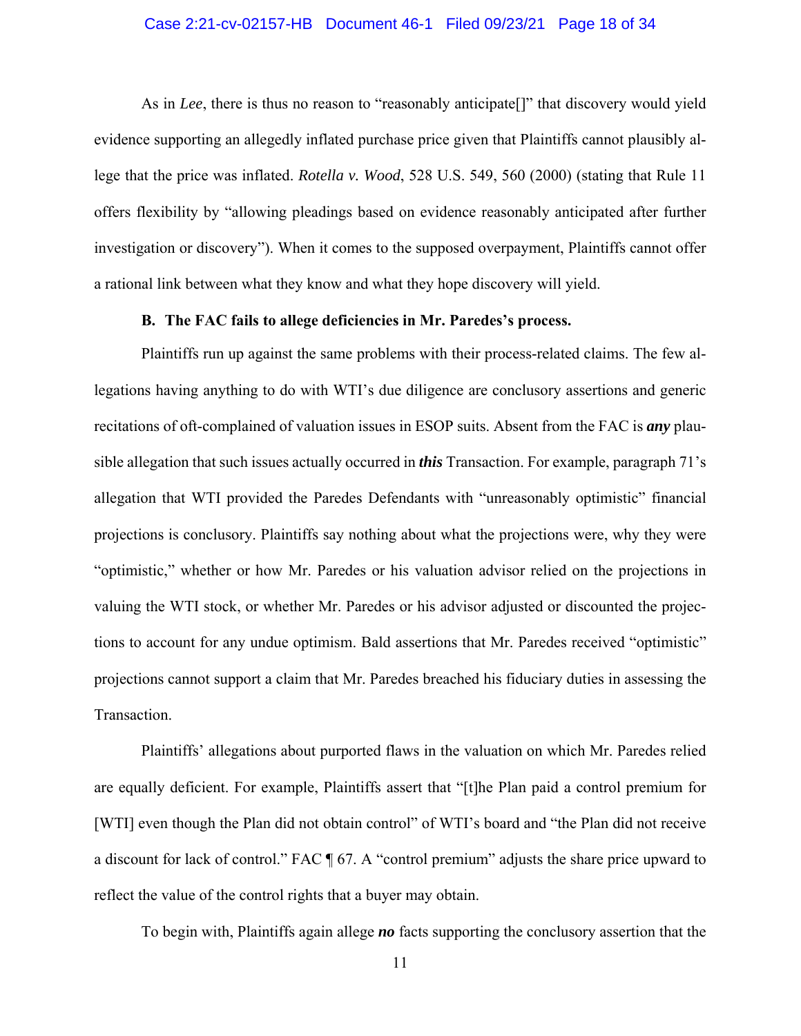As in *Lee*, there is thus no reason to "reasonably anticipate[]" that discovery would yield evidence supporting an allegedly inflated purchase price given that Plaintiffs cannot plausibly allege that the price was inflated. *Rotella v. Wood*, 528 U.S. 549, 560 (2000) (stating that Rule 11 offers flexibility by "allowing pleadings based on evidence reasonably anticipated after further investigation or discovery"). When it comes to the supposed overpayment, Plaintiffs cannot offer a rational link between what they know and what they hope discovery will yield.

### B. The FAC fails to allege deficiencies in Mr. Paredes's process.

Plaintiffs run up against the same problems with their process-related claims. The few allegations having anything to do with WTI's due diligence are conclusory assertions and generic recitations of oft-complained of valuation issues in ESOP suits. Absent from the FAC is ***any*** plausible allegation that such issues actually occurred in ***this*** Transaction. For example, paragraph 71's allegation that WTI provided the Paredes Defendants with "unreasonably optimistic" financial projections is conclusory. Plaintiffs say nothing about what the projections were, why they were "optimistic," whether or how Mr. Paredes or his valuation advisor relied on the projections in valuing the WTI stock, or whether Mr. Paredes or his advisor adjusted or discounted the projections to account for any undue optimism. Bald assertions that Mr. Paredes received "optimistic" projections cannot support a claim that Mr. Paredes breached his fiduciary duties in assessing the Transaction.

Plaintiffs' allegations about purported flaws in the valuation on which Mr. Paredes relied are equally deficient. For example, Plaintiffs assert that "[t]he Plan paid a control premium for [WTI] even though the Plan did not obtain control" of WTI's board and "the Plan did not receive a discount for lack of control." FAC ¶ 67. A "control premium" adjusts the share price upward to reflect the value of the control rights that a buyer may obtain.

To begin with, Plaintiffs again allege ***no*** facts supporting the conclusory assertion that the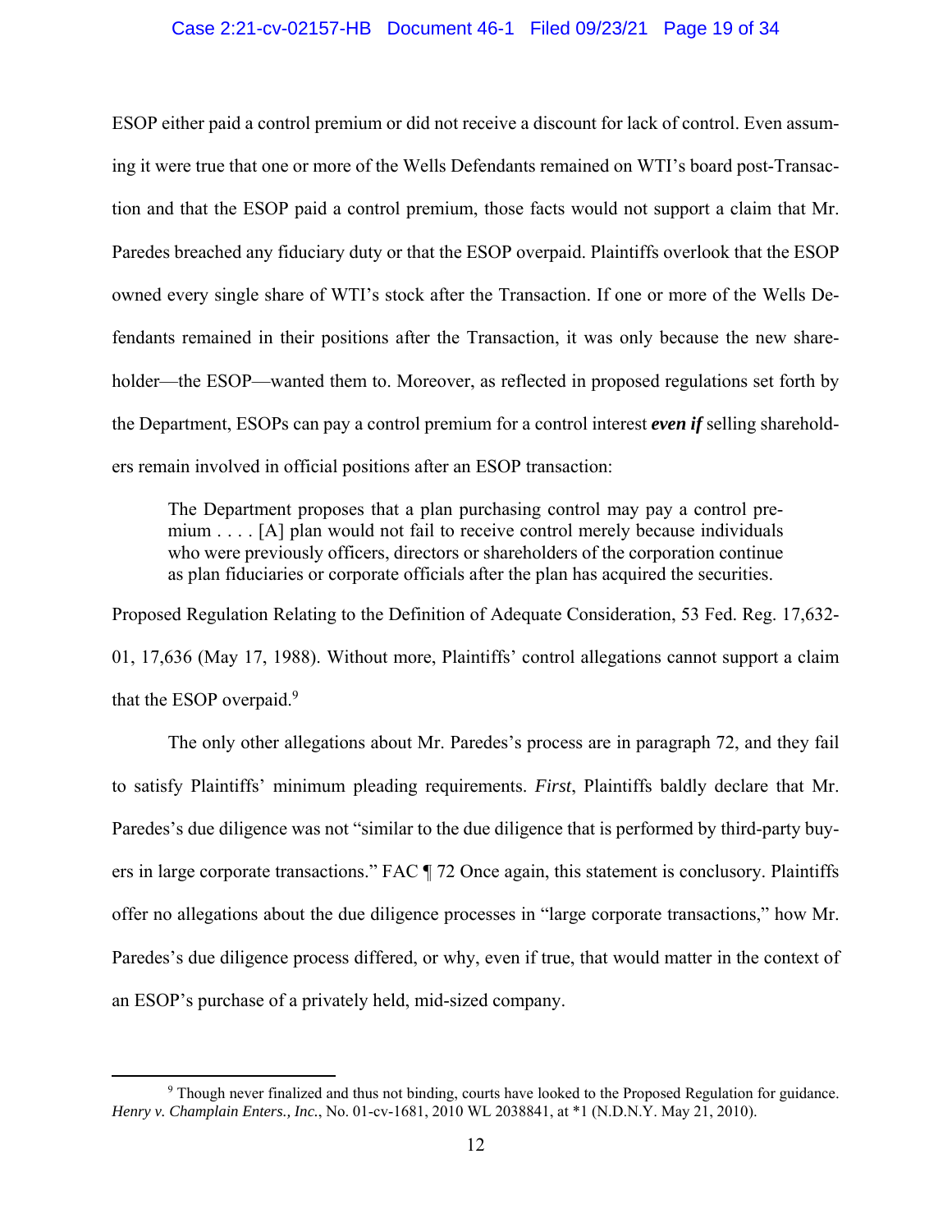ESOP either paid a control premium or did not receive a discount for lack of control. Even assuming it were true that one or more of the Wells Defendants remained on WTI's board post-Transaction and that the ESOP paid a control premium, those facts would not support a claim that Mr. Paredes breached any fiduciary duty or that the ESOP overpaid. Plaintiffs overlook that the ESOP owned every single share of WTI's stock after the Transaction. If one or more of the Wells Defendants remained in their positions after the Transaction, it was only because the new shareholder—the ESOP—wanted them to. Moreover, as reflected in proposed regulations set forth by the Department, ESOPs can pay a control premium for a control interest ***even if*** selling shareholders remain involved in official positions after an ESOP transaction:

> The Department proposes that a plan purchasing control may pay a control premium . . . . [A] plan would not fail to receive control merely because individuals who were previously officers, directors or shareholders of the corporation continue as plan fiduciaries or corporate officials after the plan has acquired the securities.

Proposed Regulation Relating to the Definition of Adequate Consideration, 53 Fed. Reg. 17,632-01, 17,636 (May 17, 1988). Without more, Plaintiffs' control allegations cannot support a claim that the ESOP overpaid.[9]

The only other allegations about Mr. Paredes's process are in paragraph 72, and they fail to satisfy Plaintiffs' minimum pleading requirements. *First*, Plaintiffs baldly declare that Mr. Paredes's due diligence was not "similar to the due diligence that is performed by third-party buyers in large corporate transactions." FAC ¶ 72 Once again, this statement is conclusory. Plaintiffs offer no allegations about the due diligence processes in "large corporate transactions," how Mr. Paredes's due diligence process differed, or why, even if true, that would matter in the context of an ESOP's purchase of a privately held, mid-sized company.

---

[9] Though never finalized and thus not binding, courts have looked to the Proposed Regulation for guidance. *Henry v. Champlain Enters., Inc.*, No. 01-cv-1681, 2010 WL 2038841, at *1 (N.D.N.Y. May 21, 2010).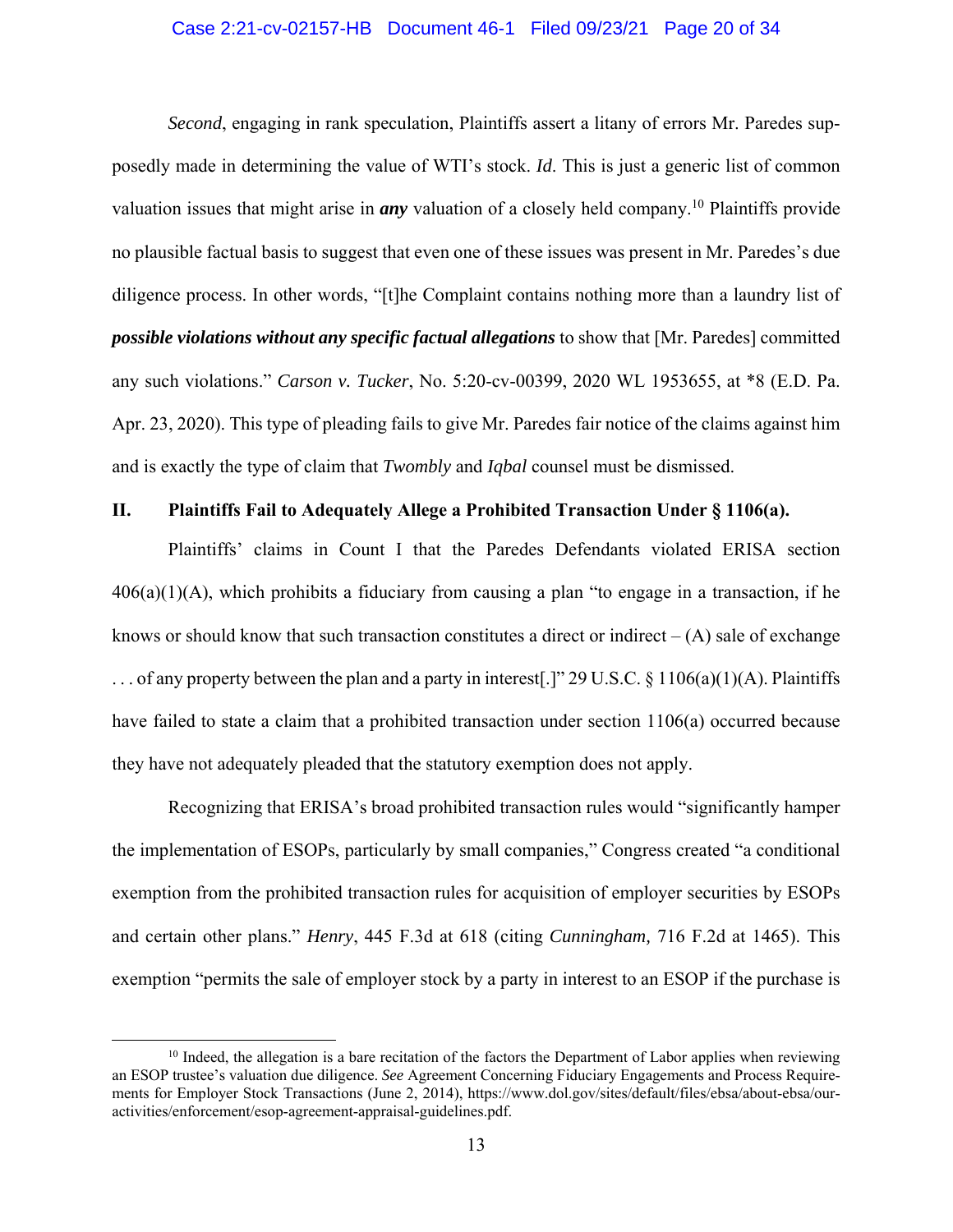*Second*, engaging in rank speculation, Plaintiffs assert a litany of errors Mr. Paredes supposedly made in determining the value of WTI's stock. *Id*. This is just a generic list of common valuation issues that might arise in ***any*** valuation of a closely held company.[10] Plaintiffs provide no plausible factual basis to suggest that even one of these issues was present in Mr. Paredes's due diligence process. In other words, "[t]he Complaint contains nothing more than a laundry list of ***possible violations without any specific factual allegations*** to show that [Mr. Paredes] committed any such violations." *Carson v. Tucker*, No. 5:20-cv-00399, 2020 WL 1953655, at *8 (E.D. Pa. Apr. 23, 2020). This type of pleading fails to give Mr. Paredes fair notice of the claims against him and is exactly the type of claim that *Twombly* and *Iqbal* counsel must be dismissed.

## II. Plaintiffs Fail to Adequately Allege a Prohibited Transaction Under § 1106(a).

Plaintiffs' claims in Count I that the Paredes Defendants violated ERISA section 406(a)(1)(A), which prohibits a fiduciary from causing a plan "to engage in a transaction, if he knows or should know that such transaction constitutes a direct or indirect – (A) sale of exchange . . . of any property between the plan and a party in interest[.]" 29 U.S.C. § 1106(a)(1)(A). Plaintiffs have failed to state a claim that a prohibited transaction under section 1106(a) occurred because they have not adequately pleaded that the statutory exemption does not apply.

Recognizing that ERISA's broad prohibited transaction rules would "significantly hamper the implementation of ESOPs, particularly by small companies," Congress created "a conditional exemption from the prohibited transaction rules for acquisition of employer securities by ESOPs and certain other plans." *Henry*, 445 F.3d at 618 (citing *Cunningham,* 716 F.2d at 1465). This exemption "permits the sale of employer stock by a party in interest to an ESOP if the purchase is

[10] Indeed, the allegation is a bare recitation of the factors the Department of Labor applies when reviewing an ESOP trustee's valuation due diligence. *See* Agreement Concerning Fiduciary Engagements and Process Requirements for Employer Stock Transactions (June 2, 2014), https://www.dol.gov/sites/default/files/ebsa/about-ebsa/our-activities/enforcement/esop-agreement-appraisal-guidelines.pdf.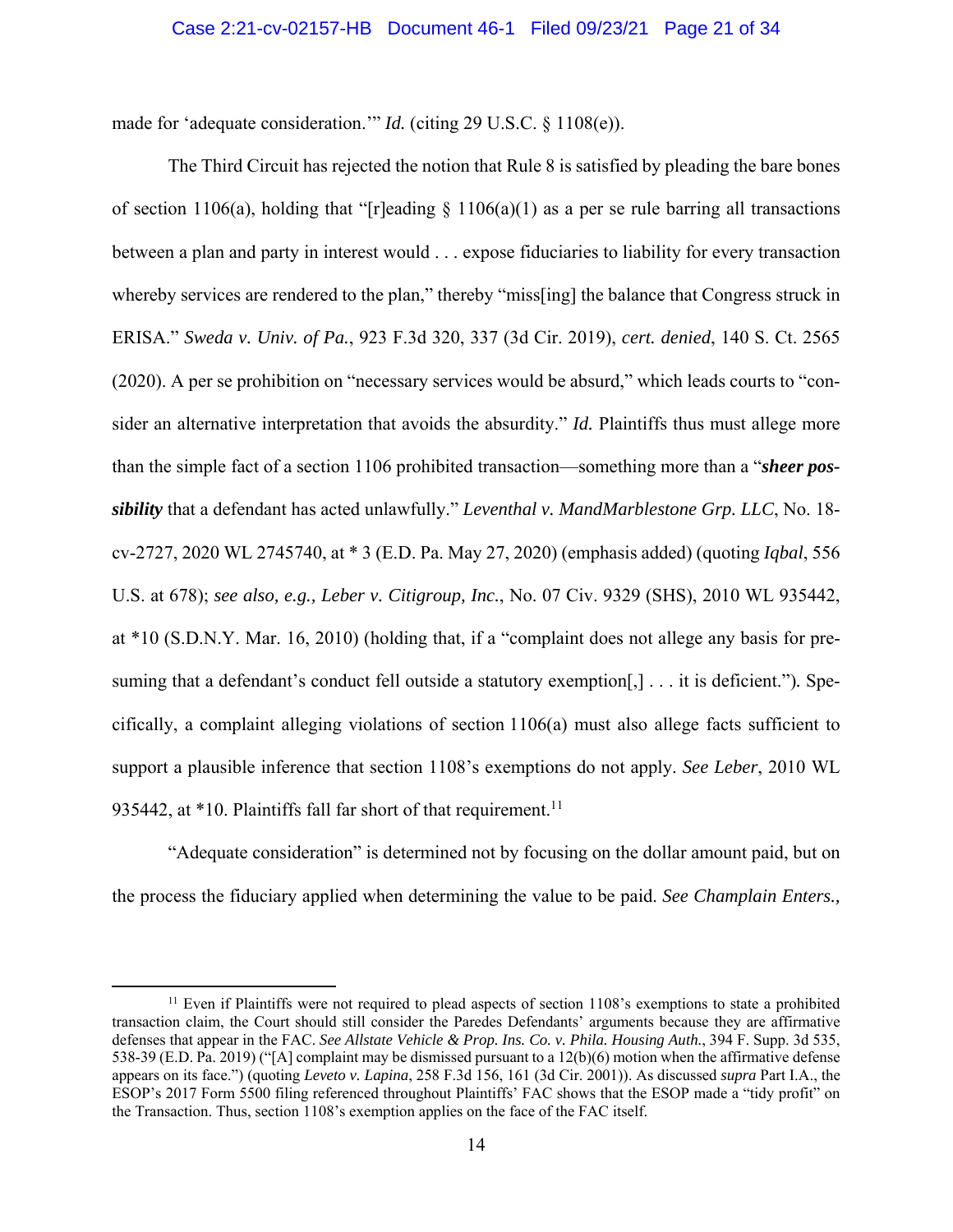made for 'adequate consideration.'" *Id.* (citing 29 U.S.C. § 1108(e)).

The Third Circuit has rejected the notion that Rule 8 is satisfied by pleading the bare bones of section 1106(a), holding that "[r]eading § 1106(a)(1) as a per se rule barring all transactions between a plan and party in interest would . . . expose fiduciaries to liability for every transaction whereby services are rendered to the plan," thereby "miss[ing] the balance that Congress struck in ERISA." *Sweda v. Univ. of Pa.*, 923 F.3d 320, 337 (3d Cir. 2019), *cert. denied*, 140 S. Ct. 2565 (2020). A per se prohibition on "necessary services would be absurd," which leads courts to "consider an alternative interpretation that avoids the absurdity." *Id.* Plaintiffs thus must allege more than the simple fact of a section 1106 prohibited transaction—something more than a "***sheer possibility*** that a defendant has acted unlawfully." *Leventhal v. MandMarblestone Grp. LLC*, No. 18-cv-2727, 2020 WL 2745740, at * 3 (E.D. Pa. May 27, 2020) (emphasis added) (quoting *Iqbal*, 556 U.S. at 678); *see also, e.g., Leber v. Citigroup, Inc.*, No. 07 Civ. 9329 (SHS), 2010 WL 935442, at *10 (S.D.N.Y. Mar. 16, 2010) (holding that, if a "complaint does not allege any basis for presuming that a defendant's conduct fell outside a statutory exemption[,] . . . it is deficient."). Specifically, a complaint alleging violations of section 1106(a) must also allege facts sufficient to support a plausible inference that section 1108's exemptions do not apply. *See Leber*, 2010 WL 935442, at *10. Plaintiffs fall far short of that requirement.[11]

"Adequate consideration" is determined not by focusing on the dollar amount paid, but on the process the fiduciary applied when determining the value to be paid. *See Champlain Enters.,*

---

[11] Even if Plaintiffs were not required to plead aspects of section 1108's exemptions to state a prohibited transaction claim, the Court should still consider the Paredes Defendants' arguments because they are affirmative defenses that appear in the FAC. *See Allstate Vehicle & Prop. Ins. Co. v. Phila. Housing Auth.*, 394 F. Supp. 3d 535, 538-39 (E.D. Pa. 2019) ("[A] complaint may be dismissed pursuant to a 12(b)(6) motion when the affirmative defense appears on its face.") (quoting *Leveto v. Lapina*, 258 F.3d 156, 161 (3d Cir. 2001)). As discussed *supra* Part I.A., the ESOP's 2017 Form 5500 filing referenced throughout Plaintiffs' FAC shows that the ESOP made a "tidy profit" on the Transaction. Thus, section 1108's exemption applies on the face of the FAC itself.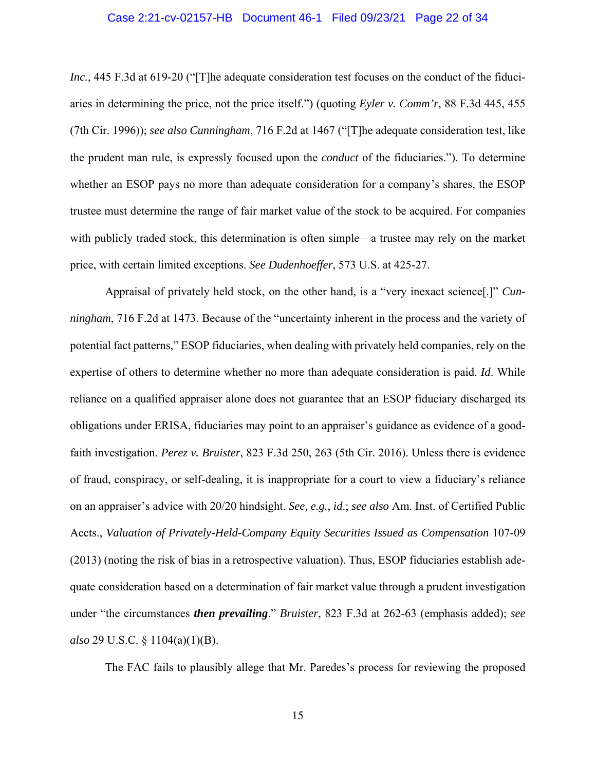*Inc.*, 445 F.3d at 619-20 ("[T]he adequate consideration test focuses on the conduct of the fiduciaries in determining the price, not the price itself.") (quoting *Eyler v. Comm'r*, 88 F.3d 445, 455 (7th Cir. 1996)); *see also Cunningham*, 716 F.2d at 1467 ("[T]he adequate consideration test, like the prudent man rule, is expressly focused upon the *conduct* of the fiduciaries."). To determine whether an ESOP pays no more than adequate consideration for a company's shares, the ESOP trustee must determine the range of fair market value of the stock to be acquired. For companies with publicly traded stock, this determination is often simple—a trustee may rely on the market price, with certain limited exceptions. *See Dudenhoeffer*, 573 U.S. at 425-27.

Appraisal of privately held stock, on the other hand, is a "very inexact science[.]" *Cunningham*, 716 F.2d at 1473. Because of the "uncertainty inherent in the process and the variety of potential fact patterns," ESOP fiduciaries, when dealing with privately held companies, rely on the expertise of others to determine whether no more than adequate consideration is paid. *Id*. While reliance on a qualified appraiser alone does not guarantee that an ESOP fiduciary discharged its obligations under ERISA, fiduciaries may point to an appraiser's guidance as evidence of a good-faith investigation. *Perez v. Bruister*, 823 F.3d 250, 263 (5th Cir. 2016). Unless there is evidence of fraud, conspiracy, or self-dealing, it is inappropriate for a court to view a fiduciary's reliance on an appraiser's advice with 20/20 hindsight. *See, e.g.*, *id*.; *see also* Am. Inst. of Certified Public Accts., *Valuation of Privately-Held-Company Equity Securities Issued as Compensation* 107-09 (2013) (noting the risk of bias in a retrospective valuation). Thus, ESOP fiduciaries establish adequate consideration based on a determination of fair market value through a prudent investigation under "the circumstances ***then prevailing***." *Bruister*, 823 F.3d at 262-63 (emphasis added); *see also* 29 U.S.C. § 1104(a)(1)(B).

The FAC fails to plausibly allege that Mr. Paredes's process for reviewing the proposed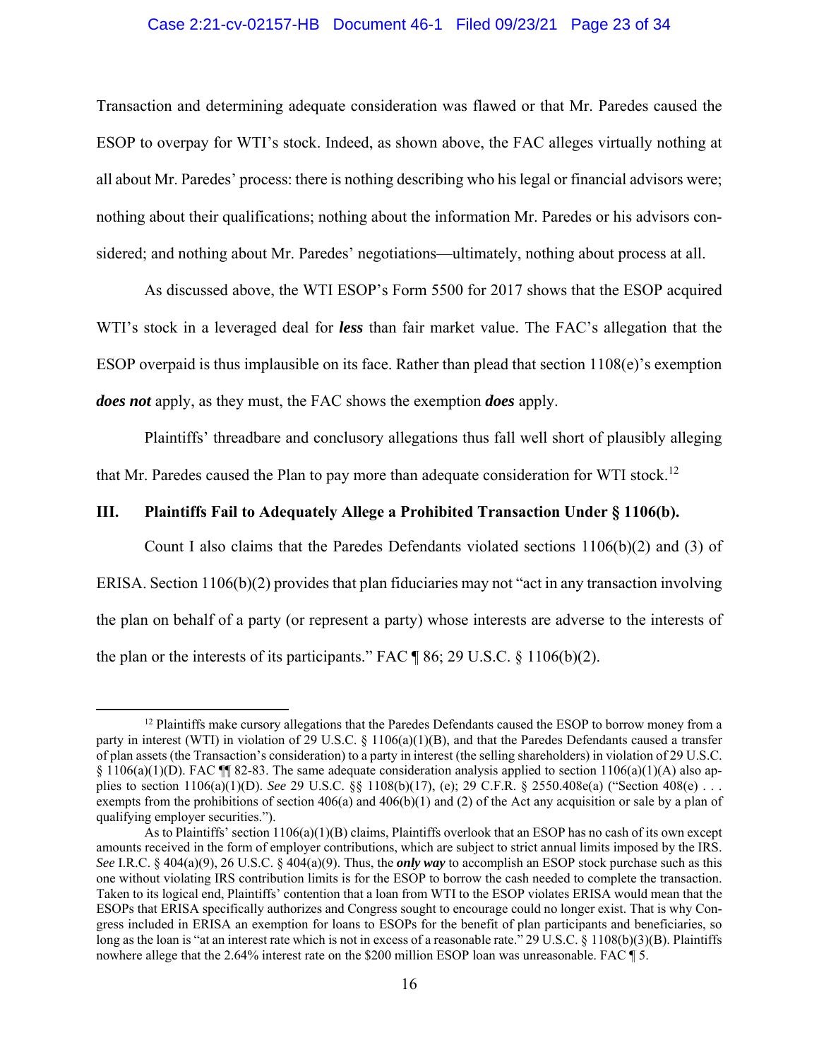Transaction and determining adequate consideration was flawed or that Mr. Paredes caused the ESOP to overpay for WTI's stock. Indeed, as shown above, the FAC alleges virtually nothing at all about Mr. Paredes' process: there is nothing describing who his legal or financial advisors were; nothing about their qualifications; nothing about the information Mr. Paredes or his advisors considered; and nothing about Mr. Paredes' negotiations—ultimately, nothing about process at all.

As discussed above, the WTI ESOP's Form 5500 for 2017 shows that the ESOP acquired WTI's stock in a leveraged deal for ***less*** than fair market value. The FAC's allegation that the ESOP overpaid is thus implausible on its face. Rather than plead that section 1108(e)'s exemption ***does not*** apply, as they must, the FAC shows the exemption ***does*** apply.

Plaintiffs' threadbare and conclusory allegations thus fall well short of plausibly alleging that Mr. Paredes caused the Plan to pay more than adequate consideration for WTI stock.[12]

## III. Plaintiffs Fail to Adequately Allege a Prohibited Transaction Under § 1106(b).

Count I also claims that the Paredes Defendants violated sections 1106(b)(2) and (3) of ERISA. Section 1106(b)(2) provides that plan fiduciaries may not "act in any transaction involving the plan on behalf of a party (or represent a party) whose interests are adverse to the interests of the plan or the interests of its participants." FAC ¶ 86; 29 U.S.C. § 1106(b)(2).

---

[12] Plaintiffs make cursory allegations that the Paredes Defendants caused the ESOP to borrow money from a party in interest (WTI) in violation of 29 U.S.C. § 1106(a)(1)(B), and that the Paredes Defendants caused a transfer of plan assets (the Transaction's consideration) to a party in interest (the selling shareholders) in violation of 29 U.S.C. § 1106(a)(1)(D). FAC ¶¶ 82-83. The same adequate consideration analysis applied to section 1106(a)(1)(A) also applies to section 1106(a)(1)(D). *See* 29 U.S.C. §§ 1108(b)(17), (e); 29 C.F.R. § 2550.408e(a) ("Section 408(e) . . . exempts from the prohibitions of section 406(a) and 406(b)(1) and (2) of the Act any acquisition or sale by a plan of qualifying employer securities.").

As to Plaintiffs' section 1106(a)(1)(B) claims, Plaintiffs overlook that an ESOP has no cash of its own except amounts received in the form of employer contributions, which are subject to strict annual limits imposed by the IRS. *See* I.R.C. § 404(a)(9), 26 U.S.C. § 404(a)(9). Thus, the ***only way*** to accomplish an ESOP stock purchase such as this one without violating IRS contribution limits is for the ESOP to borrow the cash needed to complete the transaction. Taken to its logical end, Plaintiffs' contention that a loan from WTI to the ESOP violates ERISA would mean that the ESOPs that ERISA specifically authorizes and Congress sought to encourage could no longer exist. That is why Congress included in ERISA an exemption for loans to ESOPs for the benefit of plan participants and beneficiaries, so long as the loan is "at an interest rate which is not in excess of a reasonable rate." 29 U.S.C. § 1108(b)(3)(B). Plaintiffs nowhere allege that the 2.64% interest rate on the $200 million ESOP loan was unreasonable. FAC ¶ 5.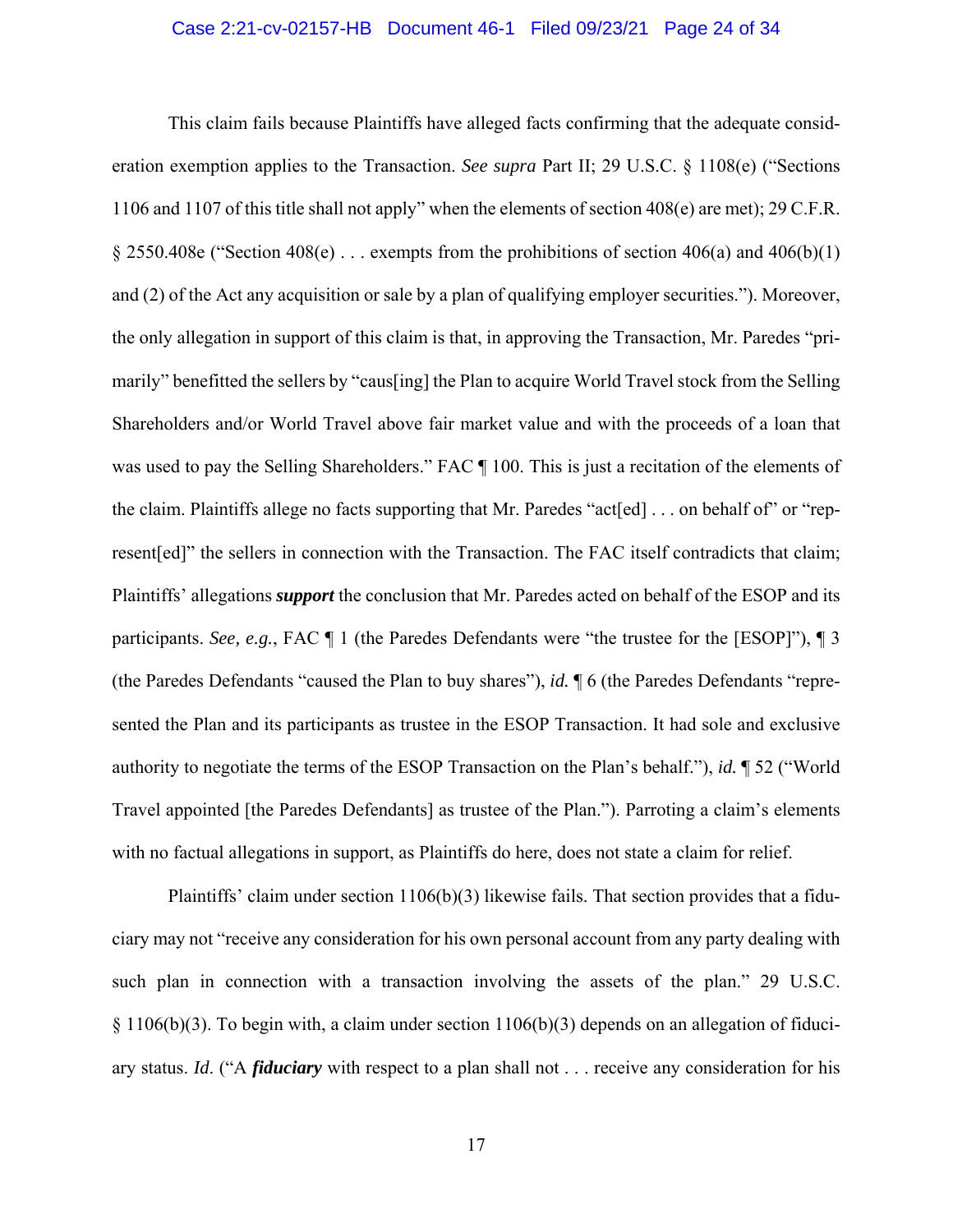This claim fails because Plaintiffs have alleged facts confirming that the adequate consideration exemption applies to the Transaction. *See supra* Part II; 29 U.S.C. § 1108(e) ("Sections 1106 and 1107 of this title shall not apply" when the elements of section 408(e) are met); 29 C.F.R. § 2550.408e ("Section 408(e) . . . exempts from the prohibitions of section 406(a) and 406(b)(1) and (2) of the Act any acquisition or sale by a plan of qualifying employer securities."). Moreover, the only allegation in support of this claim is that, in approving the Transaction, Mr. Paredes "primarily" benefitted the sellers by "caus[ing] the Plan to acquire World Travel stock from the Selling Shareholders and/or World Travel above fair market value and with the proceeds of a loan that was used to pay the Selling Shareholders." FAC ¶ 100. This is just a recitation of the elements of the claim. Plaintiffs allege no facts supporting that Mr. Paredes "act[ed] . . . on behalf of" or "represent[ed]" the sellers in connection with the Transaction. The FAC itself contradicts that claim; Plaintiffs' allegations ***support*** the conclusion that Mr. Paredes acted on behalf of the ESOP and its participants. *See, e.g.*, FAC ¶ 1 (the Paredes Defendants were "the trustee for the [ESOP]"), ¶ 3 (the Paredes Defendants "caused the Plan to buy shares"), *id.* ¶ 6 (the Paredes Defendants "represented the Plan and its participants as trustee in the ESOP Transaction. It had sole and exclusive authority to negotiate the terms of the ESOP Transaction on the Plan's behalf."), *id.* ¶ 52 ("World Travel appointed [the Paredes Defendants] as trustee of the Plan."). Parroting a claim's elements with no factual allegations in support, as Plaintiffs do here, does not state a claim for relief.

Plaintiffs' claim under section 1106(b)(3) likewise fails. That section provides that a fiduciary may not "receive any consideration for his own personal account from any party dealing with such plan in connection with a transaction involving the assets of the plan." 29 U.S.C. § 1106(b)(3). To begin with, a claim under section 1106(b)(3) depends on an allegation of fiduciary status. *Id.* ("A ***fiduciary*** with respect to a plan shall not . . . receive any consideration for his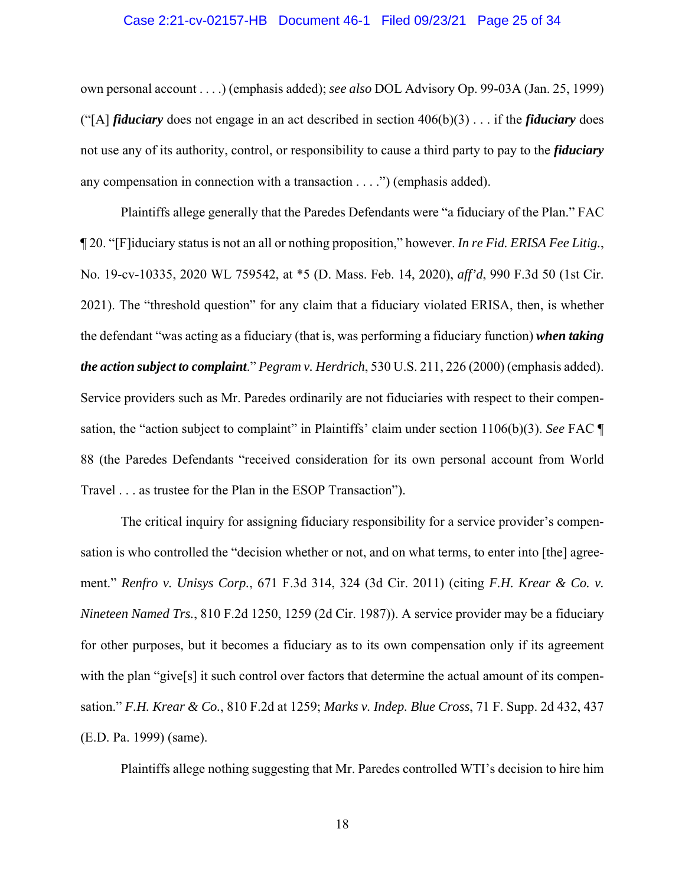own personal account . . . .) (emphasis added); *see also* DOL Advisory Op. 99-03A (Jan. 25, 1999) ("[A] ***fiduciary*** does not engage in an act described in section 406(b)(3) . . . if the ***fiduciary*** does not use any of its authority, control, or responsibility to cause a third party to pay to the ***fiduciary*** any compensation in connection with a transaction . . . .") (emphasis added).

Plaintiffs allege generally that the Paredes Defendants were "a fiduciary of the Plan." FAC ¶ 20. "[F]iduciary status is not an all or nothing proposition," however. *In re Fid. ERISA Fee Litig.*, No. 19-cv-10335, 2020 WL 759542, at *5 (D. Mass. Feb. 14, 2020), *aff'd*, 990 F.3d 50 (1st Cir. 2021). The "threshold question" for any claim that a fiduciary violated ERISA, then, is whether the defendant "was acting as a fiduciary (that is, was performing a fiduciary function) ***when taking the action subject to complaint***." *Pegram v. Herdrich*, 530 U.S. 211, 226 (2000) (emphasis added). Service providers such as Mr. Paredes ordinarily are not fiduciaries with respect to their compensation, the "action subject to complaint" in Plaintiffs' claim under section 1106(b)(3). *See* FAC ¶ 88 (the Paredes Defendants "received consideration for its own personal account from World Travel . . . as trustee for the Plan in the ESOP Transaction").

The critical inquiry for assigning fiduciary responsibility for a service provider's compensation is who controlled the "decision whether or not, and on what terms, to enter into [the] agreement." *Renfro v. Unisys Corp.*, 671 F.3d 314, 324 (3d Cir. 2011) (citing *F.H. Krear & Co. v. Nineteen Named Trs.*, 810 F.2d 1250, 1259 (2d Cir. 1987)). A service provider may be a fiduciary for other purposes, but it becomes a fiduciary as to its own compensation only if its agreement with the plan "give[s] it such control over factors that determine the actual amount of its compensation." *F.H. Krear & Co.*, 810 F.2d at 1259; *Marks v. Indep. Blue Cross*, 71 F. Supp. 2d 432, 437 (E.D. Pa. 1999) (same).

Plaintiffs allege nothing suggesting that Mr. Paredes controlled WTI's decision to hire him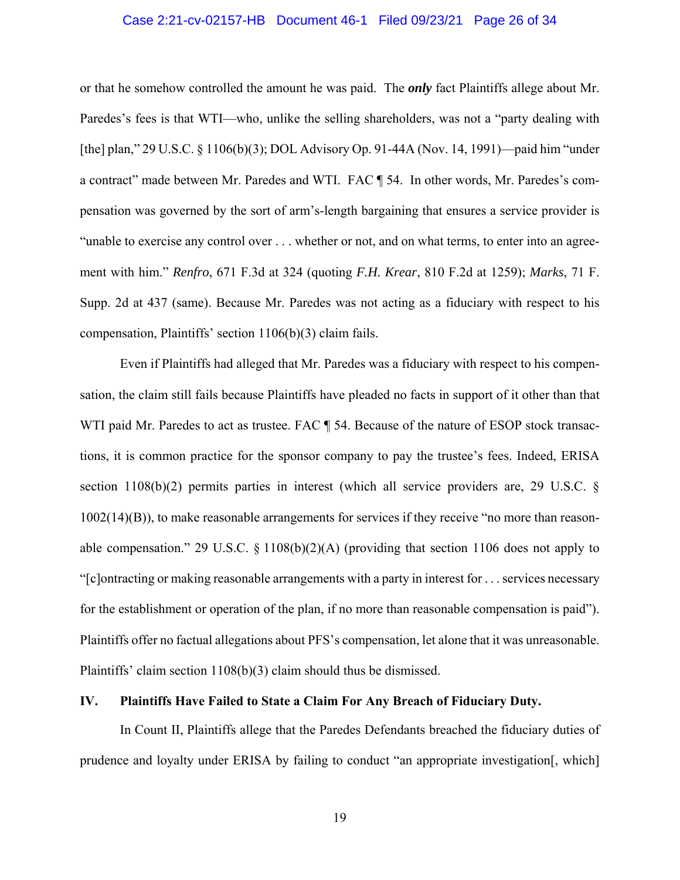or that he somehow controlled the amount he was paid. The ***only*** fact Plaintiffs allege about Mr. Paredes's fees is that WTI—who, unlike the selling shareholders, was not a "party dealing with [the] plan," 29 U.S.C. § 1106(b)(3); DOL Advisory Op. 91-44A (Nov. 14, 1991)—paid him "under a contract" made between Mr. Paredes and WTI. FAC ¶ 54. In other words, Mr. Paredes's compensation was governed by the sort of arm's-length bargaining that ensures a service provider is "unable to exercise any control over . . . whether or not, and on what terms, to enter into an agreement with him." *Renfro*, 671 F.3d at 324 (quoting *F.H. Krear*, 810 F.2d at 1259); *Marks*, 71 F. Supp. 2d at 437 (same). Because Mr. Paredes was not acting as a fiduciary with respect to his compensation, Plaintiffs' section 1106(b)(3) claim fails.

Even if Plaintiffs had alleged that Mr. Paredes was a fiduciary with respect to his compensation, the claim still fails because Plaintiffs have pleaded no facts in support of it other than that WTI paid Mr. Paredes to act as trustee. FAC ¶ 54. Because of the nature of ESOP stock transactions, it is common practice for the sponsor company to pay the trustee's fees. Indeed, ERISA section 1108(b)(2) permits parties in interest (which all service providers are, 29 U.S.C. § 1002(14)(B)), to make reasonable arrangements for services if they receive "no more than reasonable compensation." 29 U.S.C. § 1108(b)(2)(A) (providing that section 1106 does not apply to "[c]ontracting or making reasonable arrangements with a party in interest for . . . services necessary for the establishment or operation of the plan, if no more than reasonable compensation is paid"). Plaintiffs offer no factual allegations about PFS's compensation, let alone that it was unreasonable. Plaintiffs' claim section 1108(b)(3) claim should thus be dismissed.

## IV. Plaintiffs Have Failed to State a Claim For Any Breach of Fiduciary Duty.

In Count II, Plaintiffs allege that the Paredes Defendants breached the fiduciary duties of prudence and loyalty under ERISA by failing to conduct "an appropriate investigation[, which]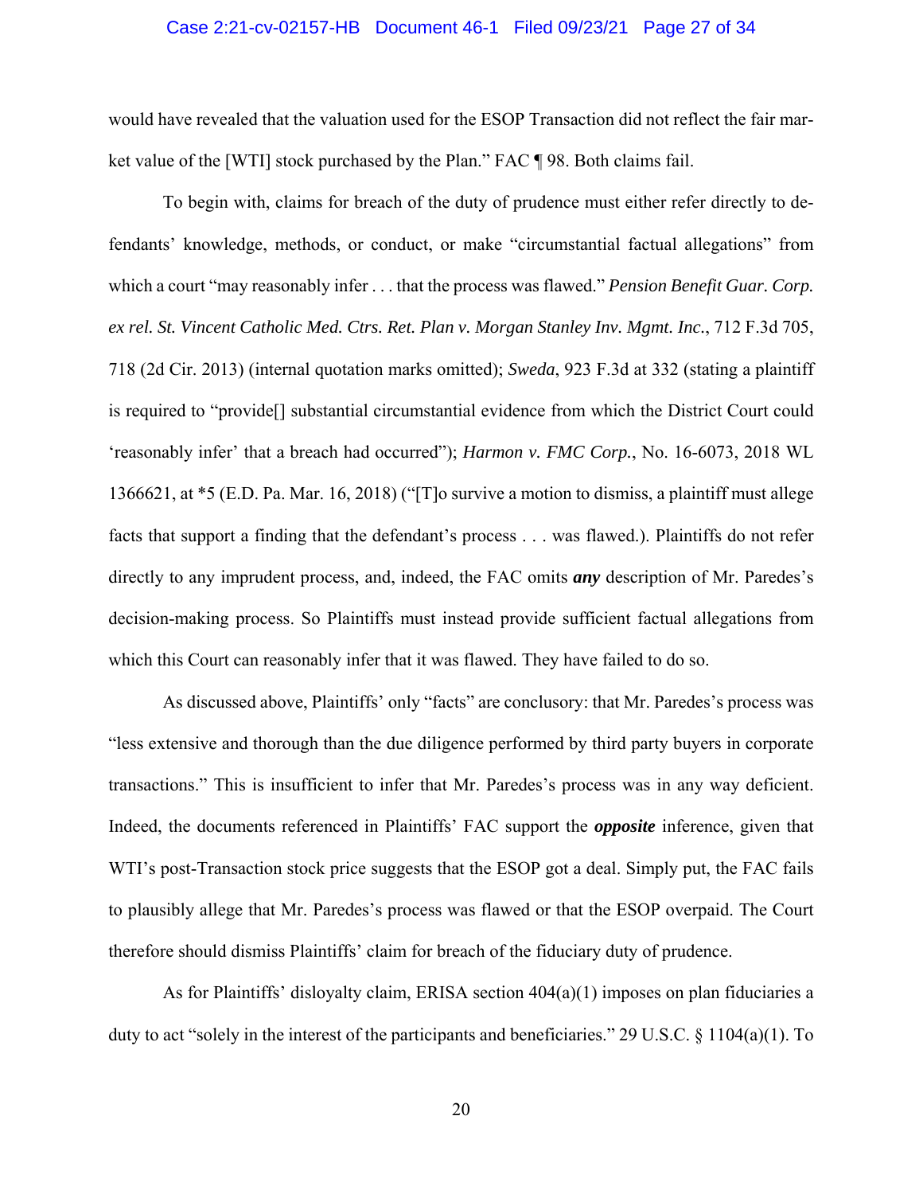would have revealed that the valuation used for the ESOP Transaction did not reflect the fair market value of the [WTI] stock purchased by the Plan." FAC ¶ 98. Both claims fail.

To begin with, claims for breach of the duty of prudence must either refer directly to defendants' knowledge, methods, or conduct, or make "circumstantial factual allegations" from which a court "may reasonably infer . . . that the process was flawed." *Pension Benefit Guar. Corp. ex rel. St. Vincent Catholic Med. Ctrs. Ret. Plan v. Morgan Stanley Inv. Mgmt. Inc.*, 712 F.3d 705, 718 (2d Cir. 2013) (internal quotation marks omitted); *Sweda*, 923 F.3d at 332 (stating a plaintiff is required to "provide[] substantial circumstantial evidence from which the District Court could 'reasonably infer' that a breach had occurred"); *Harmon v. FMC Corp.*, No. 16-6073, 2018 WL 1366621, at *5 (E.D. Pa. Mar. 16, 2018) ("[T]o survive a motion to dismiss, a plaintiff must allege facts that support a finding that the defendant's process . . . was flawed.). Plaintiffs do not refer directly to any imprudent process, and, indeed, the FAC omits ***any*** description of Mr. Paredes's decision-making process. So Plaintiffs must instead provide sufficient factual allegations from which this Court can reasonably infer that it was flawed. They have failed to do so.

As discussed above, Plaintiffs' only "facts" are conclusory: that Mr. Paredes's process was "less extensive and thorough than the due diligence performed by third party buyers in corporate transactions." This is insufficient to infer that Mr. Paredes's process was in any way deficient. Indeed, the documents referenced in Plaintiffs' FAC support the ***opposite*** inference, given that WTI's post-Transaction stock price suggests that the ESOP got a deal. Simply put, the FAC fails to plausibly allege that Mr. Paredes's process was flawed or that the ESOP overpaid. The Court therefore should dismiss Plaintiffs' claim for breach of the fiduciary duty of prudence.

As for Plaintiffs' disloyalty claim, ERISA section 404(a)(1) imposes on plan fiduciaries a duty to act "solely in the interest of the participants and beneficiaries." 29 U.S.C. § 1104(a)(1). To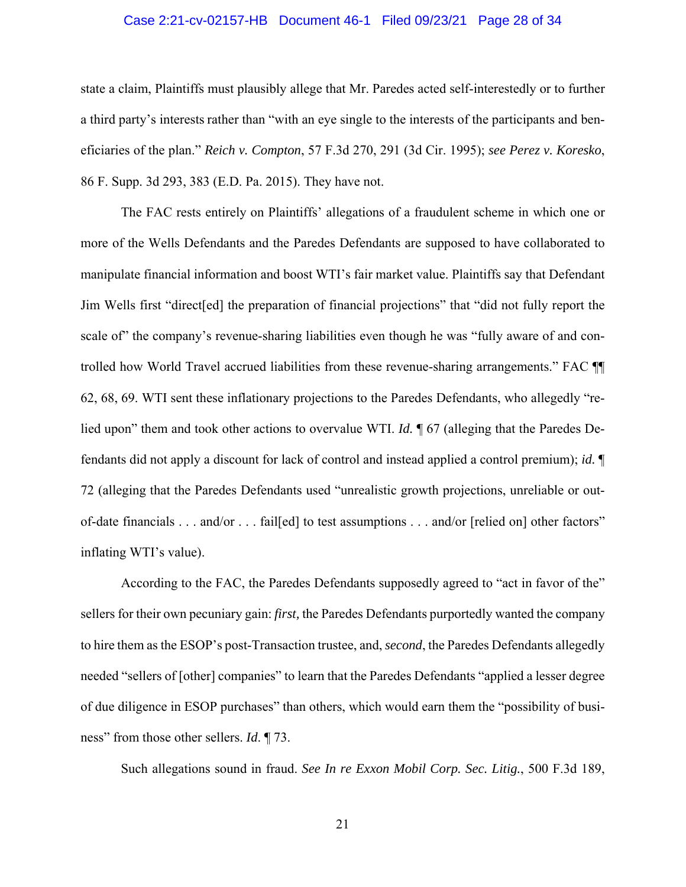state a claim, Plaintiffs must plausibly allege that Mr. Paredes acted self-interestedly or to further a third party's interests rather than "with an eye single to the interests of the participants and beneficiaries of the plan." *Reich v. Compton*, 57 F.3d 270, 291 (3d Cir. 1995); *see Perez v. Koresko*, 86 F. Supp. 3d 293, 383 (E.D. Pa. 2015). They have not.

The FAC rests entirely on Plaintiffs' allegations of a fraudulent scheme in which one or more of the Wells Defendants and the Paredes Defendants are supposed to have collaborated to manipulate financial information and boost WTI's fair market value. Plaintiffs say that Defendant Jim Wells first "direct[ed] the preparation of financial projections" that "did not fully report the scale of" the company's revenue-sharing liabilities even though he was "fully aware of and controlled how World Travel accrued liabilities from these revenue-sharing arrangements." FAC ¶¶ 62, 68, 69. WTI sent these inflationary projections to the Paredes Defendants, who allegedly "relied upon" them and took other actions to overvalue WTI. *Id.* ¶ 67 (alleging that the Paredes Defendants did not apply a discount for lack of control and instead applied a control premium); *id.* ¶ 72 (alleging that the Paredes Defendants used "unrealistic growth projections, unreliable or out-of-date financials . . . and/or . . . fail[ed] to test assumptions . . . and/or [relied on] other factors" inflating WTI's value).

According to the FAC, the Paredes Defendants supposedly agreed to "act in favor of the" sellers for their own pecuniary gain: *first,* the Paredes Defendants purportedly wanted the company to hire them as the ESOP's post-Transaction trustee, and, *second*, the Paredes Defendants allegedly needed "sellers of [other] companies" to learn that the Paredes Defendants "applied a lesser degree of due diligence in ESOP purchases" than others, which would earn them the "possibility of business" from those other sellers. *Id.* ¶ 73.

Such allegations sound in fraud. *See In re Exxon Mobil Corp. Sec. Litig.*, 500 F.3d 189,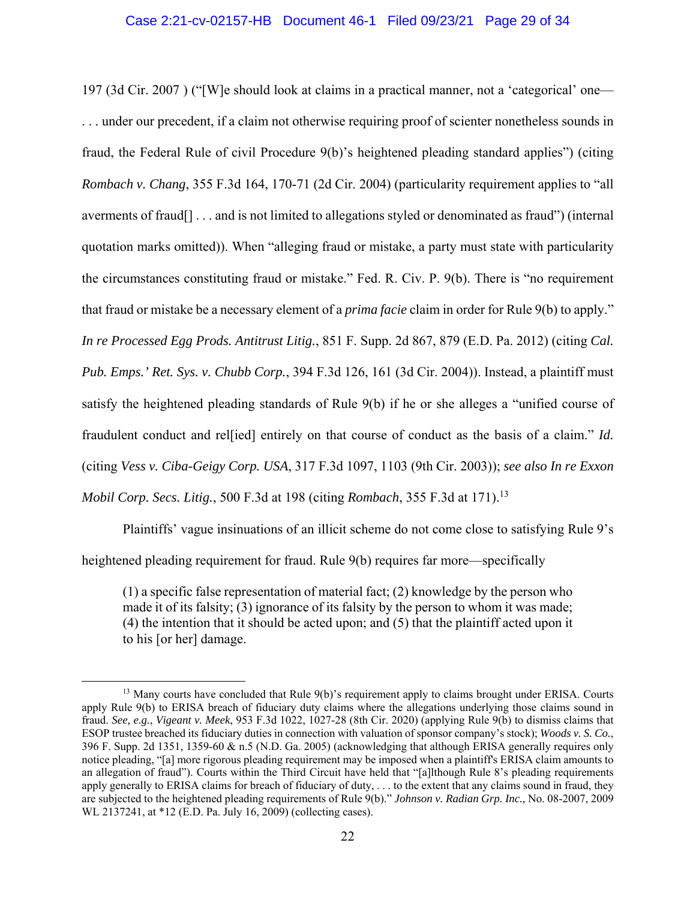197 (3d Cir. 2007 ) ("[W]e should look at claims in a practical manner, not a 'categorical' one— . . . under our precedent, if a claim not otherwise requiring proof of scienter nonetheless sounds in fraud, the Federal Rule of civil Procedure 9(b)'s heightened pleading standard applies") (citing *Rombach v. Chang*, 355 F.3d 164, 170-71 (2d Cir. 2004) (particularity requirement applies to "all averments of fraud[] . . . and is not limited to allegations styled or denominated as fraud") (internal quotation marks omitted)). When "alleging fraud or mistake, a party must state with particularity the circumstances constituting fraud or mistake." Fed. R. Civ. P. 9(b). There is "no requirement that fraud or mistake be a necessary element of a *prima facie* claim in order for Rule 9(b) to apply." *In re Processed Egg Prods. Antitrust Litig.*, 851 F. Supp. 2d 867, 879 (E.D. Pa. 2012) (citing *Cal. Pub. Emps.' Ret. Sys. v. Chubb Corp.*, 394 F.3d 126, 161 (3d Cir. 2004)). Instead, a plaintiff must satisfy the heightened pleading standards of Rule 9(b) if he or she alleges a "unified course of fraudulent conduct and rel[ied] entirely on that course of conduct as the basis of a claim." *Id.* (citing *Vess v. Ciba-Geigy Corp. USA*, 317 F.3d 1097, 1103 (9th Cir. 2003)); *see also In re Exxon Mobil Corp. Secs. Litig.*, 500 F.3d at 198 (citing *Rombach*, 355 F.3d at 171).[13]

Plaintiffs' vague insinuations of an illicit scheme do not come close to satisfying Rule 9's heightened pleading requirement for fraud. Rule 9(b) requires far more—specifically

> (1) a specific false representation of material fact; (2) knowledge by the person who made it of its falsity; (3) ignorance of its falsity by the person to whom it was made; (4) the intention that it should be acted upon; and (5) that the plaintiff acted upon it to his [or her] damage.

---

[13] Many courts have concluded that Rule 9(b)'s requirement apply to claims brought under ERISA. Courts apply Rule 9(b) to ERISA breach of fiduciary duty claims where the allegations underlying those claims sound in fraud. *See, e.g.*, *Vigeant v. Meek*, 953 F.3d 1022, 1027-28 (8th Cir. 2020) (applying Rule 9(b) to dismiss claims that ESOP trustee breached its fiduciary duties in connection with valuation of sponsor company's stock); *Woods v. S. Co.*, 396 F. Supp. 2d 1351, 1359-60 & n.5 (N.D. Ga. 2005) (acknowledging that although ERISA generally requires only notice pleading, "[a] more rigorous pleading requirement may be imposed when a plaintiff's ERISA claim amounts to an allegation of fraud"). Courts within the Third Circuit have held that "[a]lthough Rule 8's pleading requirements apply generally to ERISA claims for breach of fiduciary duty, . . . to the extent that any claims sound in fraud, they are subjected to the heightened pleading requirements of Rule 9(b)." *Johnson v. Radian Grp. Inc.*, No. 08-2007, 2009 WL 2137241, at *12 (E.D. Pa. July 16, 2009) (collecting cases).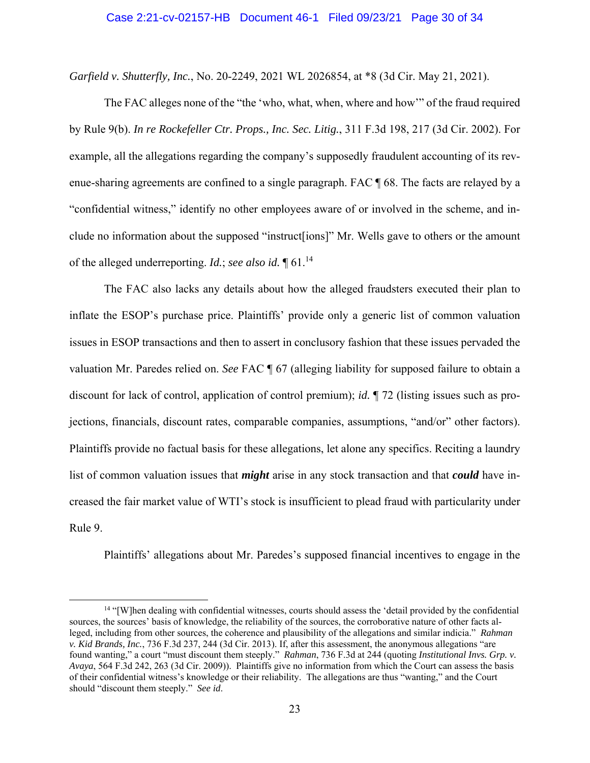*Garfield v. Shutterfly, Inc.*, No. 20-2249, 2021 WL 2026854, at *8 (3d Cir. May 21, 2021).

The FAC alleges none of the "the 'who, what, when, where and how'" of the fraud required by Rule 9(b). *In re Rockefeller Ctr. Props., Inc. Sec. Litig.*, 311 F.3d 198, 217 (3d Cir. 2002). For example, all the allegations regarding the company's supposedly fraudulent accounting of its revenue-sharing agreements are confined to a single paragraph. FAC ¶ 68. The facts are relayed by a "confidential witness," identify no other employees aware of or involved in the scheme, and include no information about the supposed "instruct[ions]" Mr. Wells gave to others or the amount of the alleged underreporting. *Id.*; *see also id.* ¶ 61.[14]

The FAC also lacks any details about how the alleged fraudsters executed their plan to inflate the ESOP's purchase price. Plaintiffs' provide only a generic list of common valuation issues in ESOP transactions and then to assert in conclusory fashion that these issues pervaded the valuation Mr. Paredes relied on. *See* FAC ¶ 67 (alleging liability for supposed failure to obtain a discount for lack of control, application of control premium); *id.* ¶ 72 (listing issues such as projections, financials, discount rates, comparable companies, assumptions, "and/or" other factors). Plaintiffs provide no factual basis for these allegations, let alone any specifics. Reciting a laundry list of common valuation issues that ***might*** arise in any stock transaction and that ***could*** have increased the fair market value of WTI's stock is insufficient to plead fraud with particularity under Rule 9.

Plaintiffs' allegations about Mr. Paredes's supposed financial incentives to engage in the

---

[14] "[W]hen dealing with confidential witnesses, courts should assess the 'detail provided by the confidential sources, the sources' basis of knowledge, the reliability of the sources, the corroborative nature of other facts alleged, including from other sources, the coherence and plausibility of the allegations and similar indicia." *Rahman v. Kid Brands, Inc.*, 736 F.3d 237, 244 (3d Cir. 2013). If, after this assessment, the anonymous allegations "are found wanting," a court "must discount them steeply." *Rahman*, 736 F.3d at 244 (quoting *Institutional Invs. Grp. v. Avaya*, 564 F.3d 242, 263 (3d Cir. 2009)). Plaintiffs give no information from which the Court can assess the basis of their confidential witness's knowledge or their reliability. The allegations are thus "wanting," and the Court should "discount them steeply." *See id*.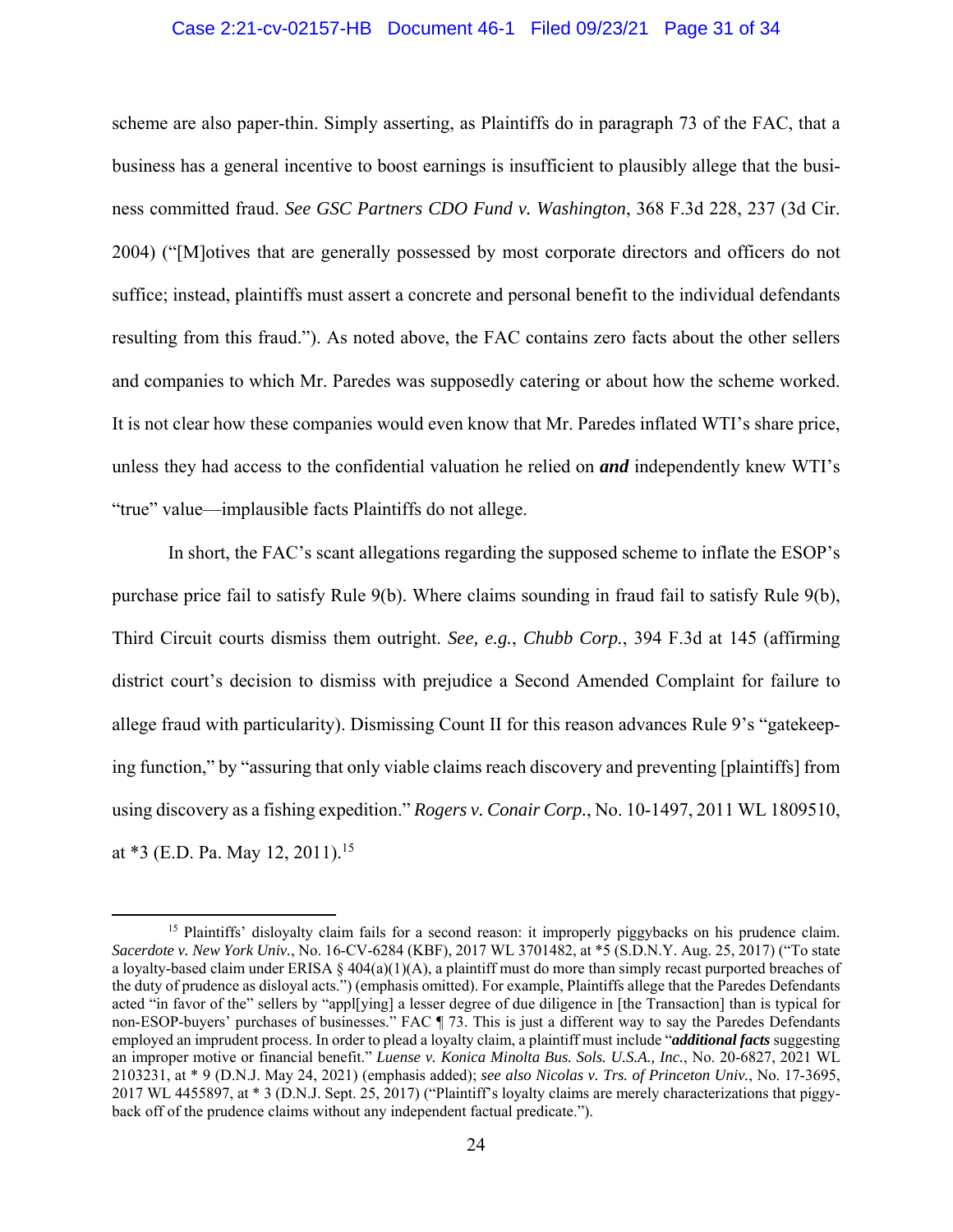scheme are also paper-thin. Simply asserting, as Plaintiffs do in paragraph 73 of the FAC, that a business has a general incentive to boost earnings is insufficient to plausibly allege that the business committed fraud. *See GSC Partners CDO Fund v. Washington*, 368 F.3d 228, 237 (3d Cir. 2004) ("[M]otives that are generally possessed by most corporate directors and officers do not suffice; instead, plaintiffs must assert a concrete and personal benefit to the individual defendants resulting from this fraud."). As noted above, the FAC contains zero facts about the other sellers and companies to which Mr. Paredes was supposedly catering or about how the scheme worked. It is not clear how these companies would even know that Mr. Paredes inflated WTI's share price, unless they had access to the confidential valuation he relied on ***and*** independently knew WTI's "true" value—implausible facts Plaintiffs do not allege.

In short, the FAC's scant allegations regarding the supposed scheme to inflate the ESOP's purchase price fail to satisfy Rule 9(b). Where claims sounding in fraud fail to satisfy Rule 9(b), Third Circuit courts dismiss them outright. *See, e.g.*, *Chubb Corp.*, 394 F.3d at 145 (affirming district court's decision to dismiss with prejudice a Second Amended Complaint for failure to allege fraud with particularity). Dismissing Count II for this reason advances Rule 9's "gatekeeping function," by "assuring that only viable claims reach discovery and preventing [plaintiffs] from using discovery as a fishing expedition." *Rogers v. Conair Corp.*, No. 10-1497, 2011 WL 1809510, at *3 (E.D. Pa. May 12, 2011).[15]

---

[15] Plaintiffs' disloyalty claim fails for a second reason: it improperly piggybacks on his prudence claim. *Sacerdote v. New York Univ.*, No. 16-CV-6284 (KBF), 2017 WL 3701482, at *5 (S.D.N.Y. Aug. 25, 2017) ("To state a loyalty-based claim under ERISA § 404(a)(1)(A), a plaintiff must do more than simply recast purported breaches of the duty of prudence as disloyal acts.") (emphasis omitted). For example, Plaintiffs allege that the Paredes Defendants acted "in favor of the" sellers by "appl[ying] a lesser degree of due diligence in [the Transaction] than is typical for non-ESOP-buyers' purchases of businesses." FAC ¶ 73. This is just a different way to say the Paredes Defendants employed an imprudent process. In order to plead a loyalty claim, a plaintiff must include "***additional facts*** suggesting an improper motive or financial benefit." *Luense v. Konica Minolta Bus. Sols. U.S.A., Inc.*, No. 20-6827, 2021 WL 2103231, at * 9 (D.N.J. May 24, 2021) (emphasis added); *see also Nicolas v. Trs. of Princeton Univ.*, No. 17-3695, 2017 WL 4455897, at * 3 (D.N.J. Sept. 25, 2017) ("Plaintiff's loyalty claims are merely characterizations that piggyback off of the prudence claims without any independent factual predicate.").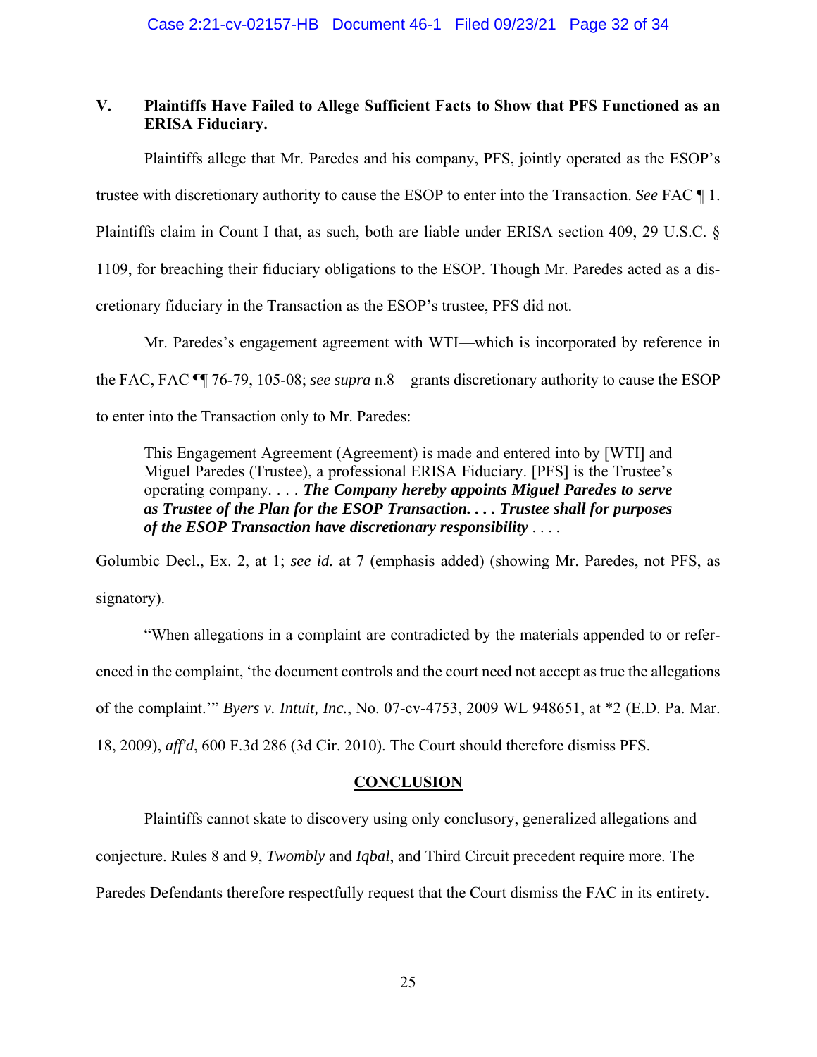## V. Plaintiffs Have Failed to Allege Sufficient Facts to Show that PFS Functioned as an ERISA Fiduciary.

Plaintiffs allege that Mr. Paredes and his company, PFS, jointly operated as the ESOP's trustee with discretionary authority to cause the ESOP to enter into the Transaction. *See* FAC ¶ 1. Plaintiffs claim in Count I that, as such, both are liable under ERISA section 409, 29 U.S.C. § 1109, for breaching their fiduciary obligations to the ESOP. Though Mr. Paredes acted as a discretionary fiduciary in the Transaction as the ESOP's trustee, PFS did not.

Mr. Paredes's engagement agreement with WTI—which is incorporated by reference in the FAC, FAC ¶¶ 76-79, 105-08; *see supra* n.8—grants discretionary authority to cause the ESOP to enter into the Transaction only to Mr. Paredes:

> This Engagement Agreement (Agreement) is made and entered into by [WTI] and Miguel Paredes (Trustee), a professional ERISA Fiduciary. [PFS] is the Trustee's operating company. . . . ***The Company hereby appoints Miguel Paredes to serve as Trustee of the Plan for the ESOP Transaction. . . . Trustee shall for purposes of the ESOP Transaction have discretionary responsibility*** . . . .

Golumbic Decl., Ex. 2, at 1; *see id.* at 7 (emphasis added) (showing Mr. Paredes, not PFS, as signatory).

"When allegations in a complaint are contradicted by the materials appended to or referenced in the complaint, 'the document controls and the court need not accept as true the allegations of the complaint.'" *Byers v. Intuit, Inc.*, No. 07-cv-4753, 2009 WL 948651, at *2 (E.D. Pa. Mar. 18, 2009), *aff'd*, 600 F.3d 286 (3d Cir. 2010). The Court should therefore dismiss PFS.

## CONCLUSION

Plaintiffs cannot skate to discovery using only conclusory, generalized allegations and conjecture. Rules 8 and 9, *Twombly* and *Iqbal*, and Third Circuit precedent require more. The Paredes Defendants therefore respectfully request that the Court dismiss the FAC in its entirety.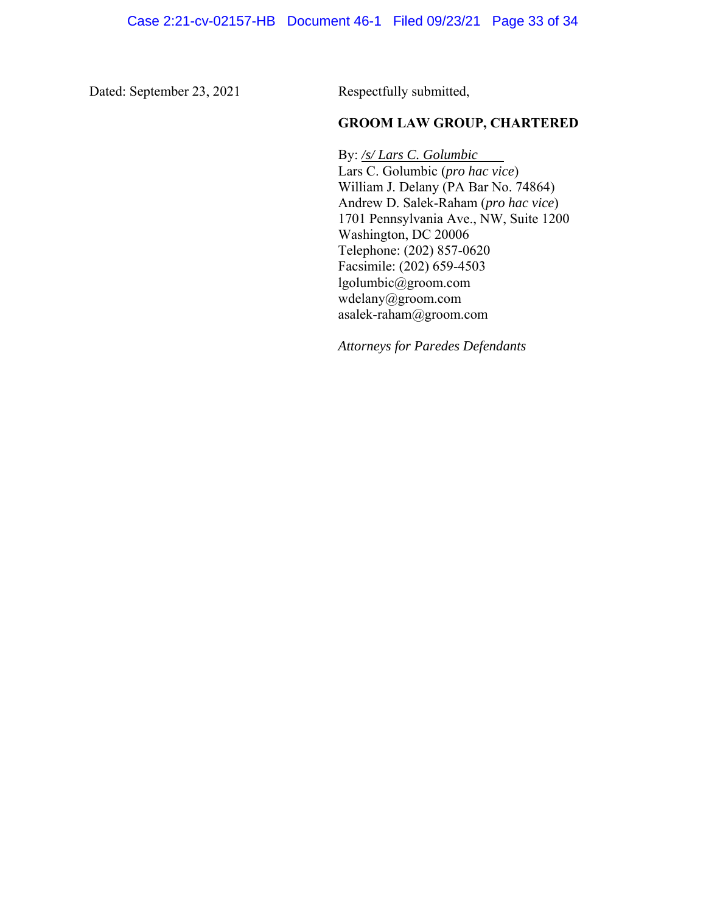Dated: September 23, 2021

Respectfully submitted,

**GROOM LAW GROUP, CHARTERED**

By: */s/ Lars C. Golumbic*
Lars C. Golumbic (*pro hac vice*)
William J. Delany (PA Bar No. 74864)
Andrew D. Salek-Raham (*pro hac vice*)
1701 Pennsylvania Ave., NW, Suite 1200
Washington, DC 20006
Telephone: (202) 857-0620
Facsimile: (202) 659-4503
lgolumbic@groom.com
wdelany@groom.com
asalek-raham@groom.com

*Attorneys for Paredes Defendants*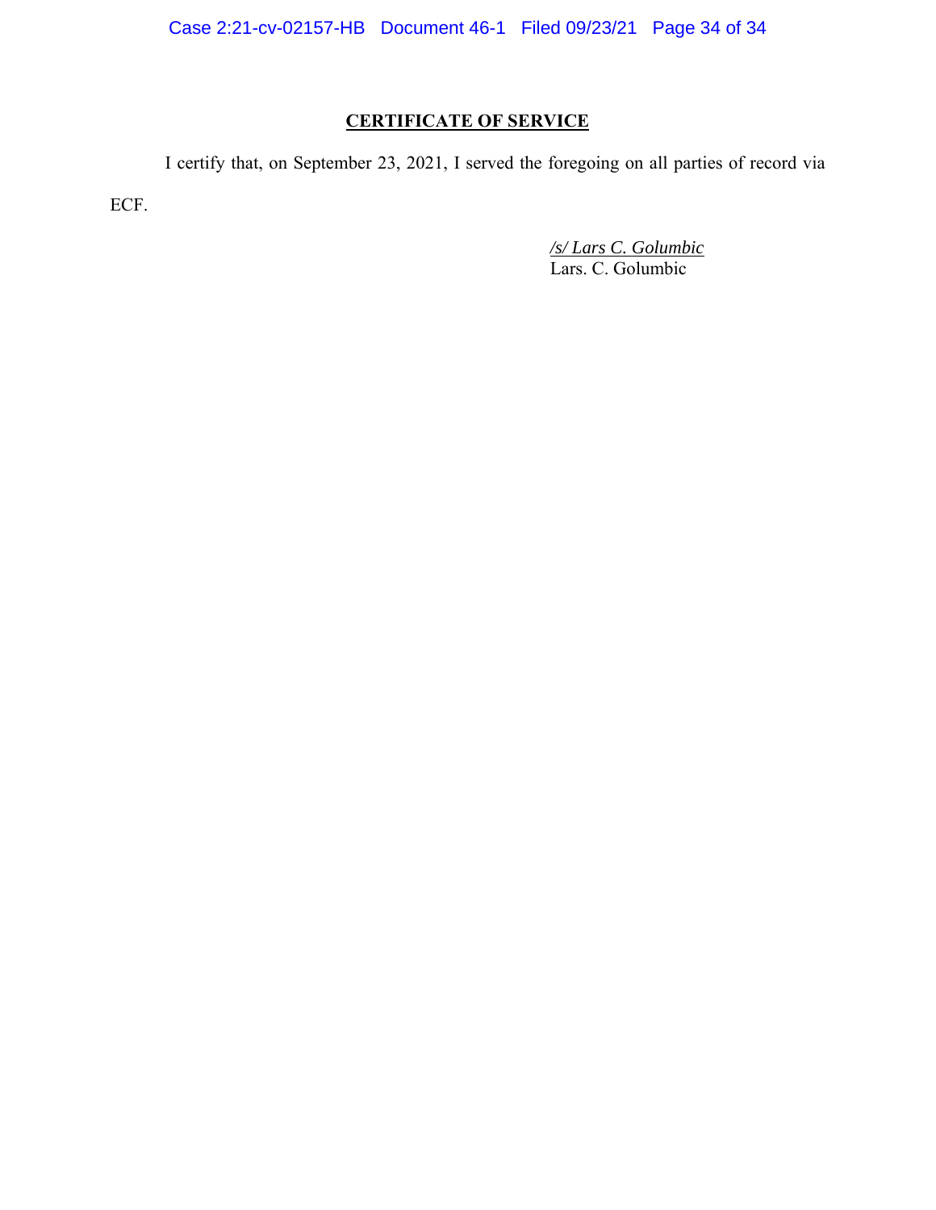## CERTIFICATE OF SERVICE

I certify that, on September 23, 2021, I served the foregoing on all parties of record via ECF.

*/s/ Lars C. Golumbic*
Lars. C. Golumbic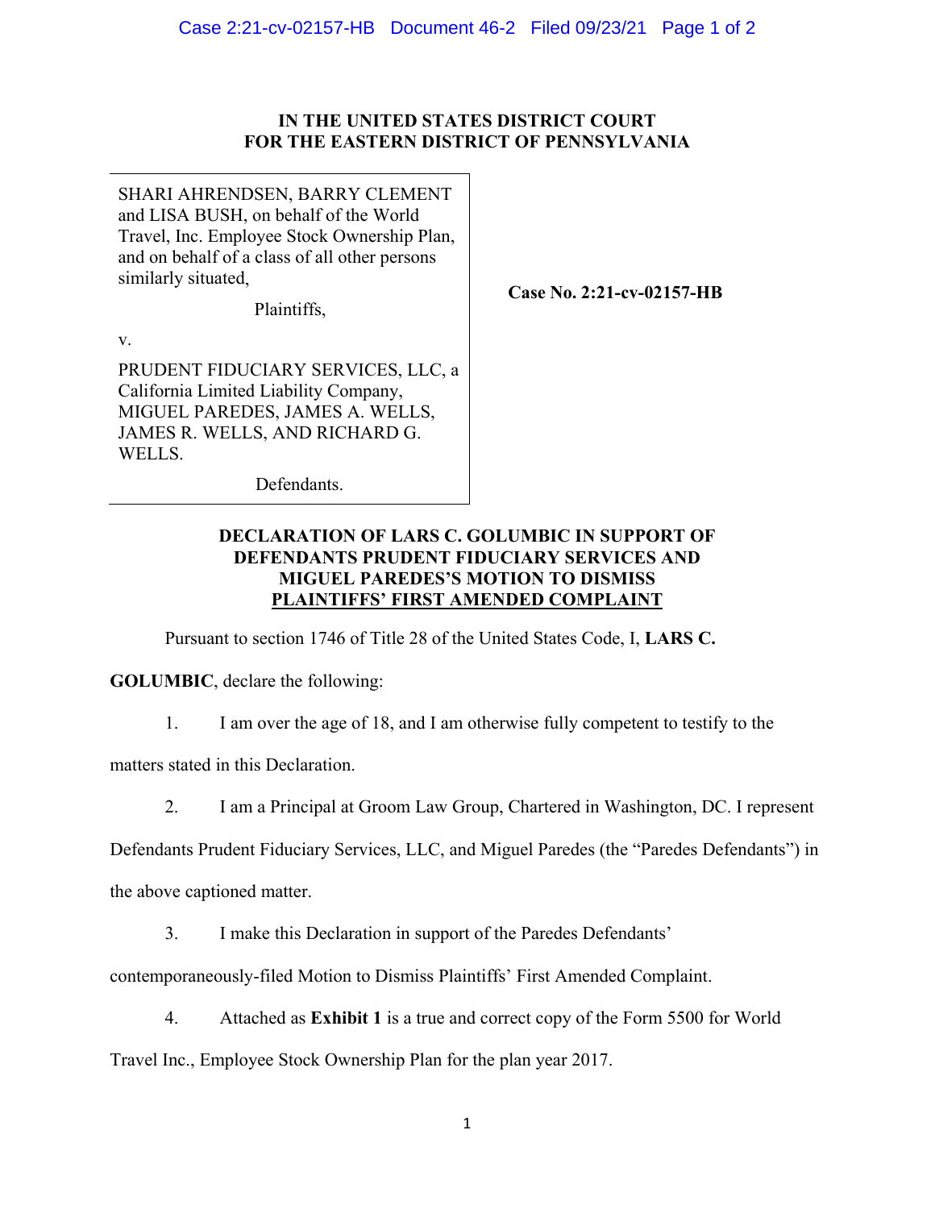**IN THE UNITED STATES DISTRICT COURT**
**FOR THE EASTERN DISTRICT OF PENNSYLVANIA**

| | |
|---|---|
| SHARI AHRENDSEN, BARRY CLEMENT and LISA BUSH, on behalf of the World Travel, Inc. Employee Stock Ownership Plan, and on behalf of a class of all other persons similarly situated,<br><br>Plaintiffs,<br><br>v.<br><br>PRUDENT FIDUCIARY SERVICES, LLC, a California Limited Liability Company, MIGUEL PAREDES, JAMES A. WELLS, JAMES R. WELLS, AND RICHARD G. WELLS.<br><br>Defendants. | **Case No. 2:21-cv-02157-HB** |

**DECLARATION OF LARS C. GOLUMBIC IN SUPPORT OF DEFENDANTS PRUDENT FIDUCIARY SERVICES AND MIGUEL PAREDES'S MOTION TO DISMISS <u>PLAINTIFFS' FIRST AMENDED COMPLAINT</u>**

Pursuant to section 1746 of Title 28 of the United States Code, I, **LARS C. GOLUMBIC**, declare the following:

1. I am over the age of 18, and I am otherwise fully competent to testify to the matters stated in this Declaration.

2. I am a Principal at Groom Law Group, Chartered in Washington, DC. I represent Defendants Prudent Fiduciary Services, LLC, and Miguel Paredes (the "Paredes Defendants") in the above captioned matter.

3. I make this Declaration in support of the Paredes Defendants' contemporaneously-filed Motion to Dismiss Plaintiffs' First Amended Complaint.

4. Attached as **Exhibit 1** is a true and correct copy of the Form 5500 for World Travel Inc., Employee Stock Ownership Plan for the plan year 2017.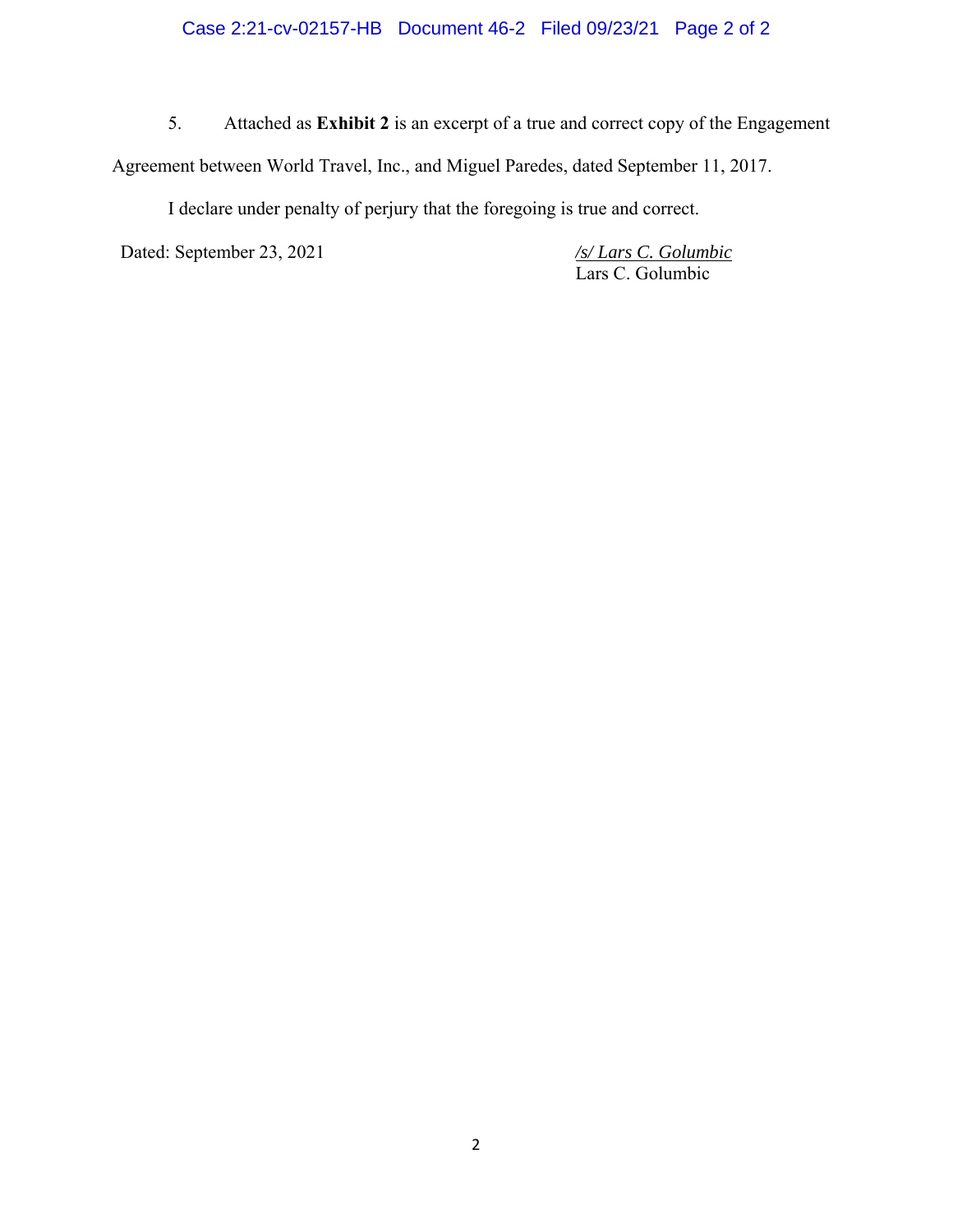5. Attached as **Exhibit 2** is an excerpt of a true and correct copy of the Engagement Agreement between World Travel, Inc., and Miguel Paredes, dated September 11, 2017.

I declare under penalty of perjury that the foregoing is true and correct.

Dated: September 23, 2021

*/s/ Lars C. Golumbic*
Lars C. Golumbic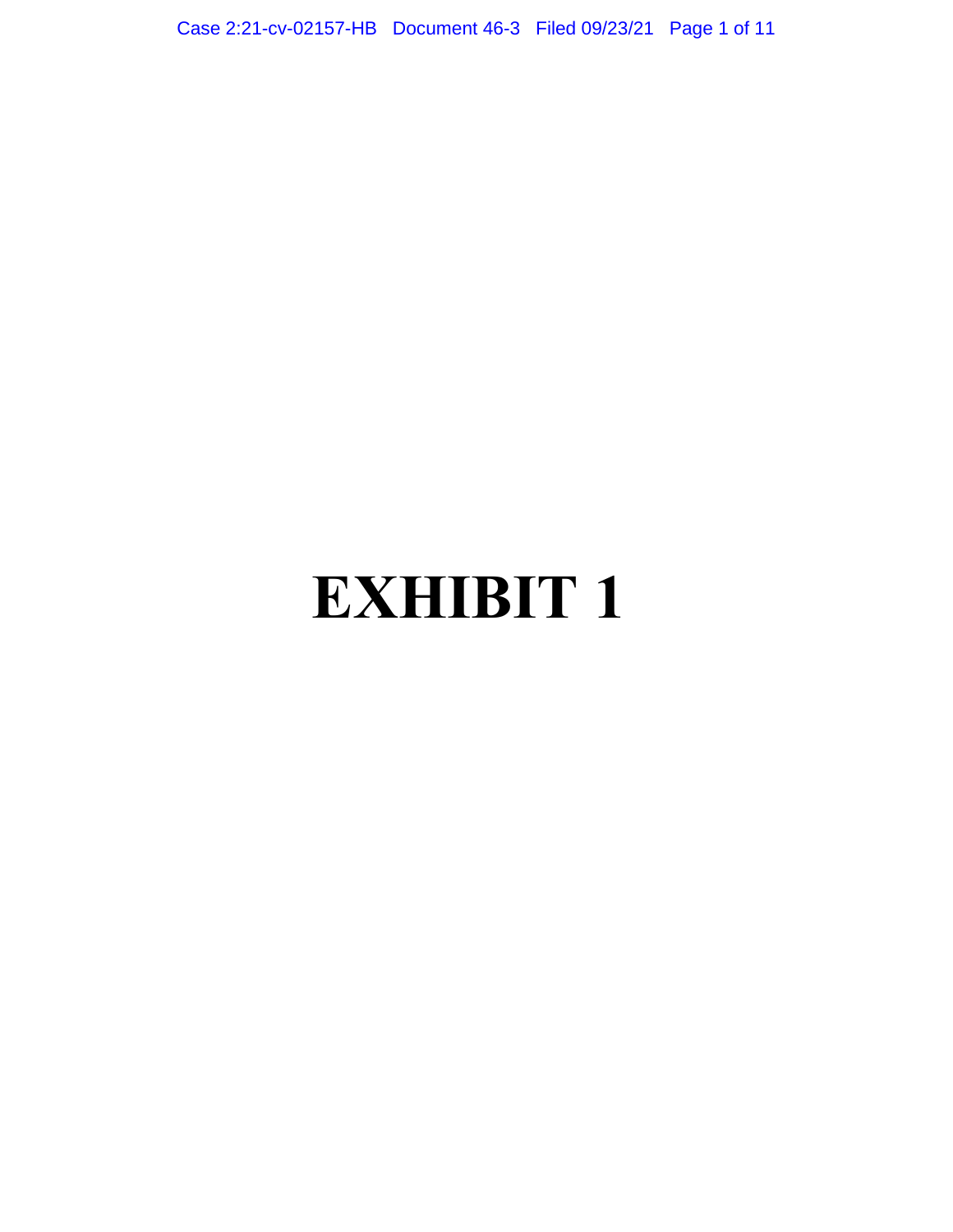# EXHIBIT 1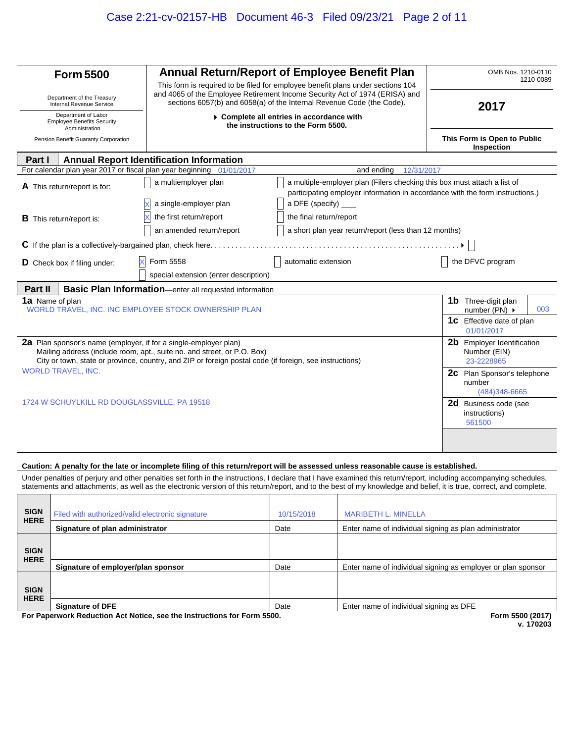| Form 5500 | Annual Return/Report of Employee Benefit Plan | OMB Nos. 1210-0110 1210-0089 |
|---|---|---|
| Department of the Treasury Internal Revenue Service | This form is required to be filed for employee benefit plans under sections 104 and 4065 of the Employee Retirement Income Security Act of 1974 (ERISA) and sections 6057(b) and 6058(a) of the Internal Revenue Code (the Code). | **2017** |
| Department of Labor Employee Benefits Security Administration | ▶ **Complete all entries in accordance with the instructions to the Form 5500.** | |
| Pension Benefit Guaranty Corporation | | **This Form is Open to Public Inspection** |

## Part I — Annual Report Identification Information

For calendar plan year 2017 or fiscal plan year beginning 01/01/2017 and ending 12/31/2017

**A** This return/report is for:
- [ ] a multiemployer plan
- [ ] a multiple-employer plan (Filers checking this box must attach a list of participating employer information in accordance with the form instructions.)
- [X] a single-employer plan
- [ ] a DFE (specify) ___

**B** This return/report is:
- [X] the first return/report
- [ ] the final return/report
- [ ] an amended return/report
- [ ] a short plan year return/report (less than 12 months)

**C** If the plan is a collectively-bargained plan, check here. . . . . . ▶ [ ]

**D** Check box if filing under:
- [X] Form 5558
- [ ] automatic extension
- [ ] the DFVC program
- [ ] special extension (enter description)

## Part II — Basic Plan Information—enter all requested information

| | |
|---|---|
| **1a** Name of plan<br>WORLD TRAVEL, INC. INC EMPLOYEE STOCK OWNERSHIP PLAN | **1b** Three-digit plan number (PN) ▶ 003 |
| | **1c** Effective date of plan 01/01/2017 |
| **2a** Plan sponsor's name (employer, if for a single-employer plan) Mailing address (include room, apt., suite no. and street, or P.O. Box) City or town, state or province, country, and ZIP or foreign postal code (if foreign, see instructions)<br>WORLD TRAVEL, INC.<br>1724 W SCHUYLKILL RD DOUGLASSVILLE, PA 19518 | **2b** Employer Identification Number (EIN) 23-2228965 |
| | **2c** Plan Sponsor's telephone number (484)348-6665 |
| | **2d** Business code (see instructions) 561500 |

**Caution: A penalty for the late or incomplete filing of this return/report will be assessed unless reasonable cause is established.**

Under penalties of perjury and other penalties set forth in the instructions, I declare that I have examined this return/report, including accompanying schedules, statements and attachments, as well as the electronic version of this return/report, and to the best of my knowledge and belief, it is true, correct, and complete.

| | | | |
|---|---|---|---|
| SIGN HERE | Filed with authorized/valid electronic signature | 10/15/2018 | MARIBETH L. MINELLA |
| | **Signature of plan administrator** | Date | Enter name of individual signing as plan administrator |
| SIGN HERE | | | |
| | **Signature of employer/plan sponsor** | Date | Enter name of individual signing as employer or plan sponsor |
| SIGN HERE | | | |
| | **Signature of DFE** | Date | Enter name of individual signing as DFE |

**For Paperwork Reduction Act Notice, see the Instructions for Form 5500.** **Form 5500 (2017)** v. 170203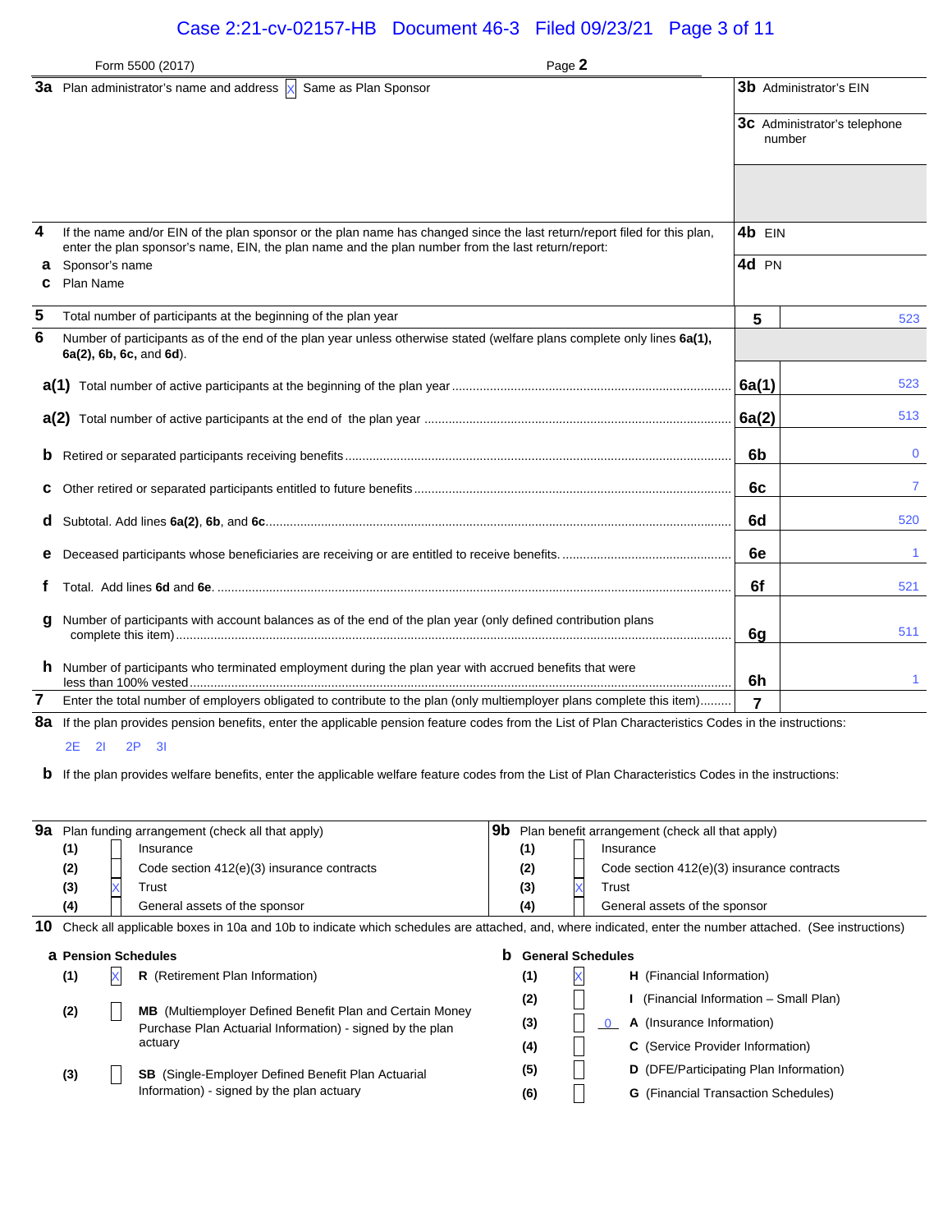Form 5500 (2017) Page **2**

| | | | |
|---|---|---|---|
| **3a** | Plan administrator's name and address [X] Same as Plan Sponsor | **3b** Administrator's EIN | |
| | | **3c** Administrator's telephone number | |
| **4** | If the name and/or EIN of the plan sponsor or the plan name has changed since the last return/report filed for this plan, enter the plan sponsor's name, EIN, the plan name and the plan number from the last return/report: | **4b** EIN | |
| **a** | Sponsor's name | **4d** PN | |
| **c** | Plan Name | | |
| **5** | Total number of participants at the beginning of the plan year | **5** | 523 |
| **6** | Number of participants as of the end of the plan year unless otherwise stated (welfare plans complete only lines **6a(1), 6a(2), 6b, 6c,** and **6d**). | | |
| **a(1)** | Total number of active participants at the beginning of the plan year | **6a(1)** | 523 |
| **a(2)** | Total number of active participants at the end of the plan year | **6a(2)** | 513 |
| **b** | Retired or separated participants receiving benefits | **6b** | 0 |
| **c** | Other retired or separated participants entitled to future benefits | **6c** | 7 |
| **d** | Subtotal. Add lines **6a(2)**, **6b**, and **6c**. | **6d** | 520 |
| **e** | Deceased participants whose beneficiaries are receiving or are entitled to receive benefits. | **6e** | 1 |
| **f** | Total. Add lines **6d** and **6e**. | **6f** | 521 |
| **g** | Number of participants with account balances as of the end of the plan year (only defined contribution plans complete this item) | **6g** | 511 |
| **h** | Number of participants who terminated employment during the plan year with accrued benefits that were less than 100% vested | **6h** | 1 |
| **7** | Enter the total number of employers obligated to contribute to the plan (only multiemployer plans complete this item) | **7** | |

**8a** If the plan provides pension benefits, enter the applicable pension feature codes from the List of Plan Characteristics Codes in the instructions:

2E 2I 2P 3I

**b** If the plan provides welfare benefits, enter the applicable welfare feature codes from the List of Plan Characteristics Codes in the instructions:

| **9a** Plan funding arrangement (check all that apply) | | **9b** Plan benefit arrangement (check all that apply) | |
|---|---|---|---|
| (1) [ ] | Insurance | (1) [ ] | Insurance |
| (2) [ ] | Code section 412(e)(3) insurance contracts | (2) [ ] | Code section 412(e)(3) insurance contracts |
| (3) [X] | Trust | (3) [X] | Trust |
| (4) [ ] | General assets of the sponsor | (4) [ ] | General assets of the sponsor |

**10** Check all applicable boxes in 10a and 10b to indicate which schedules are attached, and, where indicated, enter the number attached. (See instructions)

**a Pension Schedules**

- (1) [X] **R** (Retirement Plan Information)
- (2) [ ] **MB** (Multiemployer Defined Benefit Plan and Certain Money Purchase Plan Actuarial Information) - signed by the plan actuary
- (3) [ ] **SB** (Single-Employer Defined Benefit Plan Actuarial Information) - signed by the plan actuary

**b General Schedules**

- (1) [X] **H** (Financial Information)
- (2) [ ] **I** (Financial Information – Small Plan)
- (3) [ ] 0 **A** (Insurance Information)
- (4) [ ] **C** (Service Provider Information)
- (5) [ ] **D** (DFE/Participating Plan Information)
- (6) [ ] **G** (Financial Transaction Schedules)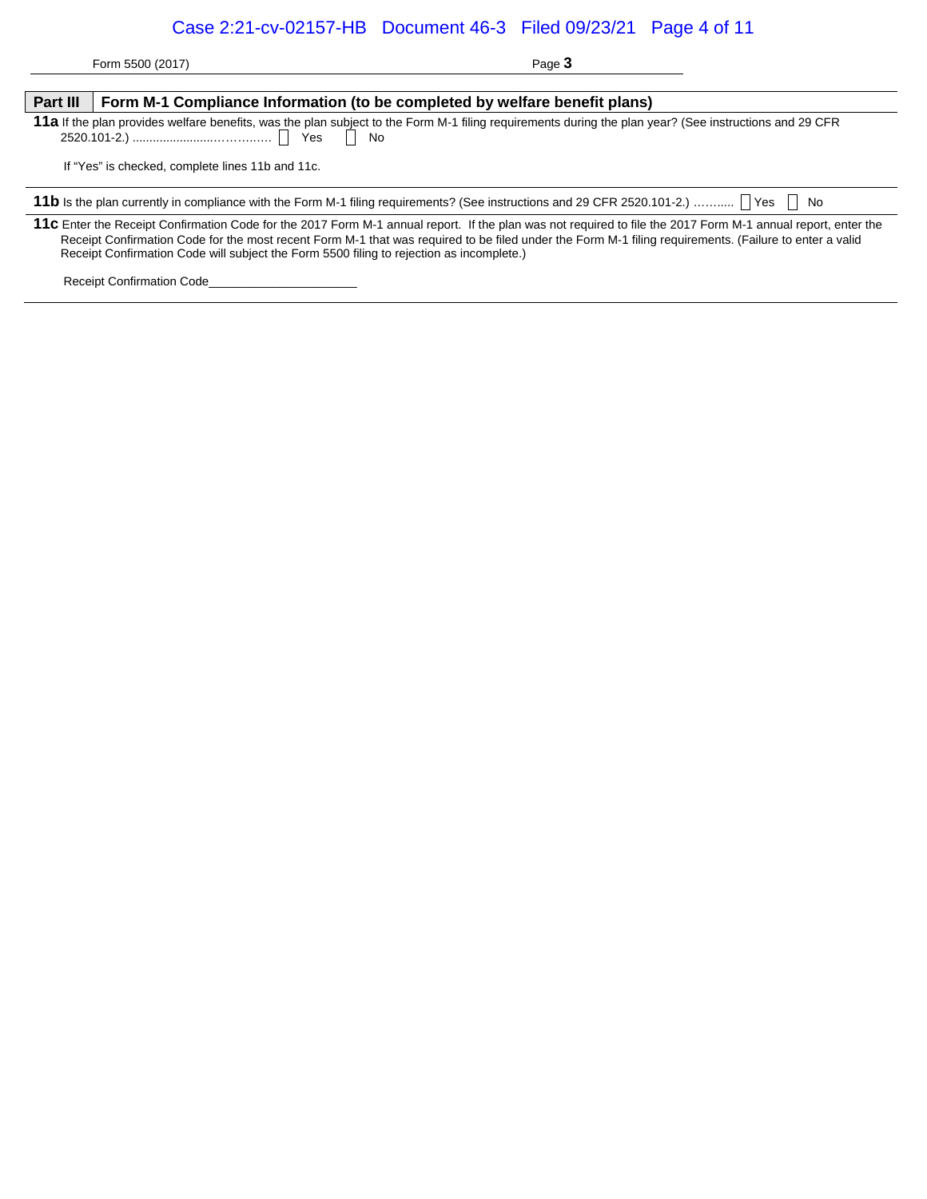## Part III Form M-1 Compliance Information (to be completed by welfare benefit plans)

**11a** If the plan provides welfare benefits, was the plan subject to the Form M-1 filing requirements during the plan year? (See instructions and 29 CFR 2520.101-2.) ........................………… ☐ Yes ☐ No

If "Yes" is checked, complete lines 11b and 11c.

**11b** Is the plan currently in compliance with the Form M-1 filing requirements? (See instructions and 29 CFR 2520.101-2.) ……..... ☐ Yes ☐ No

**11c** Enter the Receipt Confirmation Code for the 2017 Form M-1 annual report. If the plan was not required to file the 2017 Form M-1 annual report, enter the Receipt Confirmation Code for the most recent Form M-1 that was required to be filed under the Form M-1 filing requirements. (Failure to enter a valid Receipt Confirmation Code will subject the Form 5500 filing to rejection as incomplete.)

Receipt Confirmation Code______________________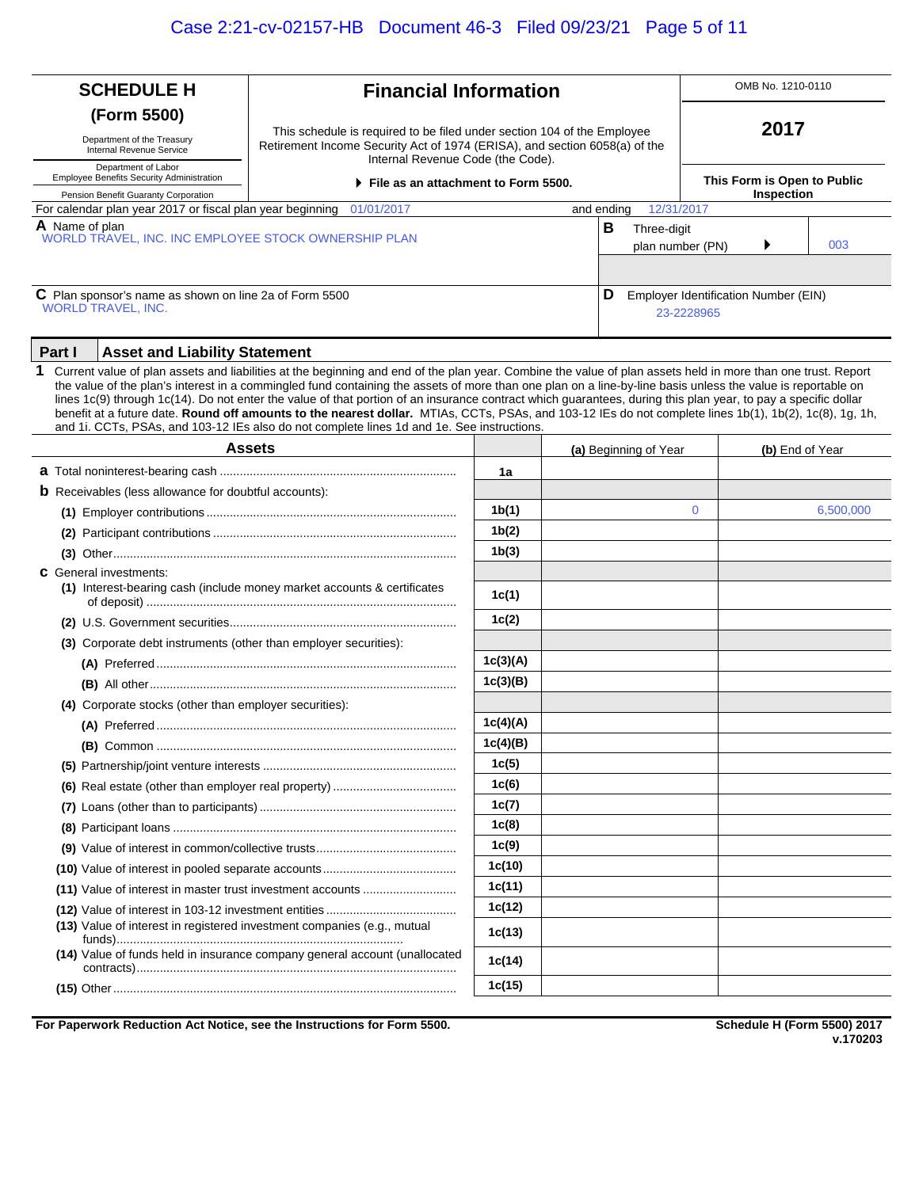# SCHEDULE H (Form 5500)

Department of the Treasury
Internal Revenue Service

Department of Labor
Employee Benefits Security Administration

Pension Benefit Guaranty Corporation

## Financial Information

This schedule is required to be filed under section 104 of the Employee Retirement Income Security Act of 1974 (ERISA), and section 6058(a) of the Internal Revenue Code (the Code).

▶ **File as an attachment to Form 5500.**

OMB No. 1210-0110

**2017**

**This Form is Open to Public Inspection**

For calendar plan year 2017 or fiscal plan year beginning 01/01/2017 and ending 12/31/2017

**A** Name of plan
WORLD TRAVEL, INC. INC EMPLOYEE STOCK OWNERSHIP PLAN

**B** Three-digit plan number (PN) ▶ 003

**C** Plan sponsor's name as shown on line 2a of Form 5500
WORLD TRAVEL, INC.

**D** Employer Identification Number (EIN)
23-2228965

## Part I Asset and Liability Statement

**1** Current value of plan assets and liabilities at the beginning and end of the plan year. Combine the value of plan assets held in more than one trust. Report the value of the plan's interest in a commingled fund containing the assets of more than one plan on a line-by-line basis unless the value is reportable on lines 1c(9) through 1c(14). Do not enter the value of that portion of an insurance contract which guarantees, during this plan year, to pay a specific dollar benefit at a future date. **Round off amounts to the nearest dollar.** MTIAs, CCTs, PSAs, and 103-12 IEs do not complete lines 1b(1), 1b(2), 1c(8), 1g, 1h, and 1i. CCTs, PSAs, and 103-12 IEs also do not complete lines 1d and 1e. See instructions.

| Assets | | (a) Beginning of Year | (b) End of Year |
|---|---|---|---|
| **a** Total noninterest-bearing cash | 1a | | |
| **b** Receivables (less allowance for doubtful accounts): | | | |
| (1) Employer contributions | 1b(1) | 0 | 6,500,000 |
| (2) Participant contributions | 1b(2) | | |
| (3) Other | 1b(3) | | |
| **c** General investments: | | | |
| (1) Interest-bearing cash (include money market accounts & certificates of deposit) | 1c(1) | | |
| (2) U.S. Government securities | 1c(2) | | |
| (3) Corporate debt instruments (other than employer securities): | | | |
| (A) Preferred | 1c(3)(A) | | |
| (B) All other | 1c(3)(B) | | |
| (4) Corporate stocks (other than employer securities): | | | |
| (A) Preferred | 1c(4)(A) | | |
| (B) Common | 1c(4)(B) | | |
| (5) Partnership/joint venture interests | 1c(5) | | |
| (6) Real estate (other than employer real property) | 1c(6) | | |
| (7) Loans (other than to participants) | 1c(7) | | |
| (8) Participant loans | 1c(8) | | |
| (9) Value of interest in common/collective trusts | 1c(9) | | |
| (10) Value of interest in pooled separate accounts | 1c(10) | | |
| (11) Value of interest in master trust investment accounts | 1c(11) | | |
| (12) Value of interest in 103-12 investment entities | 1c(12) | | |
| (13) Value of interest in registered investment companies (e.g., mutual funds) | 1c(13) | | |
| (14) Value of funds held in insurance company general account (unallocated contracts) | 1c(14) | | |
| (15) Other | 1c(15) | | |

**For Paperwork Reduction Act Notice, see the Instructions for Form 5500.**

**Schedule H (Form 5500) 2017**
**v.170203**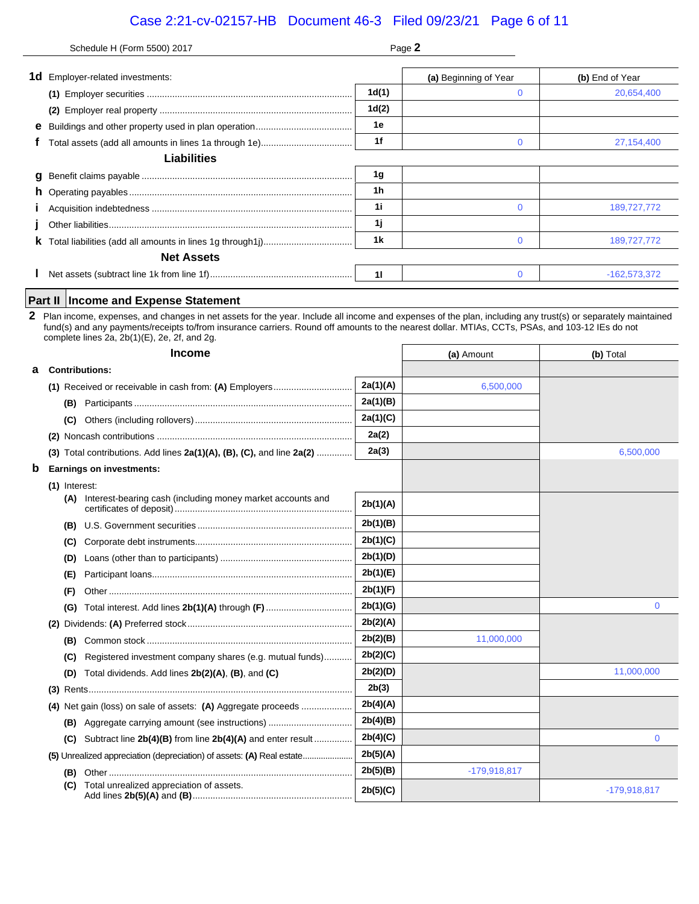Schedule H (Form 5500) 2017 Page **2**

| | | | (a) Beginning of Year | (b) End of Year |
|---|---|---|---|---|
| **1d** | Employer-related investments: | | | |
| | (1) Employer securities | 1d(1) | 0 | 20,654,400 |
| | (2) Employer real property | 1d(2) | | |
| **e** | Buildings and other property used in plan operation | 1e | | |
| **f** | Total assets (add all amounts in lines 1a through 1e) | 1f | 0 | 27,154,400 |
| | **Liabilities** | | | |
| **g** | Benefit claims payable | 1g | | |
| **h** | Operating payables | 1h | | |
| **i** | Acquisition indebtedness | 1i | 0 | 189,727,772 |
| **j** | Other liabilities | 1j | | |
| **k** | Total liabilities (add all amounts in lines 1g through1j) | 1k | 0 | 189,727,772 |
| | **Net Assets** | | | |
| **l** | Net assets (subtract line 1k from line 1f) | 1l | 0 | -162,573,372 |

## Part II Income and Expense Statement

**2** Plan income, expenses, and changes in net assets for the year. Include all income and expenses of the plan, including any trust(s) or separately maintained fund(s) and any payments/receipts to/from insurance carriers. Round off amounts to the nearest dollar. MTIAs, CCTs, PSAs, and 103-12 IEs do not complete lines 2a, 2b(1)(E), 2e, 2f, and 2g.

| | **Income** | | (a) Amount | (b) Total |
|---|---|---|---|---|
| **a** | **Contributions:** | | | |
| | (1) Received or receivable in cash from: **(A)** Employers | 2a(1)(A) | 6,500,000 | |
| | **(B)** Participants | 2a(1)(B) | | |
| | **(C)** Others (including rollovers) | 2a(1)(C) | | |
| | (2) Noncash contributions | 2a(2) | | |
| | (3) Total contributions. Add lines **2a(1)(A), (B), (C),** and line **2a(2)** | 2a(3) | | 6,500,000 |
| **b** | **Earnings on investments:** | | | |
| | (1) Interest: | | | |
| | **(A)** Interest-bearing cash (including money market accounts and certificates of deposit) | 2b(1)(A) | | |
| | **(B)** U.S. Government securities | 2b(1)(B) | | |
| | **(C)** Corporate debt instruments | 2b(1)(C) | | |
| | **(D)** Loans (other than to participants) | 2b(1)(D) | | |
| | **(E)** Participant loans | 2b(1)(E) | | |
| | **(F)** Other | 2b(1)(F) | | |
| | **(G)** Total interest. Add lines **2b(1)(A)** through **(F)** | 2b(1)(G) | | 0 |
| | (2) Dividends: **(A)** Preferred stock | 2b(2)(A) | | |
| | **(B)** Common stock | 2b(2)(B) | 11,000,000 | |
| | **(C)** Registered investment company shares (e.g. mutual funds) | 2b(2)(C) | | |
| | **(D)** Total dividends. Add lines **2b(2)(A)**, **(B)**, and **(C)** | 2b(2)(D) | | 11,000,000 |
| | (3) Rents | 2b(3) | | |
| | (4) Net gain (loss) on sale of assets: **(A)** Aggregate proceeds | 2b(4)(A) | | |
| | **(B)** Aggregate carrying amount (see instructions) | 2b(4)(B) | | |
| | **(C)** Subtract line **2b(4)(B)** from line **2b(4)(A)** and enter result | 2b(4)(C) | | 0 |
| | (5) Unrealized appreciation (depreciation) of assets: **(A)** Real estate | 2b(5)(A) | | |
| | **(B)** Other | 2b(5)(B) | -179,918,817 | |
| | **(C)** Total unrealized appreciation of assets. Add lines **2b(5)(A)** and **(B)** | 2b(5)(C) | | -179,918,817 |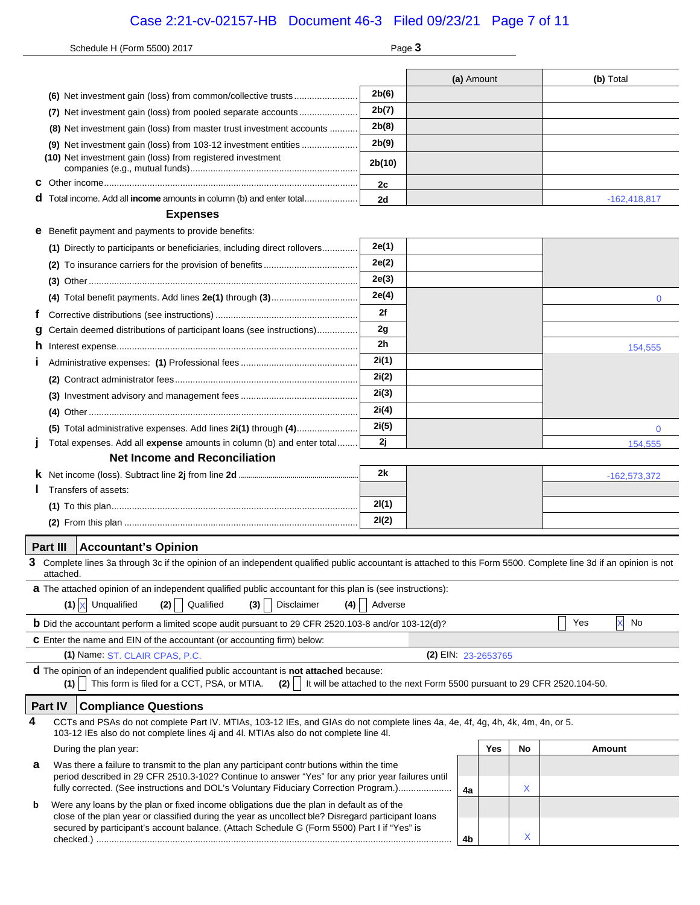Schedule H (Form 5500) 2017 Page **3**

| | | (a) Amount | (b) Total |
|---|---|---|---|
| **(6)** Net investment gain (loss) from common/collective trusts | 2b(6) | | |
| **(7)** Net investment gain (loss) from pooled separate accounts | 2b(7) | | |
| **(8)** Net investment gain (loss) from master trust investment accounts | 2b(8) | | |
| **(9)** Net investment gain (loss) from 103-12 investment entities | 2b(9) | | |
| **(10)** Net investment gain (loss) from registered investment companies (e.g., mutual funds) | 2b(10) | | |
| **c** Other income | 2c | | |
| **d** Total income. Add all **income** amounts in column (b) and enter total | 2d | | -162,418,817 |
| **Expenses** | | | |
| **e** Benefit payment and payments to provide benefits: | | | |
| **(1)** Directly to participants or beneficiaries, including direct rollovers | 2e(1) | | |
| **(2)** To insurance carriers for the provision of benefits | 2e(2) | | |
| **(3)** Other | 2e(3) | | |
| **(4)** Total benefit payments. Add lines **2e(1)** through **(3)** | 2e(4) | | 0 |
| **f** Corrective distributions (see instructions) | 2f | | |
| **g** Certain deemed distributions of participant loans (see instructions) | 2g | | |
| **h** Interest expense | 2h | | 154,555 |
| **i** Administrative expenses: **(1)** Professional fees | 2i(1) | | |
| **(2)** Contract administrator fees | 2i(2) | | |
| **(3)** Investment advisory and management fees | 2i(3) | | |
| **(4)** Other | 2i(4) | | |
| **(5)** Total administrative expenses. Add lines **2i(1)** through **(4)** | 2i(5) | | 0 |
| **j** Total expenses. Add all **expense** amounts in column (b) and enter total | 2j | | 154,555 |
| **Net Income and Reconciliation** | | | |
| **k** Net income (loss). Subtract line **2j** from line **2d** | 2k | | -162,573,372 |
| **l** Transfers of assets: | | | |
| **(1)** To this plan | 2l(1) | | |
| **(2)** From this plan | 2l(2) | | |

## Part III Accountant's Opinion

**3** Complete lines 3a through 3c if the opinion of an independent qualified public accountant is attached to this Form 5500. Complete line 3d if an opinion is not attached.

**a** The attached opinion of an independent qualified public accountant for this plan is (see instructions):

**(1)** [X] Unqualified **(2)** [ ] Qualified **(3)** [ ] Disclaimer **(4)** [ ] Adverse

**b** Did the accountant perform a limited scope audit pursuant to 29 CFR 2520.103-8 and/or 103-12(d)? [ ] Yes [X] No

**c** Enter the name and EIN of the accountant (or accounting firm) below:

**(1)** Name: ST. CLAIR CPAS, P.C. **(2)** EIN: 23-2653765

**d** The opinion of an independent qualified public accountant is **not attached** because:

**(1)** [ ] This form is filed for a CCT, PSA, or MTIA. **(2)** [ ] It will be attached to the next Form 5500 pursuant to 29 CFR 2520.104-50.

## Part IV Compliance Questions

**4** CCTs and PSAs do not complete Part IV. MTIAs, 103-12 IEs, and GIAs do not complete lines 4a, 4e, 4f, 4g, 4h, 4k, 4m, 4n, or 5. 103-12 IEs also do not complete lines 4j and 4l. MTIAs also do not complete line 4l.

| During the plan year: | | Yes | No | Amount |
|---|---|---|---|---|
| **a** Was there a failure to transmit to the plan any participant contributions within the time period described in 29 CFR 2510.3-102? Continue to answer "Yes" for any prior year failures until fully corrected. (See instructions and DOL's Voluntary Fiduciary Correction Program.) | 4a | | X | |
| **b** Were any loans by the plan or fixed income obligations due the plan in default as of the close of the plan year or classified during the year as uncollectible? Disregard participant loans secured by participant's account balance. (Attach Schedule G (Form 5500) Part I if "Yes" is checked.) | 4b | | X | |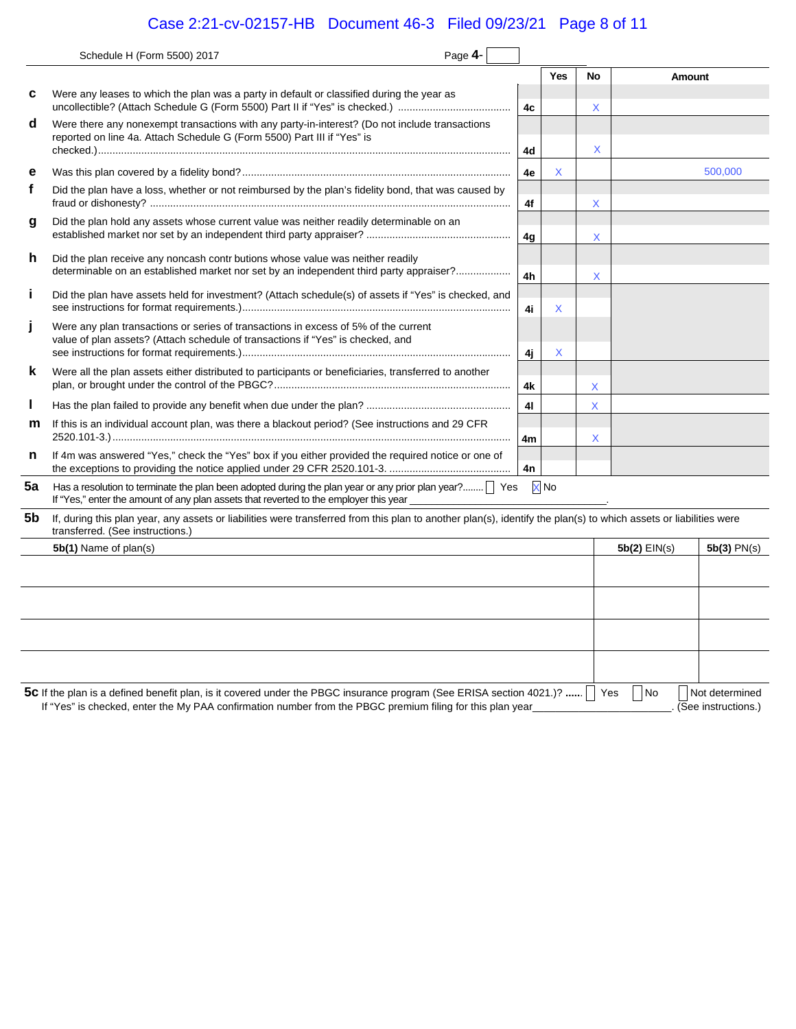Schedule H (Form 5500) 2017 Page **4-**

| | | | Yes | No | Amount |
|---|---|---|---|---|---|
| **c** | Were any leases to which the plan was a party in default or classified during the year as uncollectible? (Attach Schedule G (Form 5500) Part II if "Yes" is checked.) | 4c | | X | |
| **d** | Were there any nonexempt transactions with any party-in-interest? (Do not include transactions reported on line 4a. Attach Schedule G (Form 5500) Part III if "Yes" is checked.) | 4d | | X | |
| **e** | Was this plan covered by a fidelity bond? | 4e | X | | 500,000 |
| **f** | Did the plan have a loss, whether or not reimbursed by the plan's fidelity bond, that was caused by fraud or dishonesty? | 4f | | X | |
| **g** | Did the plan hold any assets whose current value was neither readily determinable on an established market nor set by an independent third party appraiser? | 4g | | X | |
| **h** | Did the plan receive any noncash contr butions whose value was neither readily determinable on an established market nor set by an independent third party appraiser? | 4h | | X | |
| **i** | Did the plan have assets held for investment? (Attach schedule(s) of assets if "Yes" is checked, and see instructions for format requirements.) | 4i | X | | |
| **j** | Were any plan transactions or series of transactions in excess of 5% of the current value of plan assets? (Attach schedule of transactions if "Yes" is checked, and see instructions for format requirements.) | 4j | X | | |
| **k** | Were all the plan assets either distributed to participants or beneficiaries, transferred to another plan, or brought under the control of the PBGC? | 4k | | X | |
| **l** | Has the plan failed to provide any benefit when due under the plan? | 4l | | X | |
| **m** | If this is an individual account plan, was there a blackout period? (See instructions and 29 CFR 2520.101-3.) | 4m | | X | |
| **n** | If 4m was answered "Yes," check the "Yes" box if you either provided the required notice or one of the exceptions to providing the notice applied under 29 CFR 2520.101-3. | 4n | | | |

**5a** Has a resolution to terminate the plan been adopted during the plan year or any prior plan year? ☐ Yes ☒ No
If "Yes," enter the amount of any plan assets that reverted to the employer this year \_\_\_\_\_\_\_\_\_\_\_\_\_\_\_\_.

**5b** If, during this plan year, any assets or liabilities were transferred from this plan to another plan(s), identify the plan(s) to which assets or liabilities were transferred. (See instructions.)

| **5b(1)** Name of plan(s) | **5b(2)** EIN(s) | **5b(3)** PN(s) |
|---|---|---|
| | | |
| | | |
| | | |
| | | |

**5c** If the plan is a defined benefit plan, is it covered under the PBGC insurance program (See ERISA section 4021.)? ☐ Yes ☐ No ☐ Not determined
If "Yes" is checked, enter the My PAA confirmation number from the PBGC premium filing for this plan year\_\_\_\_\_\_\_\_\_\_\_\_\_\_\_\_. (See instructions.)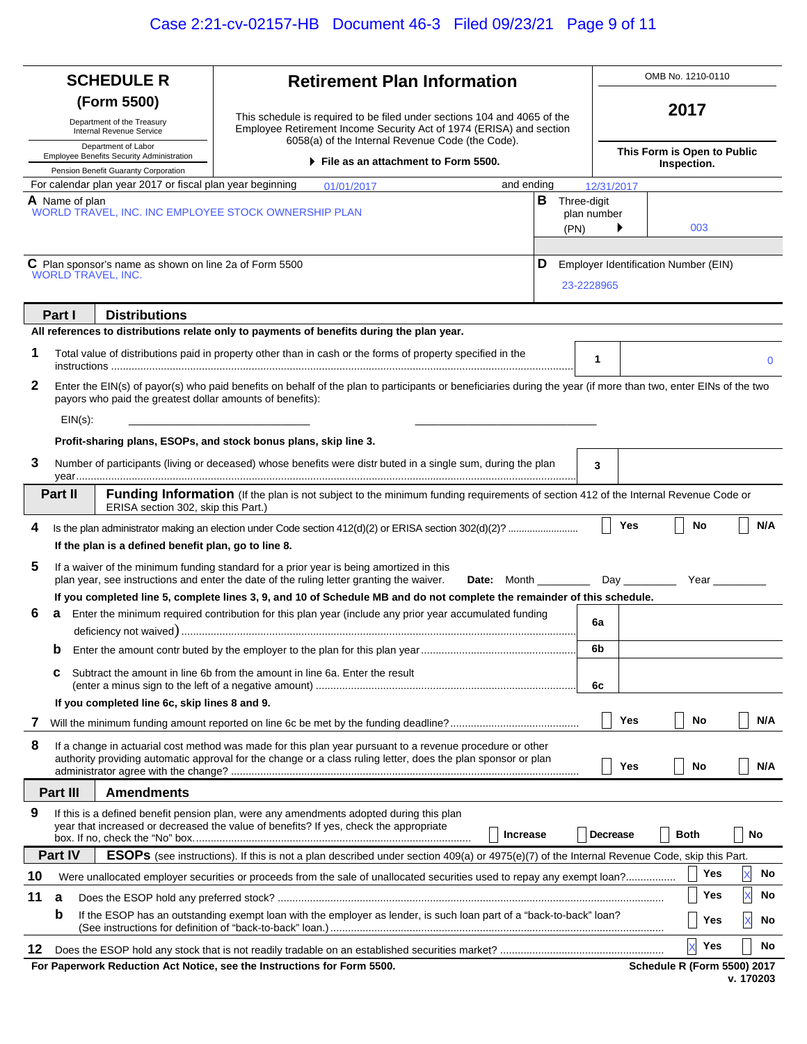# SCHEDULE R (Form 5500)

Department of the Treasury
Internal Revenue Service

Department of Labor
Employee Benefits Security Administration

Pension Benefit Guaranty Corporation

## Retirement Plan Information

This schedule is required to be filed under sections 104 and 4065 of the Employee Retirement Income Security Act of 1974 (ERISA) and section 6058(a) of the Internal Revenue Code (the Code).

▶ **File as an attachment to Form 5500.**

OMB No. 1210-0110

**2017**

**This Form is Open to Public Inspection.**

For calendar plan year 2017 or fiscal plan year beginning 01/01/2017 and ending 12/31/2017

**A** Name of plan
WORLD TRAVEL, INC. INC EMPLOYEE STOCK OWNERSHIP PLAN

**B** Three-digit plan number (PN) ▶ 003

**C** Plan sponsor's name as shown on line 2a of Form 5500
WORLD TRAVEL, INC.

**D** Employer Identification Number (EIN)
23-2228965

## Part I Distributions

**All references to distributions relate only to payments of benefits during the plan year.**

**1** Total value of distributions paid in property other than in cash or the forms of property specified in the instructions .......... **1** 0

**2** Enter the EIN(s) of payor(s) who paid benefits on behalf of the plan to participants or beneficiaries during the year (if more than two, enter EINs of the two payors who paid the greatest dollar amounts of benefits):

EIN(s): ____________________ ____________________

**Profit-sharing plans, ESOPs, and stock bonus plans, skip line 3.**

**3** Number of participants (living or deceased) whose benefits were distr buted in a single sum, during the plan year.......... **3**

## Part II Funding Information (If the plan is not subject to the minimum funding requirements of section 412 of the Internal Revenue Code or ERISA section 302, skip this Part.)

**4** Is the plan administrator making an election under Code section 412(d)(2) or ERISA section 302(d)(2)? .......... ☐ Yes ☐ No ☐ N/A

**If the plan is a defined benefit plan, go to line 8.**

**5** If a waiver of the minimum funding standard for a prior year is being amortized in this plan year, see instructions and enter the date of the ruling letter granting the waiver. **Date:** Month ________ Day ________ Year ________

**If you completed line 5, complete lines 3, 9, and 10 of Schedule MB and do not complete the remainder of this schedule.**

**6 a** Enter the minimum required contribution for this plan year (include any prior year accumulated funding deficiency not waived) .......... **6a**

**b** Enter the amount contr buted by the employer to the plan for this plan year .......... **6b**

**c** Subtract the amount in line 6b from the amount in line 6a. Enter the result (enter a minus sign to the left of a negative amount) .......... **6c**

**If you completed line 6c, skip lines 8 and 9.**

**7** Will the minimum funding amount reported on line 6c be met by the funding deadline? .......... ☐ Yes ☐ No ☐ N/A

**8** If a change in actuarial cost method was made for this plan year pursuant to a revenue procedure or other authority providing automatic approval for the change or a class ruling letter, does the plan sponsor or plan administrator agree with the change? .......... ☐ Yes ☐ No ☐ N/A

## Part III Amendments

**9** If this is a defined benefit pension plan, were any amendments adopted during this plan year that increased or decreased the value of benefits? If yes, check the appropriate box. If no, check the "No" box. .......... ☐ Increase ☐ Decrease ☐ Both ☐ No

## Part IV ESOPs (see instructions). If this is not a plan described under section 409(a) or 4975(e)(7) of the Internal Revenue Code, skip this Part.

**10** Were unallocated employer securities or proceeds from the sale of unallocated securities used to repay any exempt loan? .......... ☐ Yes ☒ No

**11 a** Does the ESOP hold any preferred stock? .......... ☐ Yes ☒ No

**b** If the ESOP has an outstanding exempt loan with the employer as lender, is such loan part of a "back-to-back" loan? (See instructions for definition of "back-to-back" loan.) .......... ☐ Yes ☒ No

**12** Does the ESOP hold any stock that is not readily tradable on an established securities market? .......... ☒ Yes ☐ No

**For Paperwork Reduction Act Notice, see the Instructions for Form 5500.** **Schedule R (Form 5500) 2017**
v. 170203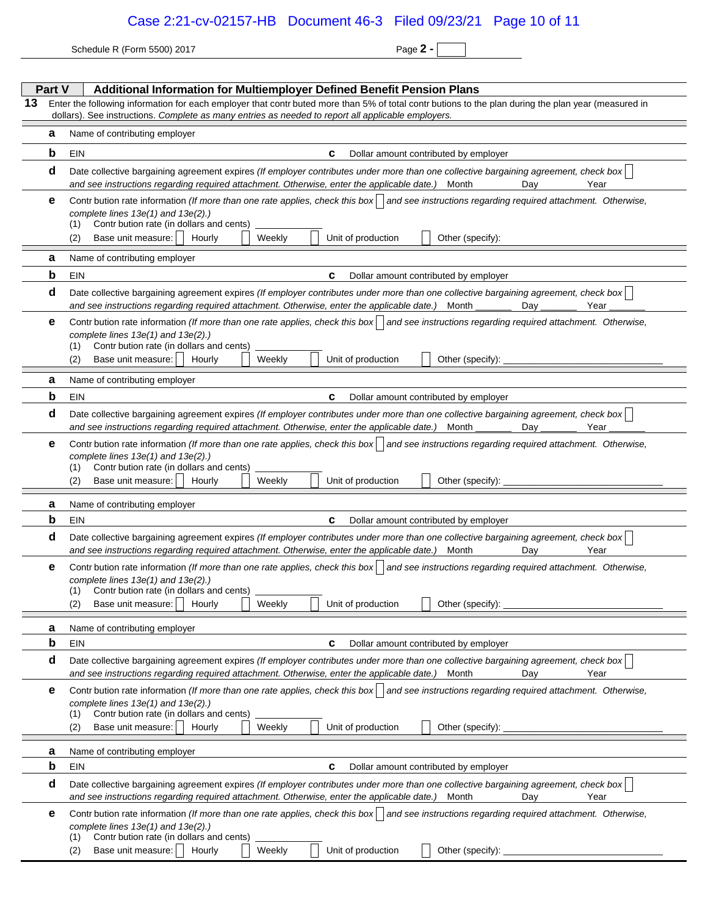Schedule R (Form 5500) 2017 Page **2 -**

## Part V Additional Information for Multiemployer Defined Benefit Pension Plans

**13** Enter the following information for each employer that contr buted more than 5% of total contr butions to the plan during the plan year (measured in dollars). See instructions. *Complete as many entries as needed to report all applicable employers.*

**a** Name of contributing employer

**b** EIN **c** Dollar amount contributed by employer

**d** Date collective bargaining agreement expires *(If employer contributes under more than one collective bargaining agreement, check box* ☐ *and see instructions regarding required attachment. Otherwise, enter the applicable date.)* Month Day Year

**e** Contr bution rate information *(If more than one rate applies, check this box* ☐ *and see instructions regarding required attachment. Otherwise, complete lines 13e(1) and 13e(2).)*
(1) Contr bution rate (in dollars and cents) ________
(2) Base unit measure: ☐ Hourly ☐ Weekly ☐ Unit of production ☐ Other (specify):

---

**a** Name of contributing employer

**b** EIN **c** Dollar amount contributed by employer

**d** Date collective bargaining agreement expires *(If employer contributes under more than one collective bargaining agreement, check box* ☐ *and see instructions regarding required attachment. Otherwise, enter the applicable date.)* Month _______ Day _______ Year _______

**e** Contr bution rate information *(If more than one rate applies, check this box* ☐ *and see instructions regarding required attachment. Otherwise, complete lines 13e(1) and 13e(2).)*
(1) Contr bution rate (in dollars and cents) ________
(2) Base unit measure: ☐ Hourly ☐ Weekly ☐ Unit of production ☐ Other (specify): ____________________

---

**a** Name of contributing employer

**b** EIN **c** Dollar amount contributed by employer

**d** Date collective bargaining agreement expires *(If employer contributes under more than one collective bargaining agreement, check box* ☐ *and see instructions regarding required attachment. Otherwise, enter the applicable date.)* Month _______ Day _______ Year _______

**e** Contr bution rate information *(If more than one rate applies, check this box* ☐ *and see instructions regarding required attachment. Otherwise, complete lines 13e(1) and 13e(2).)*
(1) Contr bution rate (in dollars and cents) ________
(2) Base unit measure: ☐ Hourly ☐ Weekly ☐ Unit of production ☐ Other (specify): ____________________

---

**a** Name of contributing employer

**b** EIN **c** Dollar amount contributed by employer

**d** Date collective bargaining agreement expires *(If employer contributes under more than one collective bargaining agreement, check box* ☐ *and see instructions regarding required attachment. Otherwise, enter the applicable date.)* Month Day Year

**e** Contr bution rate information *(If more than one rate applies, check this box* ☐ *and see instructions regarding required attachment. Otherwise, complete lines 13e(1) and 13e(2).)*
(1) Contr bution rate (in dollars and cents) ________
(2) Base unit measure: ☐ Hourly ☐ Weekly ☐ Unit of production ☐ Other (specify): ____________________

---

**a** Name of contributing employer

**b** EIN **c** Dollar amount contributed by employer

**d** Date collective bargaining agreement expires *(If employer contributes under more than one collective bargaining agreement, check box* ☐ *and see instructions regarding required attachment. Otherwise, enter the applicable date.)* Month Day Year

**e** Contr bution rate information *(If more than one rate applies, check this box* ☐ *and see instructions regarding required attachment. Otherwise, complete lines 13e(1) and 13e(2).)*
(1) Contr bution rate (in dollars and cents) ________
(2) Base unit measure: ☐ Hourly ☐ Weekly ☐ Unit of production ☐ Other (specify): ____________________

---

**a** Name of contributing employer

**b** EIN **c** Dollar amount contributed by employer

**d** Date collective bargaining agreement expires *(If employer contributes under more than one collective bargaining agreement, check box* ☐ *and see instructions regarding required attachment. Otherwise, enter the applicable date.)* Month Day Year

**e** Contr bution rate information *(If more than one rate applies, check this box* ☐ *and see instructions regarding required attachment. Otherwise, complete lines 13e(1) and 13e(2).)*
(1) Contr bution rate (in dollars and cents) ________
(2) Base unit measure: ☐ Hourly ☐ Weekly ☐ Unit of production ☐ Other (specify): ____________________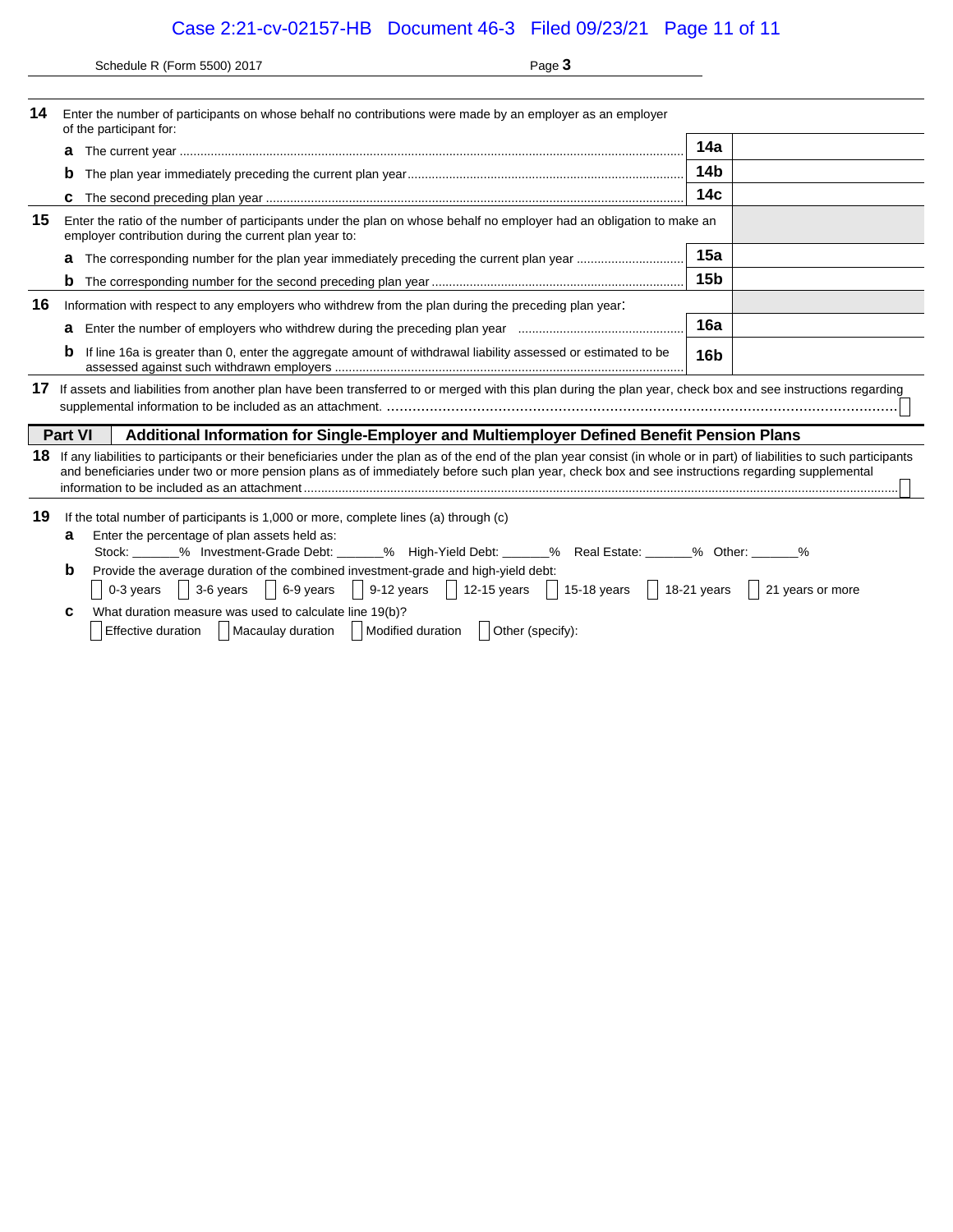Schedule R (Form 5500) 2017 Page **3**

| | | | |
|---|---|---|---|
| **14** | Enter the number of participants on whose behalf no contributions were made by an employer as an employer of the participant for: | | |
| **a** | The current year | **14a** | |
| **b** | The plan year immediately preceding the current plan year | **14b** | |
| **c** | The second preceding plan year | **14c** | |
| **15** | Enter the ratio of the number of participants under the plan on whose behalf no employer had an obligation to make an employer contribution during the current plan year to: | | |
| **a** | The corresponding number for the plan year immediately preceding the current plan year | **15a** | |
| **b** | The corresponding number for the second preceding plan year | **15b** | |
| **16** | Information with respect to any employers who withdrew from the plan during the preceding plan year: | | |
| **a** | Enter the number of employers who withdrew during the preceding plan year | **16a** | |
| **b** | If line 16a is greater than 0, enter the aggregate amount of withdrawal liability assessed or estimated to be assessed against such withdrawn employers | **16b** | |

**17** If assets and liabilities from another plan have been transferred to or merged with this plan during the plan year, check box and see instructions regarding supplemental information to be included as an attachment. ☐

## Part VI Additional Information for Single-Employer and Multiemployer Defined Benefit Pension Plans

**18** If any liabilities to participants or their beneficiaries under the plan as of the end of the plan year consist (in whole or in part) of liabilities to such participants and beneficiaries under two or more pension plans as of immediately before such plan year, check box and see instructions regarding supplemental information to be included as an attachment ☐

**19** If the total number of participants is 1,000 or more, complete lines (a) through (c)

**a** Enter the percentage of plan assets held as:

Stock: ______% Investment-Grade Debt: ______% High-Yield Debt: ______% Real Estate: ______% Other: ______%

**b** Provide the average duration of the combined investment-grade and high-yield debt:

☐ 0-3 years ☐ 3-6 years ☐ 6-9 years ☐ 9-12 years ☐ 12-15 years ☐ 15-18 years ☐ 18-21 years ☐ 21 years or more

**c** What duration measure was used to calculate line 19(b)?

☐ Effective duration ☐ Macaulay duration ☐ Modified duration ☐ Other (specify):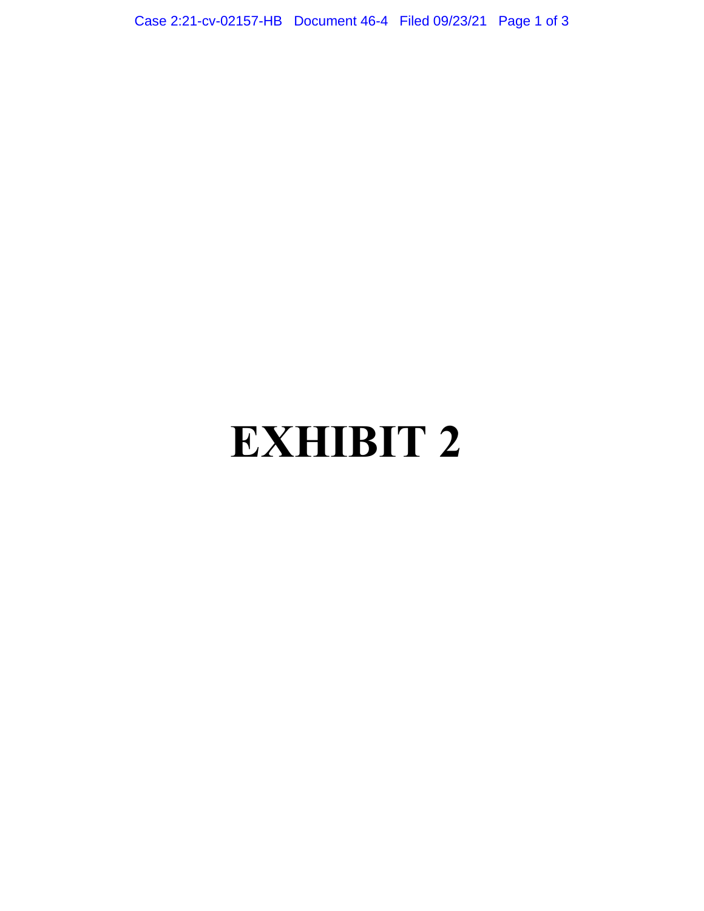# EXHIBIT 2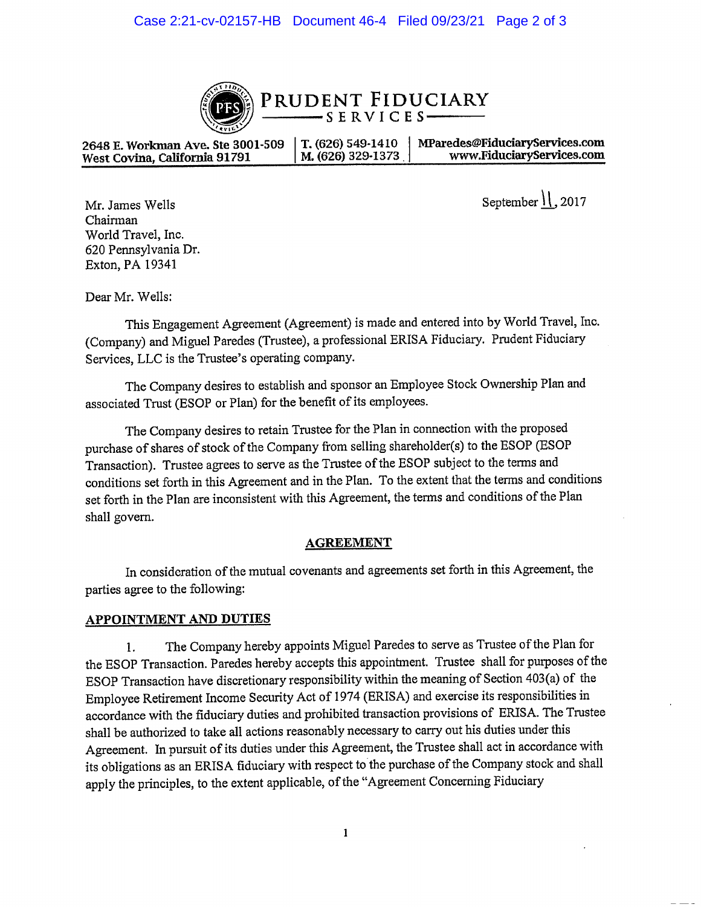**PRUDENT FIDUCIARY**
**SERVICES**

2648 E. Workman Ave. Ste 3001-509
West Covina, California 91791

T. (626) 549-1410
M. (626) 329-1373

MParedes@FiduciaryServices.com
www.FiduciaryServices.com

Mr. James Wells
Chairman
World Travel, Inc.
620 Pennsylvania Dr.
Exton, PA 19341

September 11, 2017

Dear Mr. Wells:

This Engagement Agreement (Agreement) is made and entered into by World Travel, Inc. (Company) and Miguel Paredes (Trustee), a professional ERISA Fiduciary. Prudent Fiduciary Services, LLC is the Trustee's operating company.

The Company desires to establish and sponsor an Employee Stock Ownership Plan and associated Trust (ESOP or Plan) for the benefit of its employees.

The Company desires to retain Trustee for the Plan in connection with the proposed purchase of shares of stock of the Company from selling shareholder(s) to the ESOP (ESOP Transaction). Trustee agrees to serve as the Trustee of the ESOP subject to the terms and conditions set forth in this Agreement and in the Plan. To the extent that the terms and conditions set forth in the Plan are inconsistent with this Agreement, the terms and conditions of the Plan shall govern.

## AGREEMENT

In consideration of the mutual covenants and agreements set forth in this Agreement, the parties agree to the following:

### APPOINTMENT AND DUTIES

1. The Company hereby appoints Miguel Paredes to serve as Trustee of the Plan for the ESOP Transaction. Paredes hereby accepts this appointment. Trustee shall for purposes of the ESOP Transaction have discretionary responsibility within the meaning of Section 403(a) of the Employee Retirement Income Security Act of 1974 (ERISA) and exercise its responsibilities in accordance with the fiduciary duties and prohibited transaction provisions of ERISA. The Trustee shall be authorized to take all actions reasonably necessary to carry out his duties under this Agreement. In pursuit of its duties under this Agreement, the Trustee shall act in accordance with its obligations as an ERISA fiduciary with respect to the purchase of the Company stock and shall apply the principles, to the extent applicable, of the "Agreement Concerning Fiduciary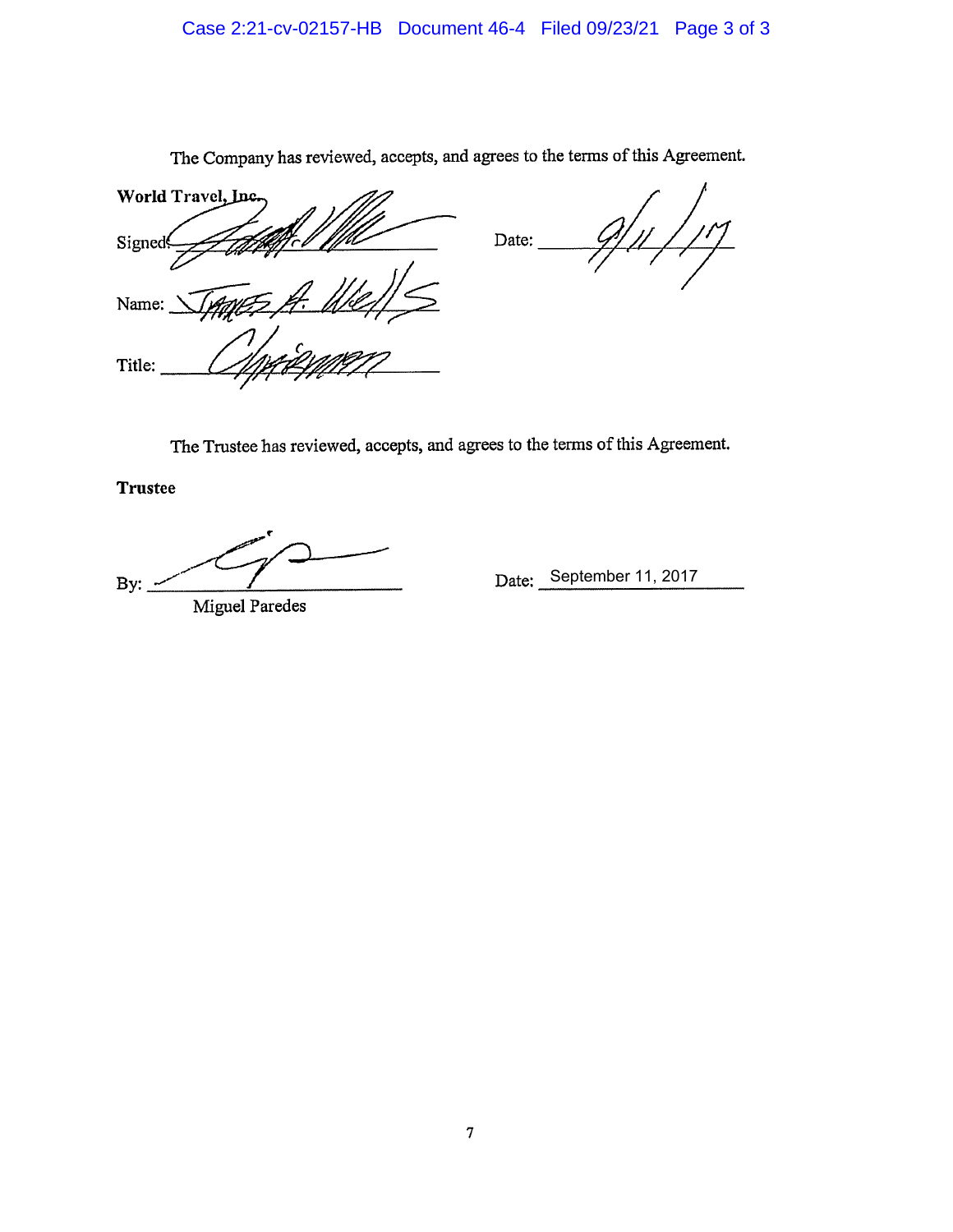The Company has reviewed, accepts, and agrees to the terms of this Agreement.

**World Travel, Inc.**

Signed: ______________________  Date: 9/11/17

Name: James A. Wells

Title: Chairman

The Trustee has reviewed, accepts, and agrees to the terms of this Agreement.

**Trustee**

By: ______________________  Date: September 11, 2017

Miguel Paredes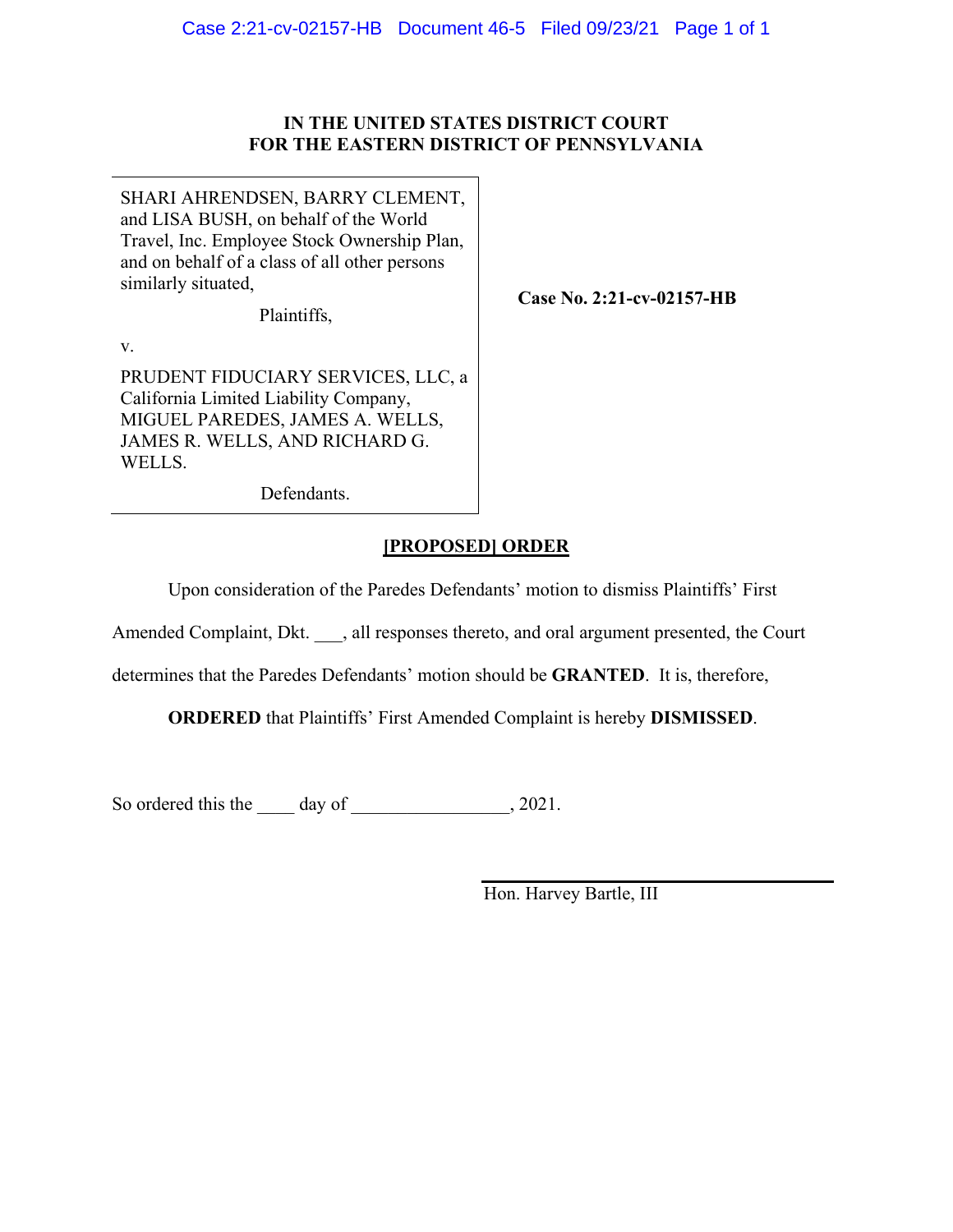**IN THE UNITED STATES DISTRICT COURT**
**FOR THE EASTERN DISTRICT OF PENNSYLVANIA**

| | |
|---|---|
| SHARI AHRENDSEN, BARRY CLEMENT, and LISA BUSH, on behalf of the World Travel, Inc. Employee Stock Ownership Plan, and on behalf of a class of all other persons similarly situated,<br><br>Plaintiffs,<br><br>v.<br><br>PRUDENT FIDUCIARY SERVICES, LLC, a California Limited Liability Company, MIGUEL PAREDES, JAMES A. WELLS, JAMES R. WELLS, AND RICHARD G. WELLS.<br><br>Defendants. | **Case No. 2:21-cv-02157-HB** |

**[PROPOSED] ORDER**

Upon consideration of the Paredes Defendants' motion to dismiss Plaintiffs' First Amended Complaint, Dkt. ___, all responses thereto, and oral argument presented, the Court determines that the Paredes Defendants' motion should be **GRANTED**. It is, therefore,

**ORDERED** that Plaintiffs' First Amended Complaint is hereby **DISMISSED**.

So ordered this the ____ day of ________________, 2021.

______________________________
Hon. Harvey Bartle, III